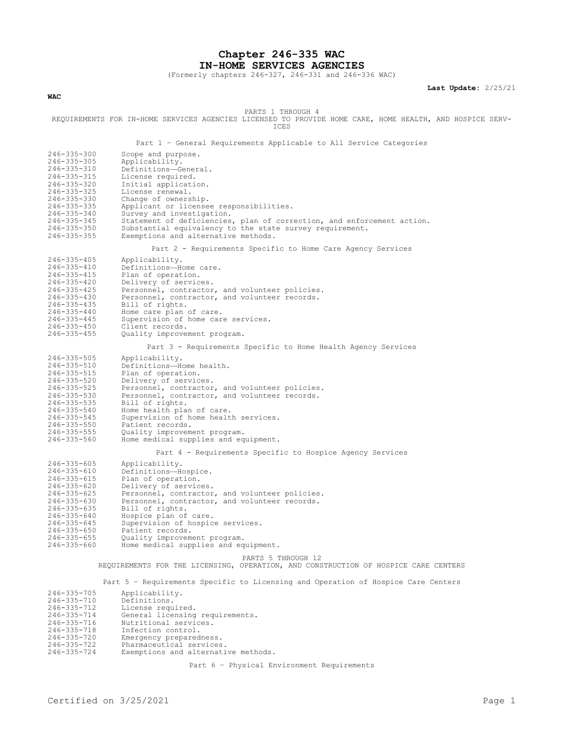# Chapter 246-335 WAC
# IN-HOME SERVICES AGENCIES

(Formerly chapters 246-327, 246-331 and 246-336 WAC)

**Last Update:** 2/25/21

**WAC**

PARTS 1 THROUGH 4
REQUIREMENTS FOR IN-HOME SERVICES AGENCIES LICENSED TO PROVIDE HOME CARE, HOME HEALTH, AND HOSPICE SERVICES

Part 1 - General Requirements Applicable to All Service Categories

| | |
|---|---|
| 246-335-300 | Scope and purpose. |
| 246-335-305 | Applicability. |
| 246-335-310 | Definitions—General. |
| 246-335-315 | License required. |
| 246-335-320 | Initial application. |
| 246-335-325 | License renewal. |
| 246-335-330 | Change of ownership. |
| 246-335-335 | Applicant or licensee responsibilities. |
| 246-335-340 | Survey and investigation. |
| 246-335-345 | Statement of deficiencies, plan of correction, and enforcement action. |
| 246-335-350 | Substantial equivalency to the state survey requirement. |
| 246-335-355 | Exemptions and alternative methods. |

Part 2 - Requirements Specific to Home Care Agency Services

| | |
|---|---|
| 246-335-405 | Applicability. |
| 246-335-410 | Definitions—Home care. |
| 246-335-415 | Plan of operation. |
| 246-335-420 | Delivery of services. |
| 246-335-425 | Personnel, contractor, and volunteer policies. |
| 246-335-430 | Personnel, contractor, and volunteer records. |
| 246-335-435 | Bill of rights. |
| 246-335-440 | Home care plan of care. |
| 246-335-445 | Supervision of home care services. |
| 246-335-450 | Client records. |
| 246-335-455 | Quality improvement program. |

Part 3 - Requirements Specific to Home Health Agency Services

| | |
|---|---|
| 246-335-505 | Applicability. |
| 246-335-510 | Definitions—Home health. |
| 246-335-515 | Plan of operation. |
| 246-335-520 | Delivery of services. |
| 246-335-525 | Personnel, contractor, and volunteer policies. |
| 246-335-530 | Personnel, contractor, and volunteer records. |
| 246-335-535 | Bill of rights. |
| 246-335-540 | Home health plan of care. |
| 246-335-545 | Supervision of home health services. |
| 246-335-550 | Patient records. |
| 246-335-555 | Quality improvement program. |
| 246-335-560 | Home medical supplies and equipment. |

Part 4 - Requirements Specific to Hospice Agency Services

| | |
|---|---|
| 246-335-605 | Applicability. |
| 246-335-610 | Definitions—Hospice. |
| 246-335-615 | Plan of operation. |
| 246-335-620 | Delivery of services. |
| 246-335-625 | Personnel, contractor, and volunteer policies. |
| 246-335-630 | Personnel, contractor, and volunteer records. |
| 246-335-635 | Bill of rights. |
| 246-335-640 | Hospice plan of care. |
| 246-335-645 | Supervision of hospice services. |
| 246-335-650 | Patient records. |
| 246-335-655 | Quality improvement program. |
| 246-335-660 | Home medical supplies and equipment. |

PARTS 5 THROUGH 12
REQUIREMENTS FOR THE LICENSING, OPERATION, AND CONSTRUCTION OF HOSPICE CARE CENTERS

Part 5 - Requirements Specific to Licensing and Operation of Hospice Care Centers

| | |
|---|---|
| 246-335-705 | Applicability. |
| 246-335-710 | Definitions. |
| 246-335-712 | License required. |
| 246-335-714 | General licensing requirements. |
| 246-335-716 | Nutritional services. |
| 246-335-718 | Infection control. |
| 246-335-720 | Emergency preparedness. |
| 246-335-722 | Pharmaceutical services. |
| 246-335-724 | Exemptions and alternative methods. |

Part 6 - Physical Environment Requirements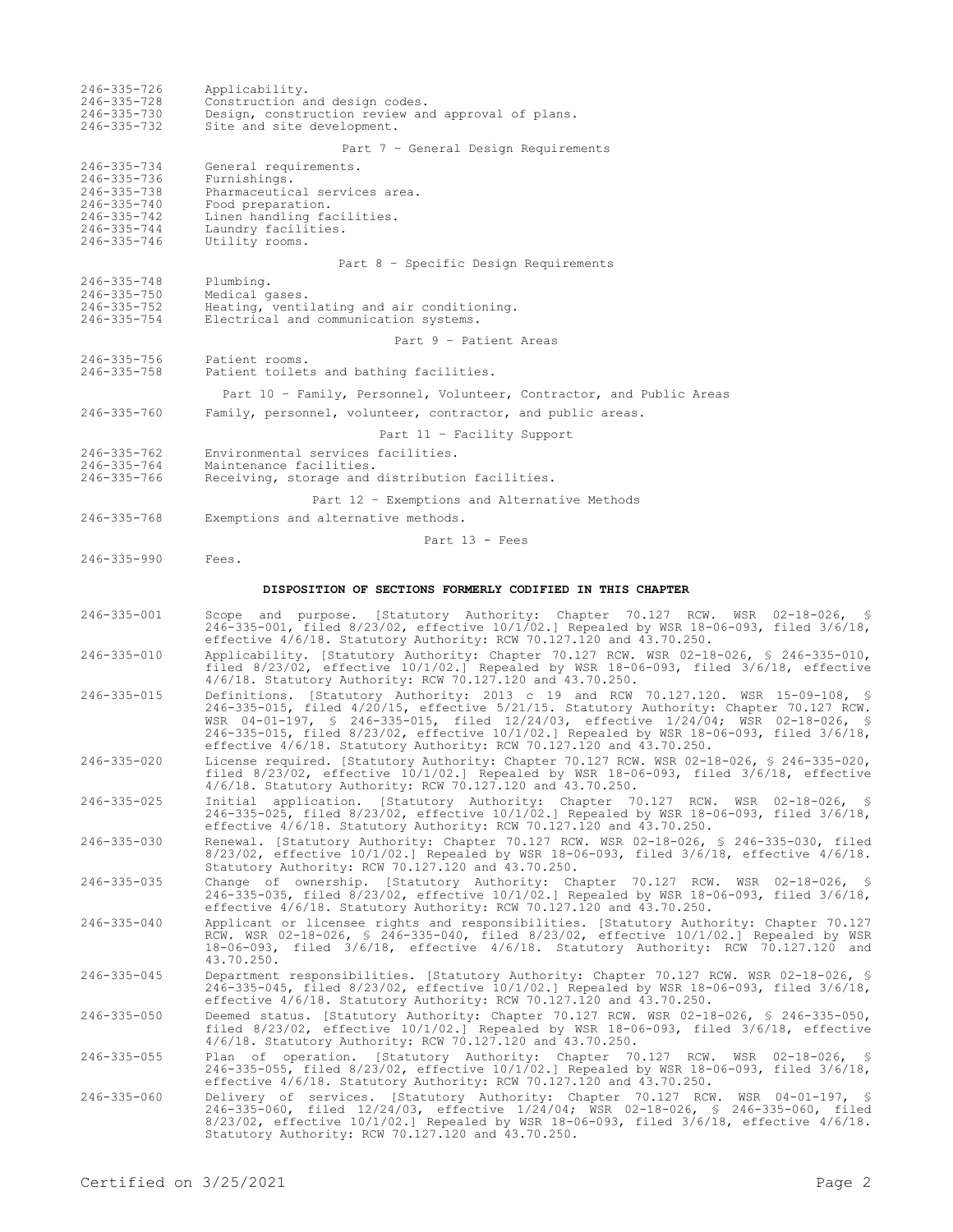246-335-726 Applicability.
246-335-728 Construction and design codes.
246-335-730 Design, construction review and approval of plans.
246-335-732 Site and site development.

Part 7 – General Design Requirements

246-335-734 General requirements.
246-335-736 Furnishings.
246-335-738 Pharmaceutical services area.
246-335-740 Food preparation.
246-335-742 Linen handling facilities.
246-335-744 Laundry facilities.
246-335-746 Utility rooms.

Part 8 – Specific Design Requirements

246-335-748 Plumbing.
246-335-750 Medical gases.
246-335-752 Heating, ventilating and air conditioning.
246-335-754 Electrical and communication systems.

Part 9 – Patient Areas

246-335-756 Patient rooms.
246-335-758 Patient toilets and bathing facilities.

Part 10 – Family, Personnel, Volunteer, Contractor, and Public Areas

246-335-760 Family, personnel, volunteer, contractor, and public areas.

Part 11 – Facility Support

246-335-762 Environmental services facilities.
246-335-764 Maintenance facilities.
246-335-766 Receiving, storage and distribution facilities.

Part 12 – Exemptions and Alternative Methods

246-335-768 Exemptions and alternative methods.

Part 13 - Fees

246-335-990 Fees.

**DISPOSITION OF SECTIONS FORMERLY CODIFIED IN THIS CHAPTER**

246-335-001 Scope and purpose. [Statutory Authority: Chapter 70.127 RCW. WSR 02-18-026, § 246-335-001, filed 8/23/02, effective 10/1/02.] Repealed by WSR 18-06-093, filed 3/6/18, effective 4/6/18. Statutory Authority: RCW 70.127.120 and 43.70.250.

246-335-010 Applicability. [Statutory Authority: Chapter 70.127 RCW. WSR 02-18-026, § 246-335-010, filed 8/23/02, effective 10/1/02.] Repealed by WSR 18-06-093, filed 3/6/18, effective 4/6/18. Statutory Authority: RCW 70.127.120 and 43.70.250.

246-335-015 Definitions. [Statutory Authority: 2013 c 19 and RCW 70.127.120. WSR 15-09-108, § 246-335-015, filed 4/20/15, effective 5/21/15. Statutory Authority: Chapter 70.127 RCW. WSR 04-01-197, § 246-335-015, filed 12/24/03, effective 1/24/04; WSR 02-18-026, § 246-335-015, filed 8/23/02, effective 10/1/02.] Repealed by WSR 18-06-093, filed 3/6/18, effective 4/6/18. Statutory Authority: RCW 70.127.120 and 43.70.250.

246-335-020 License required. [Statutory Authority: Chapter 70.127 RCW. WSR 02-18-026, § 246-335-020, filed 8/23/02, effective 10/1/02.] Repealed by WSR 18-06-093, filed 3/6/18, effective 4/6/18. Statutory Authority: RCW 70.127.120 and 43.70.250.

246-335-025 Initial application. [Statutory Authority: Chapter 70.127 RCW. WSR 02-18-026, § 246-335-025, filed 8/23/02, effective 10/1/02.] Repealed by WSR 18-06-093, filed 3/6/18, effective 4/6/18. Statutory Authority: RCW 70.127.120 and 43.70.250.

246-335-030 Renewal. [Statutory Authority: Chapter 70.127 RCW. WSR 02-18-026, § 246-335-030, filed 8/23/02, effective 10/1/02.] Repealed by WSR 18-06-093, filed 3/6/18, effective 4/6/18. Statutory Authority: RCW 70.127.120 and 43.70.250.

246-335-035 Change of ownership. [Statutory Authority: Chapter 70.127 RCW. WSR 02-18-026, § 246-335-035, filed 8/23/02, effective 10/1/02.] Repealed by WSR 18-06-093, filed 3/6/18, effective 4/6/18. Statutory Authority: RCW 70.127.120 and 43.70.250.

246-335-040 Applicant or licensee rights and responsibilities. [Statutory Authority: Chapter 70.127 RCW. WSR 02-18-026, § 246-335-040, filed 8/23/02, effective 10/1/02.] Repealed by WSR 18-06-093, filed 3/6/18, effective 4/6/18. Statutory Authority: RCW 70.127.120 and 43.70.250.

246-335-045 Department responsibilities. [Statutory Authority: Chapter 70.127 RCW. WSR 02-18-026, § 246-335-045, filed 8/23/02, effective 10/1/02.] Repealed by WSR 18-06-093, filed 3/6/18, effective 4/6/18. Statutory Authority: RCW 70.127.120 and 43.70.250.

246-335-050 Deemed status. [Statutory Authority: Chapter 70.127 RCW. WSR 02-18-026, § 246-335-050, filed 8/23/02, effective 10/1/02.] Repealed by WSR 18-06-093, filed 3/6/18, effective 4/6/18. Statutory Authority: RCW 70.127.120 and 43.70.250.

246-335-055 Plan of operation. [Statutory Authority: Chapter 70.127 RCW. WSR 02-18-026, § 246-335-055, filed 8/23/02, effective 10/1/02.] Repealed by WSR 18-06-093, filed 3/6/18, effective 4/6/18. Statutory Authority: RCW 70.127.120 and 43.70.250.

246-335-060 Delivery of services. [Statutory Authority: Chapter 70.127 RCW. WSR 04-01-197, § 246-335-060, filed 12/24/03, effective 1/24/04; WSR 02-18-026, § 246-335-060, filed 8/23/02, effective 10/1/02.] Repealed by WSR 18-06-093, filed 3/6/18, effective 4/6/18. Statutory Authority: RCW 70.127.120 and 43.70.250.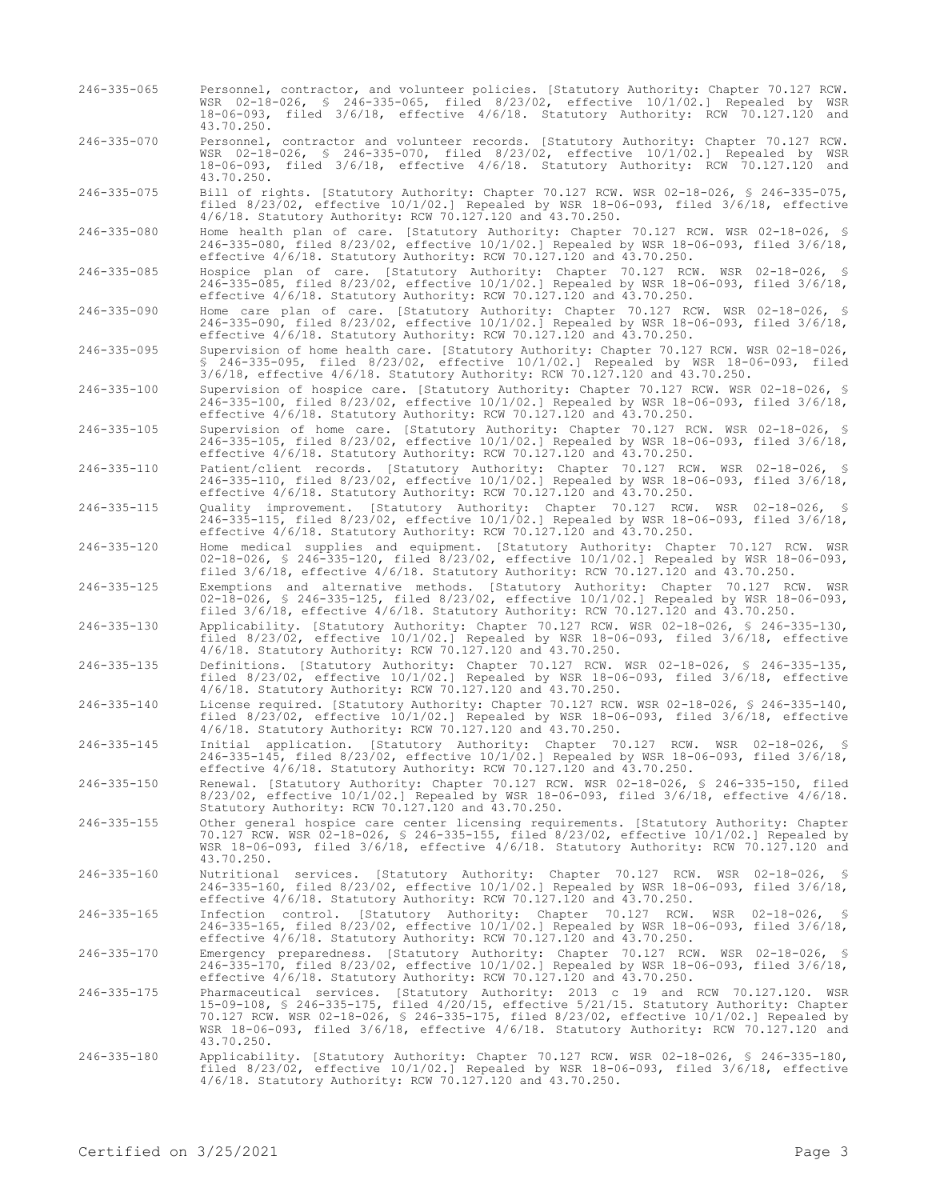246-335-065 Personnel, contractor, and volunteer policies. [Statutory Authority: Chapter 70.127 RCW. WSR 02-18-026, § 246-335-065, filed 8/23/02, effective 10/1/02.] Repealed by WSR 18-06-093, filed 3/6/18, effective 4/6/18. Statutory Authority: RCW 70.127.120 and 43.70.250.

246-335-070 Personnel, contractor and volunteer records. [Statutory Authority: Chapter 70.127 RCW. WSR 02-18-026, § 246-335-070, filed 8/23/02, effective 10/1/02.] Repealed by WSR 18-06-093, filed 3/6/18, effective 4/6/18. Statutory Authority: RCW 70.127.120 and 43.70.250.

246-335-075 Bill of rights. [Statutory Authority: Chapter 70.127 RCW. WSR 02-18-026, § 246-335-075, filed 8/23/02, effective 10/1/02.] Repealed by WSR 18-06-093, filed 3/6/18, effective 4/6/18. Statutory Authority: RCW 70.127.120 and 43.70.250.

246-335-080 Home health plan of care. [Statutory Authority: Chapter 70.127 RCW. WSR 02-18-026, § 246-335-080, filed 8/23/02, effective 10/1/02.] Repealed by WSR 18-06-093, filed 3/6/18, effective 4/6/18. Statutory Authority: RCW 70.127.120 and 43.70.250.

246-335-085 Hospice plan of care. [Statutory Authority: Chapter 70.127 RCW. WSR 02-18-026, § 246-335-085, filed 8/23/02, effective 10/1/02.] Repealed by WSR 18-06-093, filed 3/6/18, effective 4/6/18. Statutory Authority: RCW 70.127.120 and 43.70.250.

246-335-090 Home care plan of care. [Statutory Authority: Chapter 70.127 RCW. WSR 02-18-026, § 246-335-090, filed 8/23/02, effective 10/1/02.] Repealed by WSR 18-06-093, filed 3/6/18, effective 4/6/18. Statutory Authority: RCW 70.127.120 and 43.70.250.

246-335-095 Supervision of home health care. [Statutory Authority: Chapter 70.127 RCW. WSR 02-18-026, § 246-335-095, filed 8/23/02, effective 10/1/02.] Repealed by WSR 18-06-093, filed 3/6/18, effective 4/6/18. Statutory Authority: RCW 70.127.120 and 43.70.250.

246-335-100 Supervision of hospice care. [Statutory Authority: Chapter 70.127 RCW. WSR 02-18-026, § 246-335-100, filed 8/23/02, effective 10/1/02.] Repealed by WSR 18-06-093, filed 3/6/18, effective 4/6/18. Statutory Authority: RCW 70.127.120 and 43.70.250.

246-335-105 Supervision of home care. [Statutory Authority: Chapter 70.127 RCW. WSR 02-18-026, § 246-335-105, filed 8/23/02, effective 10/1/02.] Repealed by WSR 18-06-093, filed 3/6/18, effective 4/6/18. Statutory Authority: RCW 70.127.120 and 43.70.250.

246-335-110 Patient/client records. [Statutory Authority: Chapter 70.127 RCW. WSR 02-18-026, § 246-335-110, filed 8/23/02, effective 10/1/02.] Repealed by WSR 18-06-093, filed 3/6/18, effective 4/6/18. Statutory Authority: RCW 70.127.120 and 43.70.250.

246-335-115 Quality improvement. [Statutory Authority: Chapter 70.127 RCW. WSR 02-18-026, § 246-335-115, filed 8/23/02, effective 10/1/02.] Repealed by WSR 18-06-093, filed 3/6/18, effective 4/6/18. Statutory Authority: RCW 70.127.120 and 43.70.250.

246-335-120 Home medical supplies and equipment. [Statutory Authority: Chapter 70.127 RCW. WSR 02-18-026, § 246-335-120, filed 8/23/02, effective 10/1/02.] Repealed by WSR 18-06-093, filed 3/6/18, effective 4/6/18. Statutory Authority: RCW 70.127.120 and 43.70.250.

246-335-125 Exemptions and alternative methods. [Statutory Authority: Chapter 70.127 RCW. WSR 02-18-026, § 246-335-125, filed 8/23/02, effective 10/1/02.] Repealed by WSR 18-06-093, filed 3/6/18, effective 4/6/18. Statutory Authority: RCW 70.127.120 and 43.70.250.

246-335-130 Applicability. [Statutory Authority: Chapter 70.127 RCW. WSR 02-18-026, § 246-335-130, filed 8/23/02, effective 10/1/02.] Repealed by WSR 18-06-093, filed 3/6/18, effective 4/6/18. Statutory Authority: RCW 70.127.120 and 43.70.250.

246-335-135 Definitions. [Statutory Authority: Chapter 70.127 RCW. WSR 02-18-026, § 246-335-135, filed 8/23/02, effective 10/1/02.] Repealed by WSR 18-06-093, filed 3/6/18, effective 4/6/18. Statutory Authority: RCW 70.127.120 and 43.70.250.

246-335-140 License required. [Statutory Authority: Chapter 70.127 RCW. WSR 02-18-026, § 246-335-140, filed 8/23/02, effective 10/1/02.] Repealed by WSR 18-06-093, filed 3/6/18, effective 4/6/18. Statutory Authority: RCW 70.127.120 and 43.70.250.

246-335-145 Initial application. [Statutory Authority: Chapter 70.127 RCW. WSR 02-18-026, § 246-335-145, filed 8/23/02, effective 10/1/02.] Repealed by WSR 18-06-093, filed 3/6/18, effective 4/6/18. Statutory Authority: RCW 70.127.120 and 43.70.250.

246-335-150 Renewal. [Statutory Authority: Chapter 70.127 RCW. WSR 02-18-026, § 246-335-150, filed 8/23/02, effective 10/1/02.] Repealed by WSR 18-06-093, filed 3/6/18, effective 4/6/18. Statutory Authority: RCW 70.127.120 and 43.70.250.

246-335-155 Other general hospice care center licensing requirements. [Statutory Authority: Chapter 70.127 RCW. WSR 02-18-026, § 246-335-155, filed 8/23/02, effective 10/1/02.] Repealed by WSR 18-06-093, filed 3/6/18, effective 4/6/18. Statutory Authority: RCW 70.127.120 and 43.70.250.

246-335-160 Nutritional services. [Statutory Authority: Chapter 70.127 RCW. WSR 02-18-026, § 246-335-160, filed 8/23/02, effective 10/1/02.] Repealed by WSR 18-06-093, filed 3/6/18, effective 4/6/18. Statutory Authority: RCW 70.127.120 and 43.70.250.

246-335-165 Infection control. [Statutory Authority: Chapter 70.127 RCW. WSR 02-18-026, § 246-335-165, filed 8/23/02, effective 10/1/02.] Repealed by WSR 18-06-093, filed 3/6/18, effective 4/6/18. Statutory Authority: RCW 70.127.120 and 43.70.250.

246-335-170 Emergency preparedness. [Statutory Authority: Chapter 70.127 RCW. WSR 02-18-026, § 246-335-170, filed 8/23/02, effective 10/1/02.] Repealed by WSR 18-06-093, filed 3/6/18, effective 4/6/18. Statutory Authority: RCW 70.127.120 and 43.70.250.

246-335-175 Pharmaceutical services. [Statutory Authority: 2013 c 19 and RCW 70.127.120. WSR 15-09-108, § 246-335-175, filed 4/20/15, effective 5/21/15. Statutory Authority: Chapter 70.127 RCW. WSR 02-18-026, § 246-335-175, filed 8/23/02, effective 10/1/02.] Repealed by WSR 18-06-093, filed 3/6/18, effective 4/6/18. Statutory Authority: RCW 70.127.120 and 43.70.250.

246-335-180 Applicability. [Statutory Authority: Chapter 70.127 RCW. WSR 02-18-026, § 246-335-180, filed 8/23/02, effective 10/1/02.] Repealed by WSR 18-06-093, filed 3/6/18, effective 4/6/18. Statutory Authority: RCW 70.127.120 and 43.70.250.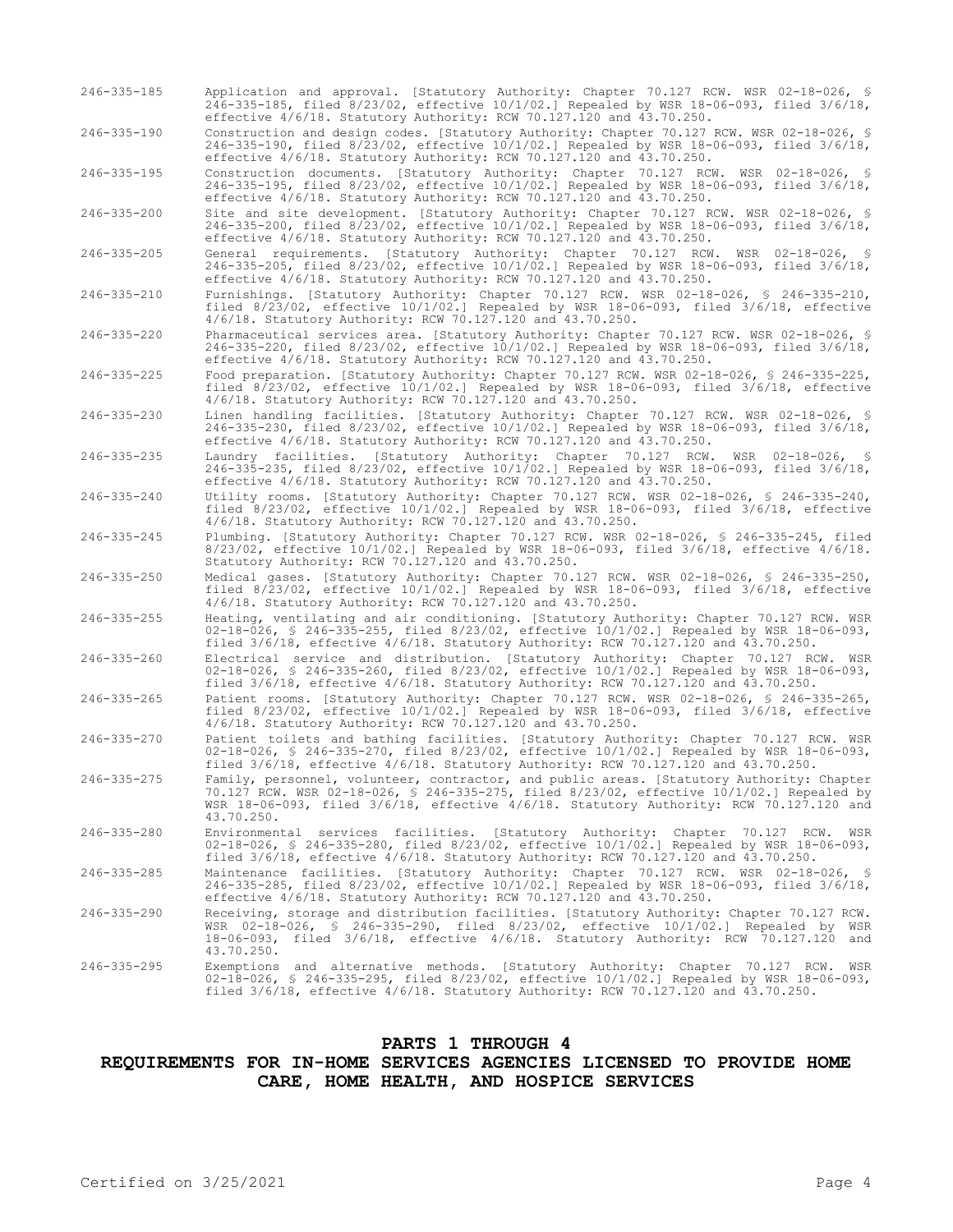246-335-185 Application and approval. [Statutory Authority: Chapter 70.127 RCW. WSR 02-18-026, § 246-335-185, filed 8/23/02, effective 10/1/02.] Repealed by WSR 18-06-093, filed 3/6/18, effective 4/6/18. Statutory Authority: RCW 70.127.120 and 43.70.250.

246-335-190 Construction and design codes. [Statutory Authority: Chapter 70.127 RCW. WSR 02-18-026, § 246-335-190, filed 8/23/02, effective 10/1/02.] Repealed by WSR 18-06-093, filed 3/6/18, effective 4/6/18. Statutory Authority: RCW 70.127.120 and 43.70.250.

246-335-195 Construction documents. [Statutory Authority: Chapter 70.127 RCW. WSR 02-18-026, § 246-335-195, filed 8/23/02, effective 10/1/02.] Repealed by WSR 18-06-093, filed 3/6/18, effective 4/6/18. Statutory Authority: RCW 70.127.120 and 43.70.250.

246-335-200 Site and site development. [Statutory Authority: Chapter 70.127 RCW. WSR 02-18-026, § 246-335-200, filed 8/23/02, effective 10/1/02.] Repealed by WSR 18-06-093, filed 3/6/18, effective 4/6/18. Statutory Authority: RCW 70.127.120 and 43.70.250.

246-335-205 General requirements. [Statutory Authority: Chapter 70.127 RCW. WSR 02-18-026, § 246-335-205, filed 8/23/02, effective 10/1/02.] Repealed by WSR 18-06-093, filed 3/6/18, effective 4/6/18. Statutory Authority: RCW 70.127.120 and 43.70.250.

246-335-210 Furnishings. [Statutory Authority: Chapter 70.127 RCW. WSR 02-18-026, § 246-335-210, filed 8/23/02, effective 10/1/02.] Repealed by WSR 18-06-093, filed 3/6/18, effective 4/6/18. Statutory Authority: RCW 70.127.120 and 43.70.250.

246-335-220 Pharmaceutical services area. [Statutory Authority: Chapter 70.127 RCW. WSR 02-18-026, § 246-335-220, filed 8/23/02, effective 10/1/02.] Repealed by WSR 18-06-093, filed 3/6/18, effective 4/6/18. Statutory Authority: RCW 70.127.120 and 43.70.250.

246-335-225 Food preparation. [Statutory Authority: Chapter 70.127 RCW. WSR 02-18-026, § 246-335-225, filed 8/23/02, effective 10/1/02.] Repealed by WSR 18-06-093, filed 3/6/18, effective 4/6/18. Statutory Authority: RCW 70.127.120 and 43.70.250.

246-335-230 Linen handling facilities. [Statutory Authority: Chapter 70.127 RCW. WSR 02-18-026, § 246-335-230, filed 8/23/02, effective 10/1/02.] Repealed by WSR 18-06-093, filed 3/6/18, effective 4/6/18. Statutory Authority: RCW 70.127.120 and 43.70.250.

246-335-235 Laundry facilities. [Statutory Authority: Chapter 70.127 RCW. WSR 02-18-026, § 246-335-235, filed 8/23/02, effective 10/1/02.] Repealed by WSR 18-06-093, filed 3/6/18, effective 4/6/18. Statutory Authority: RCW 70.127.120 and 43.70.250.

246-335-240 Utility rooms. [Statutory Authority: Chapter 70.127 RCW. WSR 02-18-026, § 246-335-240, filed 8/23/02, effective 10/1/02.] Repealed by WSR 18-06-093, filed 3/6/18, effective 4/6/18. Statutory Authority: RCW 70.127.120 and 43.70.250.

246-335-245 Plumbing. [Statutory Authority: Chapter 70.127 RCW. WSR 02-18-026, § 246-335-245, filed 8/23/02, effective 10/1/02.] Repealed by WSR 18-06-093, filed 3/6/18, effective 4/6/18. Statutory Authority: RCW 70.127.120 and 43.70.250.

246-335-250 Medical gases. [Statutory Authority: Chapter 70.127 RCW. WSR 02-18-026, § 246-335-250, filed 8/23/02, effective 10/1/02.] Repealed by WSR 18-06-093, filed 3/6/18, effective 4/6/18. Statutory Authority: RCW 70.127.120 and 43.70.250.

246-335-255 Heating, ventilating and air conditioning. [Statutory Authority: Chapter 70.127 RCW. WSR 02-18-026, § 246-335-255, filed 8/23/02, effective 10/1/02.] Repealed by WSR 18-06-093, filed 3/6/18, effective 4/6/18. Statutory Authority: RCW 70.127.120 and 43.70.250.

246-335-260 Electrical service and distribution. [Statutory Authority: Chapter 70.127 RCW. WSR 02-18-026, § 246-335-260, filed 8/23/02, effective 10/1/02.] Repealed by WSR 18-06-093, filed 3/6/18, effective 4/6/18. Statutory Authority: RCW 70.127.120 and 43.70.250.

246-335-265 Patient rooms. [Statutory Authority: Chapter 70.127 RCW. WSR 02-18-026, § 246-335-265, filed 8/23/02, effective 10/1/02.] Repealed by WSR 18-06-093, filed 3/6/18, effective 4/6/18. Statutory Authority: RCW 70.127.120 and 43.70.250.

246-335-270 Patient toilets and bathing facilities. [Statutory Authority: Chapter 70.127 RCW. WSR 02-18-026, § 246-335-270, filed 8/23/02, effective 10/1/02.] Repealed by WSR 18-06-093, filed 3/6/18, effective 4/6/18. Statutory Authority: RCW 70.127.120 and 43.70.250.

246-335-275 Family, personnel, volunteer, contractor, and public areas. [Statutory Authority: Chapter 70.127 RCW. WSR 02-18-026, § 246-335-275, filed 8/23/02, effective 10/1/02.] Repealed by WSR 18-06-093, filed 3/6/18, effective 4/6/18. Statutory Authority: RCW 70.127.120 and 43.70.250.

246-335-280 Environmental services facilities. [Statutory Authority: Chapter 70.127 RCW. WSR 02-18-026, § 246-335-280, filed 8/23/02, effective 10/1/02.] Repealed by WSR 18-06-093, filed 3/6/18, effective 4/6/18. Statutory Authority: RCW 70.127.120 and 43.70.250.

246-335-285 Maintenance facilities. [Statutory Authority: Chapter 70.127 RCW. WSR 02-18-026, § 246-335-285, filed 8/23/02, effective 10/1/02.] Repealed by WSR 18-06-093, filed 3/6/18, effective 4/6/18. Statutory Authority: RCW 70.127.120 and 43.70.250.

246-335-290 Receiving, storage and distribution facilities. [Statutory Authority: Chapter 70.127 RCW. WSR 02-18-026, § 246-335-290, filed 8/23/02, effective 10/1/02.] Repealed by WSR 18-06-093, filed 3/6/18, effective 4/6/18. Statutory Authority: RCW 70.127.120 and 43.70.250.

246-335-295 Exemptions and alternative methods. [Statutory Authority: Chapter 70.127 RCW. WSR 02-18-026, § 246-335-295, filed 8/23/02, effective 10/1/02.] Repealed by WSR 18-06-093, filed 3/6/18, effective 4/6/18. Statutory Authority: RCW 70.127.120 and 43.70.250.

## PARTS 1 THROUGH 4
## REQUIREMENTS FOR IN-HOME SERVICES AGENCIES LICENSED TO PROVIDE HOME CARE, HOME HEALTH, AND HOSPICE SERVICES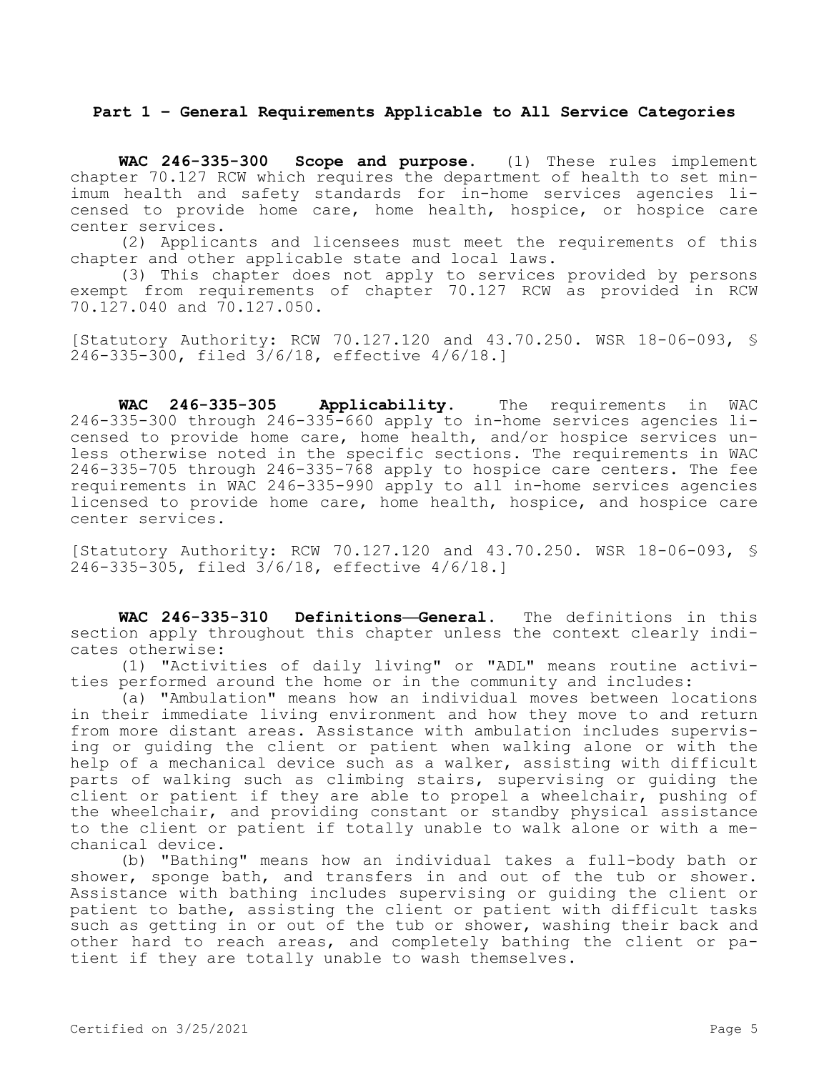## Part 1 – General Requirements Applicable to All Service Categories

**WAC 246-335-300 Scope and purpose.** (1) These rules implement chapter 70.127 RCW which requires the department of health to set minimum health and safety standards for in-home services agencies licensed to provide home care, home health, hospice, or hospice care center services.

(2) Applicants and licensees must meet the requirements of this chapter and other applicable state and local laws.

(3) This chapter does not apply to services provided by persons exempt from requirements of chapter 70.127 RCW as provided in RCW 70.127.040 and 70.127.050.

[Statutory Authority: RCW 70.127.120 and 43.70.250. WSR 18-06-093, § 246-335-300, filed 3/6/18, effective 4/6/18.]

**WAC 246-335-305 Applicability.** The requirements in WAC 246-335-300 through 246-335-660 apply to in-home services agencies licensed to provide home care, home health, and/or hospice services unless otherwise noted in the specific sections. The requirements in WAC 246-335-705 through 246-335-768 apply to hospice care centers. The fee requirements in WAC 246-335-990 apply to all in-home services agencies licensed to provide home care, home health, hospice, and hospice care center services.

[Statutory Authority: RCW 70.127.120 and 43.70.250. WSR 18-06-093, § 246-335-305, filed 3/6/18, effective 4/6/18.]

**WAC 246-335-310 Definitions—General.** The definitions in this section apply throughout this chapter unless the context clearly indicates otherwise:

(1) "Activities of daily living" or "ADL" means routine activities performed around the home or in the community and includes:

(a) "Ambulation" means how an individual moves between locations in their immediate living environment and how they move to and return from more distant areas. Assistance with ambulation includes supervising or guiding the client or patient when walking alone or with the help of a mechanical device such as a walker, assisting with difficult parts of walking such as climbing stairs, supervising or guiding the client or patient if they are able to propel a wheelchair, pushing of the wheelchair, and providing constant or standby physical assistance to the client or patient if totally unable to walk alone or with a mechanical device.

(b) "Bathing" means how an individual takes a full-body bath or shower, sponge bath, and transfers in and out of the tub or shower. Assistance with bathing includes supervising or guiding the client or patient to bathe, assisting the client or patient with difficult tasks such as getting in or out of the tub or shower, washing their back and other hard to reach areas, and completely bathing the client or patient if they are totally unable to wash themselves.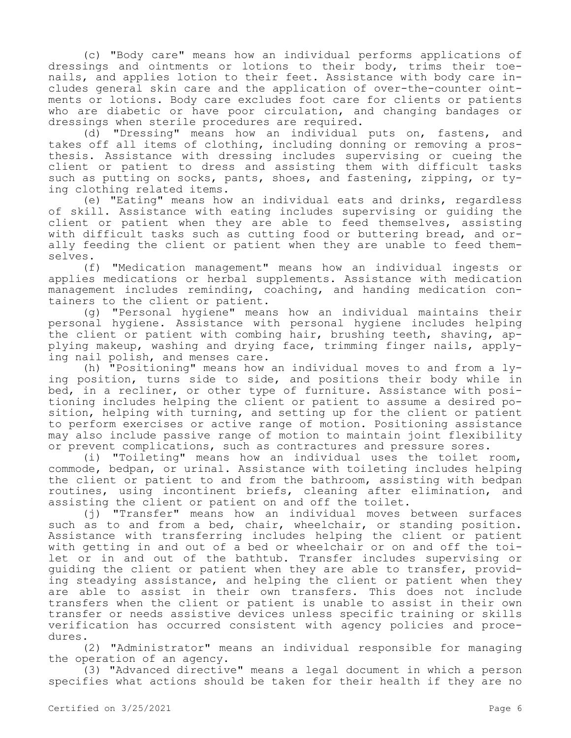(c) "Body care" means how an individual performs applications of dressings and ointments or lotions to their body, trims their toenails, and applies lotion to their feet. Assistance with body care includes general skin care and the application of over-the-counter ointments or lotions. Body care excludes foot care for clients or patients who are diabetic or have poor circulation, and changing bandages or dressings when sterile procedures are required.

(d) "Dressing" means how an individual puts on, fastens, and takes off all items of clothing, including donning or removing a prosthesis. Assistance with dressing includes supervising or cueing the client or patient to dress and assisting them with difficult tasks such as putting on socks, pants, shoes, and fastening, zipping, or tying clothing related items.

(e) "Eating" means how an individual eats and drinks, regardless of skill. Assistance with eating includes supervising or guiding the client or patient when they are able to feed themselves, assisting with difficult tasks such as cutting food or buttering bread, and orally feeding the client or patient when they are unable to feed themselves.

(f) "Medication management" means how an individual ingests or applies medications or herbal supplements. Assistance with medication management includes reminding, coaching, and handing medication containers to the client or patient.

(g) "Personal hygiene" means how an individual maintains their personal hygiene. Assistance with personal hygiene includes helping the client or patient with combing hair, brushing teeth, shaving, applying makeup, washing and drying face, trimming finger nails, applying nail polish, and menses care.

(h) "Positioning" means how an individual moves to and from a lying position, turns side to side, and positions their body while in bed, in a recliner, or other type of furniture. Assistance with positioning includes helping the client or patient to assume a desired position, helping with turning, and setting up for the client or patient to perform exercises or active range of motion. Positioning assistance may also include passive range of motion to maintain joint flexibility or prevent complications, such as contractures and pressure sores.

(i) "Toileting" means how an individual uses the toilet room, commode, bedpan, or urinal. Assistance with toileting includes helping the client or patient to and from the bathroom, assisting with bedpan routines, using incontinent briefs, cleaning after elimination, and assisting the client or patient on and off the toilet.

(j) "Transfer" means how an individual moves between surfaces such as to and from a bed, chair, wheelchair, or standing position. Assistance with transferring includes helping the client or patient with getting in and out of a bed or wheelchair or on and off the toilet or in and out of the bathtub. Transfer includes supervising or guiding the client or patient when they are able to transfer, providing steadying assistance, and helping the client or patient when they are able to assist in their own transfers. This does not include transfers when the client or patient is unable to assist in their own transfer or needs assistive devices unless specific training or skills verification has occurred consistent with agency policies and procedures.

(2) "Administrator" means an individual responsible for managing the operation of an agency.

(3) "Advanced directive" means a legal document in which a person specifies what actions should be taken for their health if they are no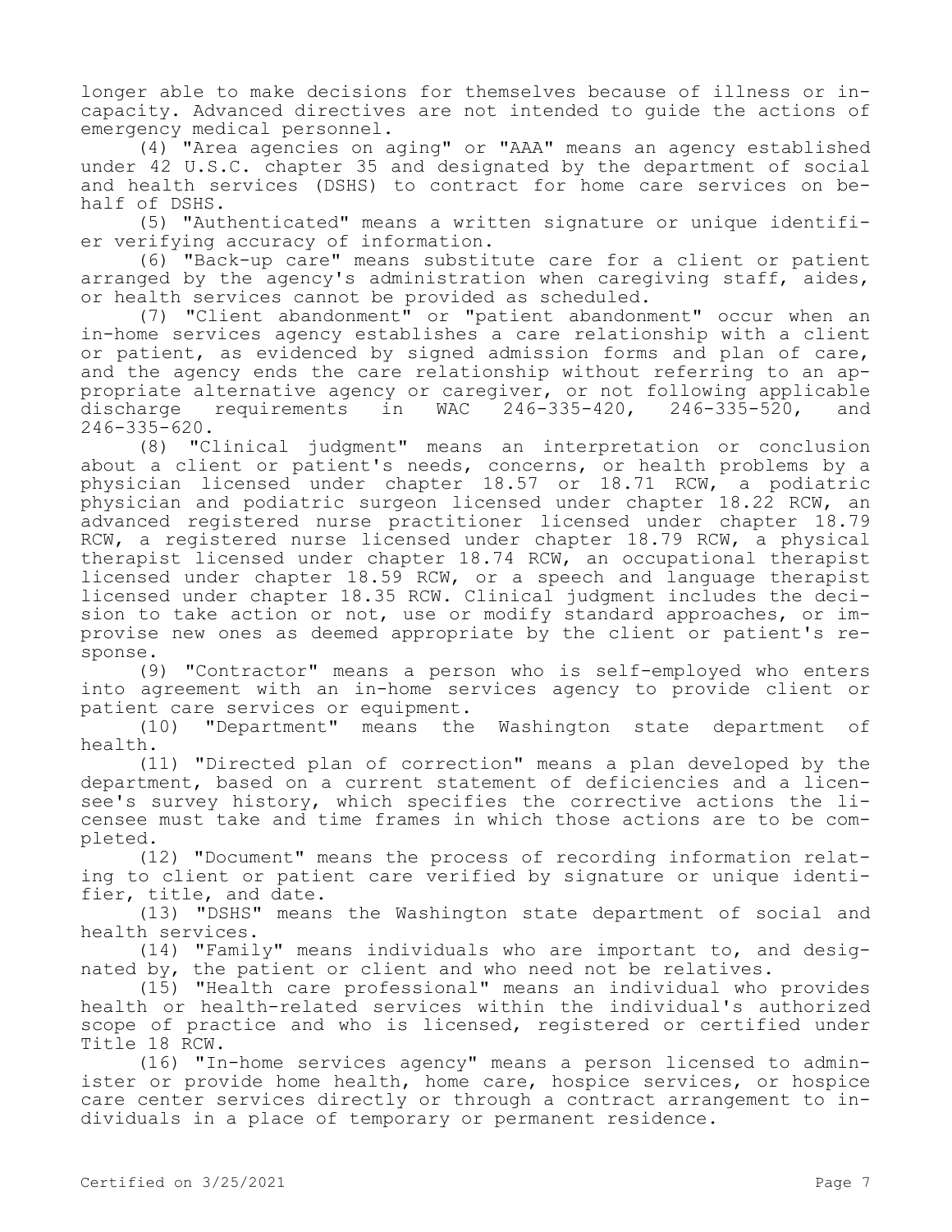longer able to make decisions for themselves because of illness or incapacity. Advanced directives are not intended to guide the actions of emergency medical personnel.

(4) "Area agencies on aging" or "AAA" means an agency established under 42 U.S.C. chapter 35 and designated by the department of social and health services (DSHS) to contract for home care services on behalf of DSHS.

(5) "Authenticated" means a written signature or unique identifier verifying accuracy of information.

(6) "Back-up care" means substitute care for a client or patient arranged by the agency's administration when caregiving staff, aides, or health services cannot be provided as scheduled.

(7) "Client abandonment" or "patient abandonment" occur when an in-home services agency establishes a care relationship with a client or patient, as evidenced by signed admission forms and plan of care, and the agency ends the care relationship without referring to an appropriate alternative agency or caregiver, or not following applicable discharge requirements in WAC 246-335-420, 246-335-520, and 246-335-620.

(8) "Clinical judgment" means an interpretation or conclusion about a client or patient's needs, concerns, or health problems by a physician licensed under chapter 18.57 or 18.71 RCW, a podiatric physician and podiatric surgeon licensed under chapter 18.22 RCW, an advanced registered nurse practitioner licensed under chapter 18.79 RCW, a registered nurse licensed under chapter 18.79 RCW, a physical therapist licensed under chapter 18.74 RCW, an occupational therapist licensed under chapter 18.59 RCW, or a speech and language therapist licensed under chapter 18.35 RCW. Clinical judgment includes the decision to take action or not, use or modify standard approaches, or improvise new ones as deemed appropriate by the client or patient's response.

(9) "Contractor" means a person who is self-employed who enters into agreement with an in-home services agency to provide client or patient care services or equipment.

(10) "Department" means the Washington state department of health.

(11) "Directed plan of correction" means a plan developed by the department, based on a current statement of deficiencies and a licensee's survey history, which specifies the corrective actions the licensee must take and time frames in which those actions are to be completed.

(12) "Document" means the process of recording information relating to client or patient care verified by signature or unique identifier, title, and date.

(13) "DSHS" means the Washington state department of social and health services.

(14) "Family" means individuals who are important to, and designated by, the patient or client and who need not be relatives.

(15) "Health care professional" means an individual who provides health or health-related services within the individual's authorized scope of practice and who is licensed, registered or certified under Title 18 RCW.

(16) "In-home services agency" means a person licensed to administer or provide home health, home care, hospice services, or hospice care center services directly or through a contract arrangement to individuals in a place of temporary or permanent residence.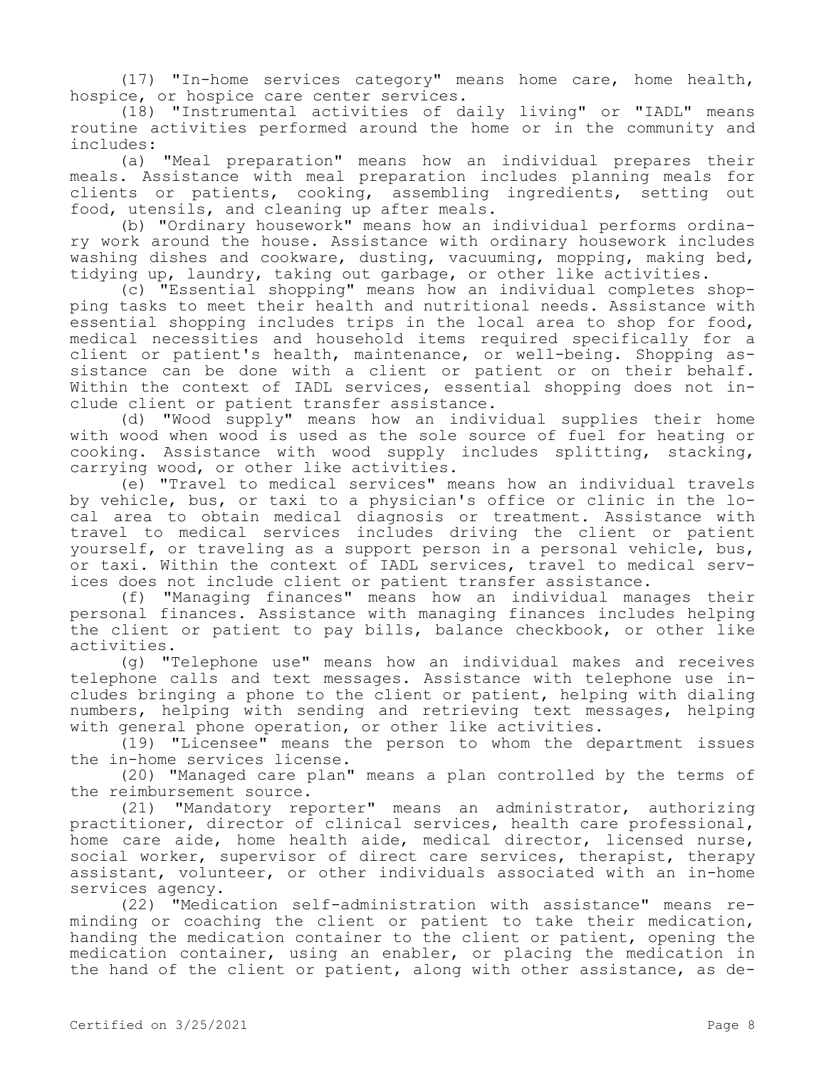(17) "In-home services category" means home care, home health, hospice, or hospice care center services.

(18) "Instrumental activities of daily living" or "IADL" means routine activities performed around the home or in the community and includes:

(a) "Meal preparation" means how an individual prepares their meals. Assistance with meal preparation includes planning meals for clients or patients, cooking, assembling ingredients, setting out food, utensils, and cleaning up after meals.

(b) "Ordinary housework" means how an individual performs ordinary work around the house. Assistance with ordinary housework includes washing dishes and cookware, dusting, vacuuming, mopping, making bed, tidying up, laundry, taking out garbage, or other like activities.

(c) "Essential shopping" means how an individual completes shopping tasks to meet their health and nutritional needs. Assistance with essential shopping includes trips in the local area to shop for food, medical necessities and household items required specifically for a client or patient's health, maintenance, or well-being. Shopping assistance can be done with a client or patient or on their behalf. Within the context of IADL services, essential shopping does not include client or patient transfer assistance.

(d) "Wood supply" means how an individual supplies their home with wood when wood is used as the sole source of fuel for heating or cooking. Assistance with wood supply includes splitting, stacking, carrying wood, or other like activities.

(e) "Travel to medical services" means how an individual travels by vehicle, bus, or taxi to a physician's office or clinic in the local area to obtain medical diagnosis or treatment. Assistance with travel to medical services includes driving the client or patient yourself, or traveling as a support person in a personal vehicle, bus, or taxi. Within the context of IADL services, travel to medical services does not include client or patient transfer assistance.

(f) "Managing finances" means how an individual manages their personal finances. Assistance with managing finances includes helping the client or patient to pay bills, balance checkbook, or other like activities.

(g) "Telephone use" means how an individual makes and receives telephone calls and text messages. Assistance with telephone use includes bringing a phone to the client or patient, helping with dialing numbers, helping with sending and retrieving text messages, helping with general phone operation, or other like activities.

(19) "Licensee" means the person to whom the department issues the in-home services license.

(20) "Managed care plan" means a plan controlled by the terms of the reimbursement source.

(21) "Mandatory reporter" means an administrator, authorizing practitioner, director of clinical services, health care professional, home care aide, home health aide, medical director, licensed nurse, social worker, supervisor of direct care services, therapist, therapy assistant, volunteer, or other individuals associated with an in-home services agency.

(22) "Medication self-administration with assistance" means reminding or coaching the client or patient to take their medication, handing the medication container to the client or patient, opening the medication container, using an enabler, or placing the medication in the hand of the client or patient, along with other assistance, as de-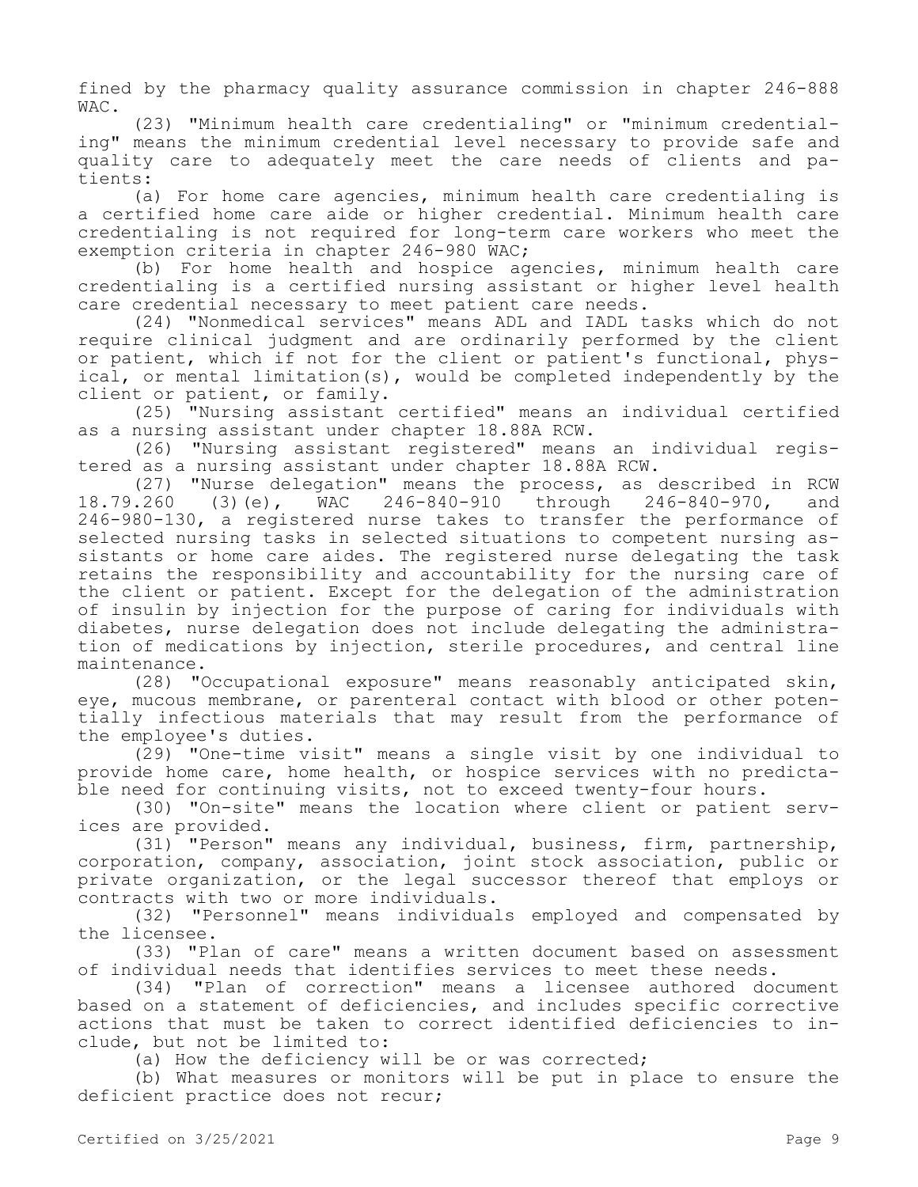fined by the pharmacy quality assurance commission in chapter 246-888 WAC.

(23) "Minimum health care credentialing" or "minimum credentialing" means the minimum credential level necessary to provide safe and quality care to adequately meet the care needs of clients and patients:

(a) For home care agencies, minimum health care credentialing is a certified home care aide or higher credential. Minimum health care credentialing is not required for long-term care workers who meet the exemption criteria in chapter 246-980 WAC;

(b) For home health and hospice agencies, minimum health care credentialing is a certified nursing assistant or higher level health care credential necessary to meet patient care needs.

(24) "Nonmedical services" means ADL and IADL tasks which do not require clinical judgment and are ordinarily performed by the client or patient, which if not for the client or patient's functional, physical, or mental limitation(s), would be completed independently by the client or patient, or family.

(25) "Nursing assistant certified" means an individual certified as a nursing assistant under chapter 18.88A RCW.

(26) "Nursing assistant registered" means an individual registered as a nursing assistant under chapter 18.88A RCW.

(27) "Nurse delegation" means the process, as described in RCW 18.79.260 (3)(e), WAC 246-840-910 through 246-840-970, and 246-980-130, a registered nurse takes to transfer the performance of selected nursing tasks in selected situations to competent nursing assistants or home care aides. The registered nurse delegating the task retains the responsibility and accountability for the nursing care of the client or patient. Except for the delegation of the administration of insulin by injection for the purpose of caring for individuals with diabetes, nurse delegation does not include delegating the administration of medications by injection, sterile procedures, and central line maintenance.

(28) "Occupational exposure" means reasonably anticipated skin, eye, mucous membrane, or parenteral contact with blood or other potentially infectious materials that may result from the performance of the employee's duties.

(29) "One-time visit" means a single visit by one individual to provide home care, home health, or hospice services with no predictable need for continuing visits, not to exceed twenty-four hours.

(30) "On-site" means the location where client or patient services are provided.

(31) "Person" means any individual, business, firm, partnership, corporation, company, association, joint stock association, public or private organization, or the legal successor thereof that employs or contracts with two or more individuals.

(32) "Personnel" means individuals employed and compensated by the licensee.

(33) "Plan of care" means a written document based on assessment of individual needs that identifies services to meet these needs.

(34) "Plan of correction" means a licensee authored document based on a statement of deficiencies, and includes specific corrective actions that must be taken to correct identified deficiencies to include, but not be limited to:

(a) How the deficiency will be or was corrected;

(b) What measures or monitors will be put in place to ensure the deficient practice does not recur;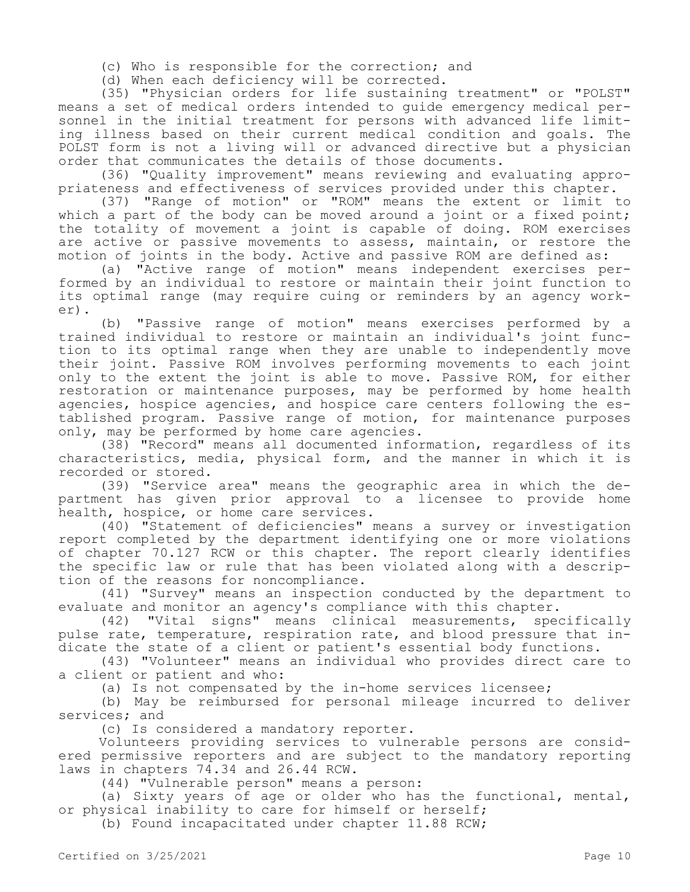(c) Who is responsible for the correction; and

(d) When each deficiency will be corrected.

(35) "Physician orders for life sustaining treatment" or "POLST" means a set of medical orders intended to guide emergency medical personnel in the initial treatment for persons with advanced life limiting illness based on their current medical condition and goals. The POLST form is not a living will or advanced directive but a physician order that communicates the details of those documents.

(36) "Quality improvement" means reviewing and evaluating appropriateness and effectiveness of services provided under this chapter.

(37) "Range of motion" or "ROM" means the extent or limit to which a part of the body can be moved around a joint or a fixed point; the totality of movement a joint is capable of doing. ROM exercises are active or passive movements to assess, maintain, or restore the motion of joints in the body. Active and passive ROM are defined as:

(a) "Active range of motion" means independent exercises performed by an individual to restore or maintain their joint function to its optimal range (may require cuing or reminders by an agency worker).

(b) "Passive range of motion" means exercises performed by a trained individual to restore or maintain an individual's joint function to its optimal range when they are unable to independently move their joint. Passive ROM involves performing movements to each joint only to the extent the joint is able to move. Passive ROM, for either restoration or maintenance purposes, may be performed by home health agencies, hospice agencies, and hospice care centers following the established program. Passive range of motion, for maintenance purposes only, may be performed by home care agencies.

(38) "Record" means all documented information, regardless of its characteristics, media, physical form, and the manner in which it is recorded or stored.

(39) "Service area" means the geographic area in which the department has given prior approval to a licensee to provide home health, hospice, or home care services.

(40) "Statement of deficiencies" means a survey or investigation report completed by the department identifying one or more violations of chapter 70.127 RCW or this chapter. The report clearly identifies the specific law or rule that has been violated along with a description of the reasons for noncompliance.

(41) "Survey" means an inspection conducted by the department to evaluate and monitor an agency's compliance with this chapter.

(42) "Vital signs" means clinical measurements, specifically pulse rate, temperature, respiration rate, and blood pressure that indicate the state of a client or patient's essential body functions.

(43) "Volunteer" means an individual who provides direct care to a client or patient and who:

(a) Is not compensated by the in-home services licensee;

(b) May be reimbursed for personal mileage incurred to deliver services; and

(c) Is considered a mandatory reporter.

Volunteers providing services to vulnerable persons are considered permissive reporters and are subject to the mandatory reporting laws in chapters 74.34 and 26.44 RCW.

(44) "Vulnerable person" means a person:

(a) Sixty years of age or older who has the functional, mental, or physical inability to care for himself or herself;

(b) Found incapacitated under chapter 11.88 RCW;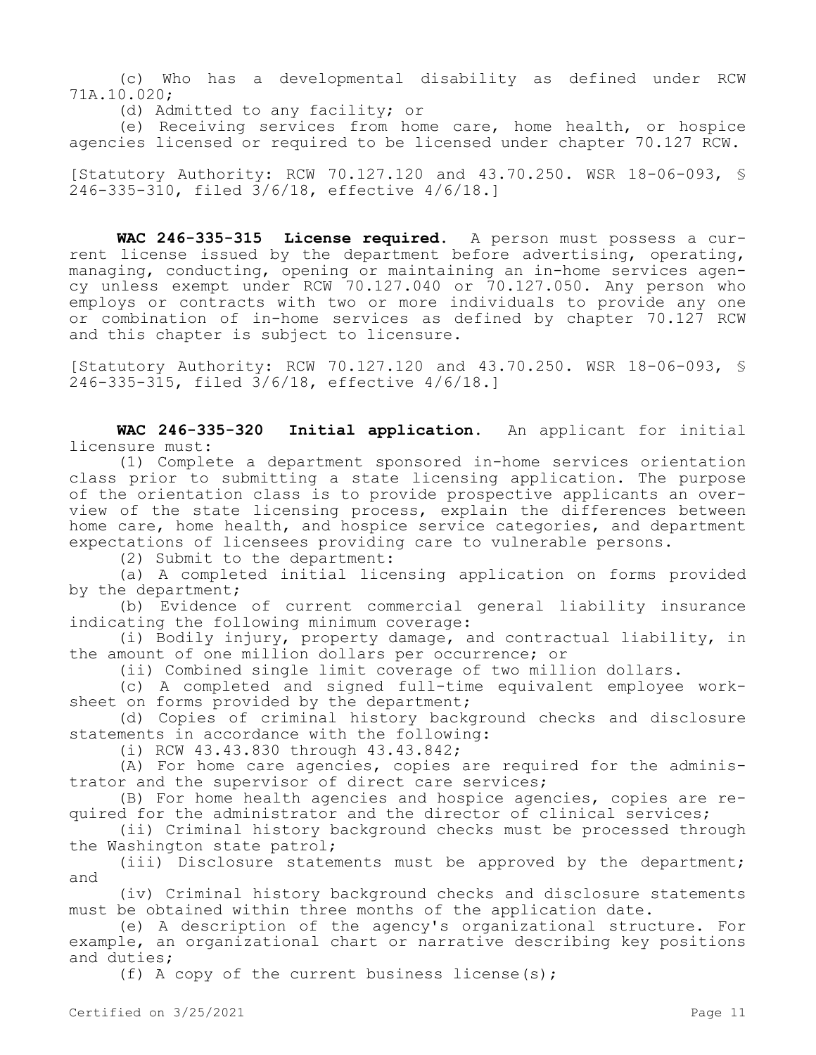(c) Who has a developmental disability as defined under RCW 71A.10.020;

(d) Admitted to any facility; or

(e) Receiving services from home care, home health, or hospice agencies licensed or required to be licensed under chapter 70.127 RCW.

[Statutory Authority: RCW 70.127.120 and 43.70.250. WSR 18-06-093, § 246-335-310, filed 3/6/18, effective 4/6/18.]

**WAC 246-335-315 License required.** A person must possess a current license issued by the department before advertising, operating, managing, conducting, opening or maintaining an in-home services agency unless exempt under RCW 70.127.040 or 70.127.050. Any person who employs or contracts with two or more individuals to provide any one or combination of in-home services as defined by chapter 70.127 RCW and this chapter is subject to licensure.

[Statutory Authority: RCW 70.127.120 and 43.70.250. WSR 18-06-093, § 246-335-315, filed 3/6/18, effective 4/6/18.]

**WAC 246-335-320 Initial application.** An applicant for initial licensure must:

(1) Complete a department sponsored in-home services orientation class prior to submitting a state licensing application. The purpose of the orientation class is to provide prospective applicants an overview of the state licensing process, explain the differences between home care, home health, and hospice service categories, and department expectations of licensees providing care to vulnerable persons.

(2) Submit to the department:

(a) A completed initial licensing application on forms provided by the department;

(b) Evidence of current commercial general liability insurance indicating the following minimum coverage:

(i) Bodily injury, property damage, and contractual liability, in the amount of one million dollars per occurrence; or

(ii) Combined single limit coverage of two million dollars.

(c) A completed and signed full-time equivalent employee worksheet on forms provided by the department;

(d) Copies of criminal history background checks and disclosure statements in accordance with the following:

(i) RCW 43.43.830 through 43.43.842;

(A) For home care agencies, copies are required for the administrator and the supervisor of direct care services;

(B) For home health agencies and hospice agencies, copies are required for the administrator and the director of clinical services;

(ii) Criminal history background checks must be processed through the Washington state patrol;

(iii) Disclosure statements must be approved by the department; and

(iv) Criminal history background checks and disclosure statements must be obtained within three months of the application date.

(e) A description of the agency's organizational structure. For example, an organizational chart or narrative describing key positions and duties;

(f) A copy of the current business license(s);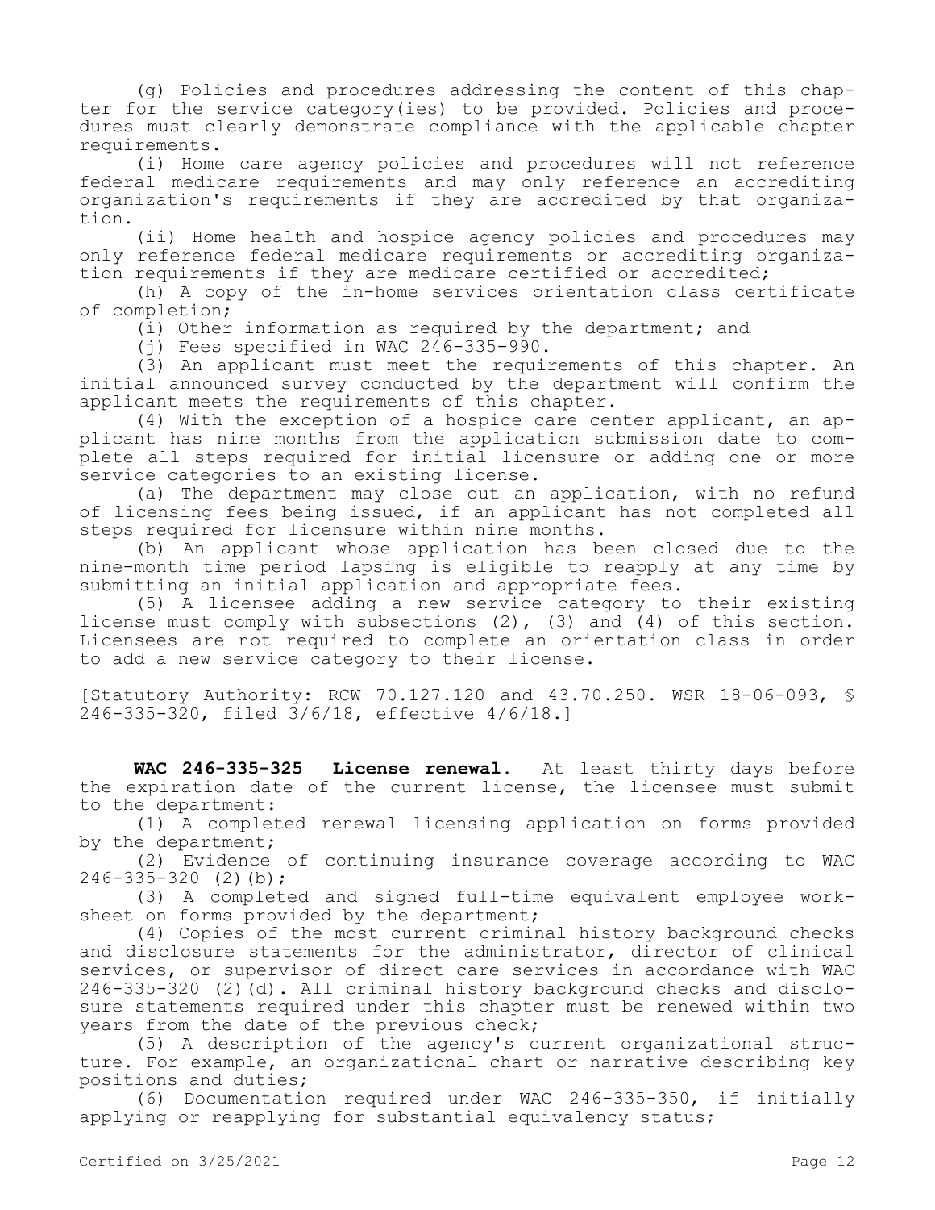(g) Policies and procedures addressing the content of this chapter for the service category(ies) to be provided. Policies and procedures must clearly demonstrate compliance with the applicable chapter requirements.

(i) Home care agency policies and procedures will not reference federal medicare requirements and may only reference an accrediting organization's requirements if they are accredited by that organization.

(ii) Home health and hospice agency policies and procedures may only reference federal medicare requirements or accrediting organization requirements if they are medicare certified or accredited;

(h) A copy of the in-home services orientation class certificate of completion;

(i) Other information as required by the department; and

(j) Fees specified in WAC 246-335-990.

(3) An applicant must meet the requirements of this chapter. An initial announced survey conducted by the department will confirm the applicant meets the requirements of this chapter.

(4) With the exception of a hospice care center applicant, an applicant has nine months from the application submission date to complete all steps required for initial licensure or adding one or more service categories to an existing license.

(a) The department may close out an application, with no refund of licensing fees being issued, if an applicant has not completed all steps required for licensure within nine months.

(b) An applicant whose application has been closed due to the nine-month time period lapsing is eligible to reapply at any time by submitting an initial application and appropriate fees.

(5) A licensee adding a new service category to their existing license must comply with subsections (2), (3) and (4) of this section. Licensees are not required to complete an orientation class in order to add a new service category to their license.

[Statutory Authority: RCW 70.127.120 and 43.70.250. WSR 18-06-093, § 246-335-320, filed 3/6/18, effective 4/6/18.]

**WAC 246-335-325 License renewal.** At least thirty days before the expiration date of the current license, the licensee must submit to the department:

(1) A completed renewal licensing application on forms provided by the department;

(2) Evidence of continuing insurance coverage according to WAC 246-335-320 (2)(b);

(3) A completed and signed full-time equivalent employee worksheet on forms provided by the department;

(4) Copies of the most current criminal history background checks and disclosure statements for the administrator, director of clinical services, or supervisor of direct care services in accordance with WAC 246-335-320 (2)(d). All criminal history background checks and disclosure statements required under this chapter must be renewed within two years from the date of the previous check;

(5) A description of the agency's current organizational structure. For example, an organizational chart or narrative describing key positions and duties;

(6) Documentation required under WAC 246-335-350, if initially applying or reapplying for substantial equivalency status;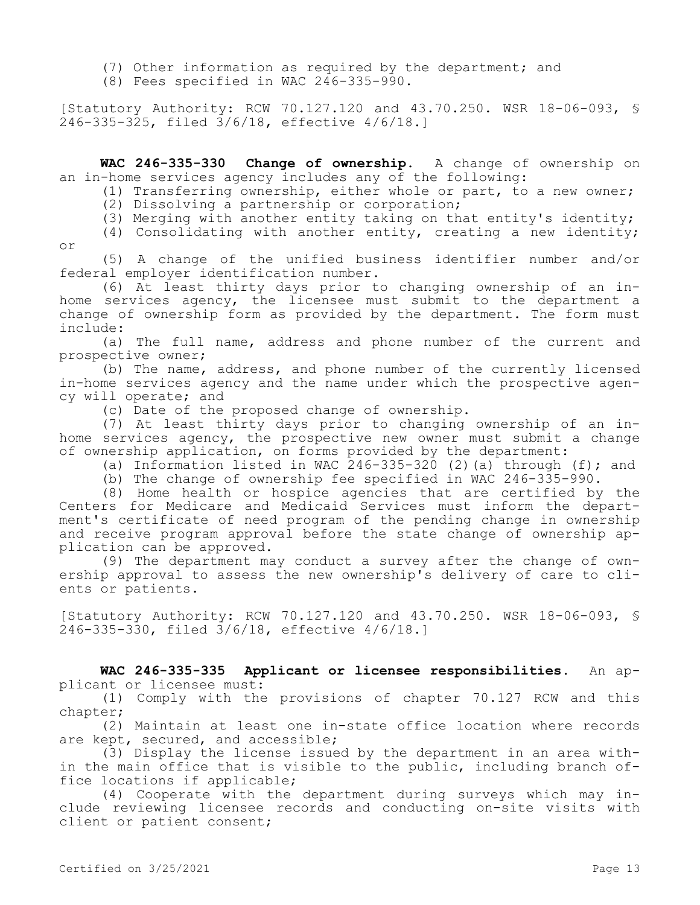(7) Other information as required by the department; and

(8) Fees specified in WAC 246-335-990.

[Statutory Authority: RCW 70.127.120 and 43.70.250. WSR 18-06-093, § 246-335-325, filed 3/6/18, effective 4/6/18.]

**WAC 246-335-330 Change of ownership.** A change of ownership on an in-home services agency includes any of the following:

(1) Transferring ownership, either whole or part, to a new owner;

(2) Dissolving a partnership or corporation;

(3) Merging with another entity taking on that entity's identity;

(4) Consolidating with another entity, creating a new identity; or

(5) A change of the unified business identifier number and/or federal employer identification number.

(6) At least thirty days prior to changing ownership of an in-home services agency, the licensee must submit to the department a change of ownership form as provided by the department. The form must include:

(a) The full name, address and phone number of the current and prospective owner;

(b) The name, address, and phone number of the currently licensed in-home services agency and the name under which the prospective agency will operate; and

(c) Date of the proposed change of ownership.

(7) At least thirty days prior to changing ownership of an in-home services agency, the prospective new owner must submit a change of ownership application, on forms provided by the department:

(a) Information listed in WAC 246-335-320 (2)(a) through (f); and

(b) The change of ownership fee specified in WAC 246-335-990.

(8) Home health or hospice agencies that are certified by the Centers for Medicare and Medicaid Services must inform the department's certificate of need program of the pending change in ownership and receive program approval before the state change of ownership application can be approved.

(9) The department may conduct a survey after the change of ownership approval to assess the new ownership's delivery of care to clients or patients.

[Statutory Authority: RCW 70.127.120 and 43.70.250. WSR 18-06-093, § 246-335-330, filed 3/6/18, effective 4/6/18.]

**WAC 246-335-335 Applicant or licensee responsibilities.** An applicant or licensee must:

(1) Comply with the provisions of chapter 70.127 RCW and this chapter;

(2) Maintain at least one in-state office location where records are kept, secured, and accessible;

(3) Display the license issued by the department in an area within the main office that is visible to the public, including branch office locations if applicable;

(4) Cooperate with the department during surveys which may include reviewing licensee records and conducting on-site visits with client or patient consent;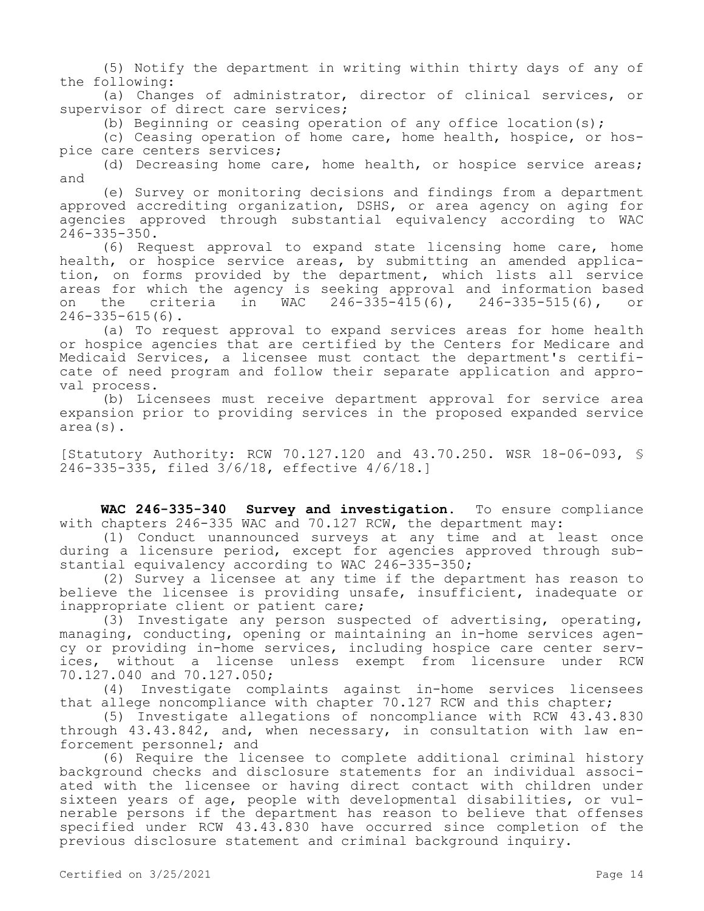(5) Notify the department in writing within thirty days of any of the following:

(a) Changes of administrator, director of clinical services, or supervisor of direct care services;

(b) Beginning or ceasing operation of any office location(s);

(c) Ceasing operation of home care, home health, hospice, or hospice care centers services;

(d) Decreasing home care, home health, or hospice service areas; and

(e) Survey or monitoring decisions and findings from a department approved accrediting organization, DSHS, or area agency on aging for agencies approved through substantial equivalency according to WAC 246-335-350.

(6) Request approval to expand state licensing home care, home health, or hospice service areas, by submitting an amended application, on forms provided by the department, which lists all service areas for which the agency is seeking approval and information based on the criteria in WAC 246-335-415(6), 246-335-515(6), or 246-335-615(6).

(a) To request approval to expand services areas for home health or hospice agencies that are certified by the Centers for Medicare and Medicaid Services, a licensee must contact the department's certificate of need program and follow their separate application and approval process.

(b) Licensees must receive department approval for service area expansion prior to providing services in the proposed expanded service area(s).

[Statutory Authority: RCW 70.127.120 and 43.70.250. WSR 18-06-093, § 246-335-335, filed 3/6/18, effective 4/6/18.]

**WAC 246-335-340 Survey and investigation.** To ensure compliance with chapters 246-335 WAC and 70.127 RCW, the department may:

(1) Conduct unannounced surveys at any time and at least once during a licensure period, except for agencies approved through substantial equivalency according to WAC 246-335-350;

(2) Survey a licensee at any time if the department has reason to believe the licensee is providing unsafe, insufficient, inadequate or inappropriate client or patient care;

(3) Investigate any person suspected of advertising, operating, managing, conducting, opening or maintaining an in-home services agency or providing in-home services, including hospice care center services, without a license unless exempt from licensure under RCW 70.127.040 and 70.127.050;

(4) Investigate complaints against in-home services licensees that allege noncompliance with chapter 70.127 RCW and this chapter;

(5) Investigate allegations of noncompliance with RCW 43.43.830 through 43.43.842, and, when necessary, in consultation with law enforcement personnel; and

(6) Require the licensee to complete additional criminal history background checks and disclosure statements for an individual associated with the licensee or having direct contact with children under sixteen years of age, people with developmental disabilities, or vulnerable persons if the department has reason to believe that offenses specified under RCW 43.43.830 have occurred since completion of the previous disclosure statement and criminal background inquiry.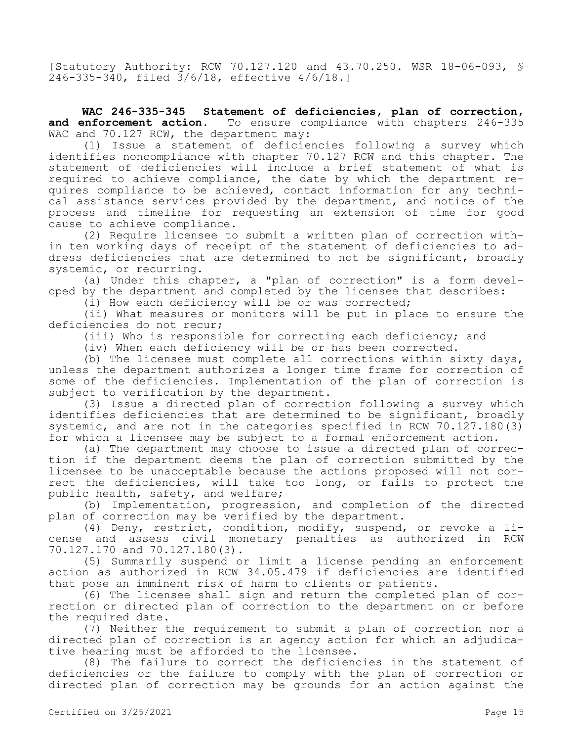[Statutory Authority: RCW 70.127.120 and 43.70.250. WSR 18-06-093, § 246-335-340, filed 3/6/18, effective 4/6/18.]

**WAC 246-335-345 Statement of deficiencies, plan of correction, and enforcement action.** To ensure compliance with chapters 246-335 WAC and 70.127 RCW, the department may:

(1) Issue a statement of deficiencies following a survey which identifies noncompliance with chapter 70.127 RCW and this chapter. The statement of deficiencies will include a brief statement of what is required to achieve compliance, the date by which the department requires compliance to be achieved, contact information for any technical assistance services provided by the department, and notice of the process and timeline for requesting an extension of time for good cause to achieve compliance.

(2) Require licensee to submit a written plan of correction within ten working days of receipt of the statement of deficiencies to address deficiencies that are determined to not be significant, broadly systemic, or recurring.

(a) Under this chapter, a "plan of correction" is a form developed by the department and completed by the licensee that describes:

(i) How each deficiency will be or was corrected;

(ii) What measures or monitors will be put in place to ensure the deficiencies do not recur;

(iii) Who is responsible for correcting each deficiency; and

(iv) When each deficiency will be or has been corrected.

(b) The licensee must complete all corrections within sixty days, unless the department authorizes a longer time frame for correction of some of the deficiencies. Implementation of the plan of correction is subject to verification by the department.

(3) Issue a directed plan of correction following a survey which identifies deficiencies that are determined to be significant, broadly systemic, and are not in the categories specified in RCW 70.127.180(3) for which a licensee may be subject to a formal enforcement action.

(a) The department may choose to issue a directed plan of correction if the department deems the plan of correction submitted by the licensee to be unacceptable because the actions proposed will not correct the deficiencies, will take too long, or fails to protect the public health, safety, and welfare;

(b) Implementation, progression, and completion of the directed plan of correction may be verified by the department.

(4) Deny, restrict, condition, modify, suspend, or revoke a license and assess civil monetary penalties as authorized in RCW 70.127.170 and 70.127.180(3).

(5) Summarily suspend or limit a license pending an enforcement action as authorized in RCW 34.05.479 if deficiencies are identified that pose an imminent risk of harm to clients or patients.

(6) The licensee shall sign and return the completed plan of correction or directed plan of correction to the department on or before the required date.

(7) Neither the requirement to submit a plan of correction nor a directed plan of correction is an agency action for which an adjudicative hearing must be afforded to the licensee.

(8) The failure to correct the deficiencies in the statement of deficiencies or the failure to comply with the plan of correction or directed plan of correction may be grounds for an action against the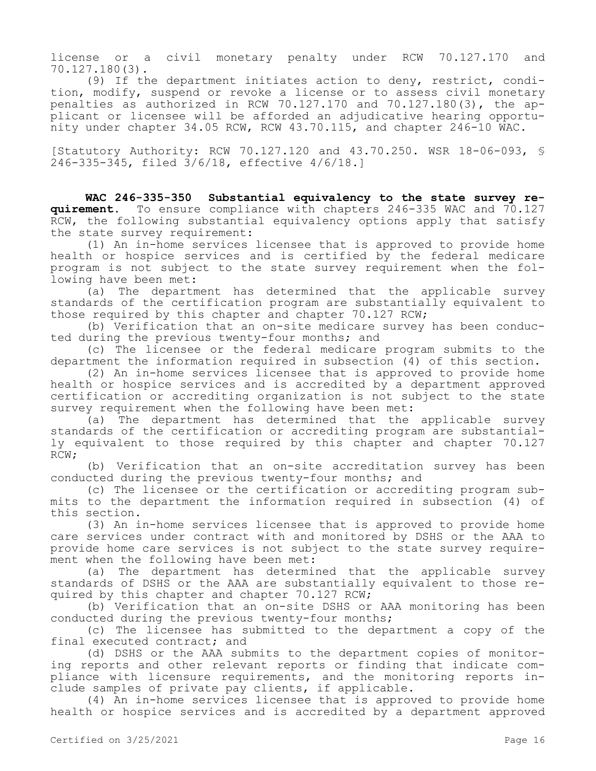license or a civil monetary penalty under RCW 70.127.170 and 70.127.180(3).

(9) If the department initiates action to deny, restrict, condition, modify, suspend or revoke a license or to assess civil monetary penalties as authorized in RCW 70.127.170 and 70.127.180(3), the applicant or licensee will be afforded an adjudicative hearing opportunity under chapter 34.05 RCW, RCW 43.70.115, and chapter 246-10 WAC.

[Statutory Authority: RCW 70.127.120 and 43.70.250. WSR 18-06-093, § 246-335-345, filed 3/6/18, effective 4/6/18.]

**WAC 246-335-350 Substantial equivalency to the state survey requirement.** To ensure compliance with chapters 246-335 WAC and 70.127 RCW, the following substantial equivalency options apply that satisfy the state survey requirement:

(1) An in-home services licensee that is approved to provide home health or hospice services and is certified by the federal medicare program is not subject to the state survey requirement when the following have been met:

(a) The department has determined that the applicable survey standards of the certification program are substantially equivalent to those required by this chapter and chapter 70.127 RCW;

(b) Verification that an on-site medicare survey has been conducted during the previous twenty-four months; and

(c) The licensee or the federal medicare program submits to the department the information required in subsection (4) of this section.

(2) An in-home services licensee that is approved to provide home health or hospice services and is accredited by a department approved certification or accrediting organization is not subject to the state survey requirement when the following have been met:

(a) The department has determined that the applicable survey standards of the certification or accrediting program are substantially equivalent to those required by this chapter and chapter 70.127 RCW;

(b) Verification that an on-site accreditation survey has been conducted during the previous twenty-four months; and

(c) The licensee or the certification or accrediting program submits to the department the information required in subsection (4) of this section.

(3) An in-home services licensee that is approved to provide home care services under contract with and monitored by DSHS or the AAA to provide home care services is not subject to the state survey requirement when the following have been met:

(a) The department has determined that the applicable survey standards of DSHS or the AAA are substantially equivalent to those required by this chapter and chapter 70.127 RCW;

(b) Verification that an on-site DSHS or AAA monitoring has been conducted during the previous twenty-four months;

(c) The licensee has submitted to the department a copy of the final executed contract; and

(d) DSHS or the AAA submits to the department copies of monitoring reports and other relevant reports or finding that indicate compliance with licensure requirements, and the monitoring reports include samples of private pay clients, if applicable.

(4) An in-home services licensee that is approved to provide home health or hospice services and is accredited by a department approved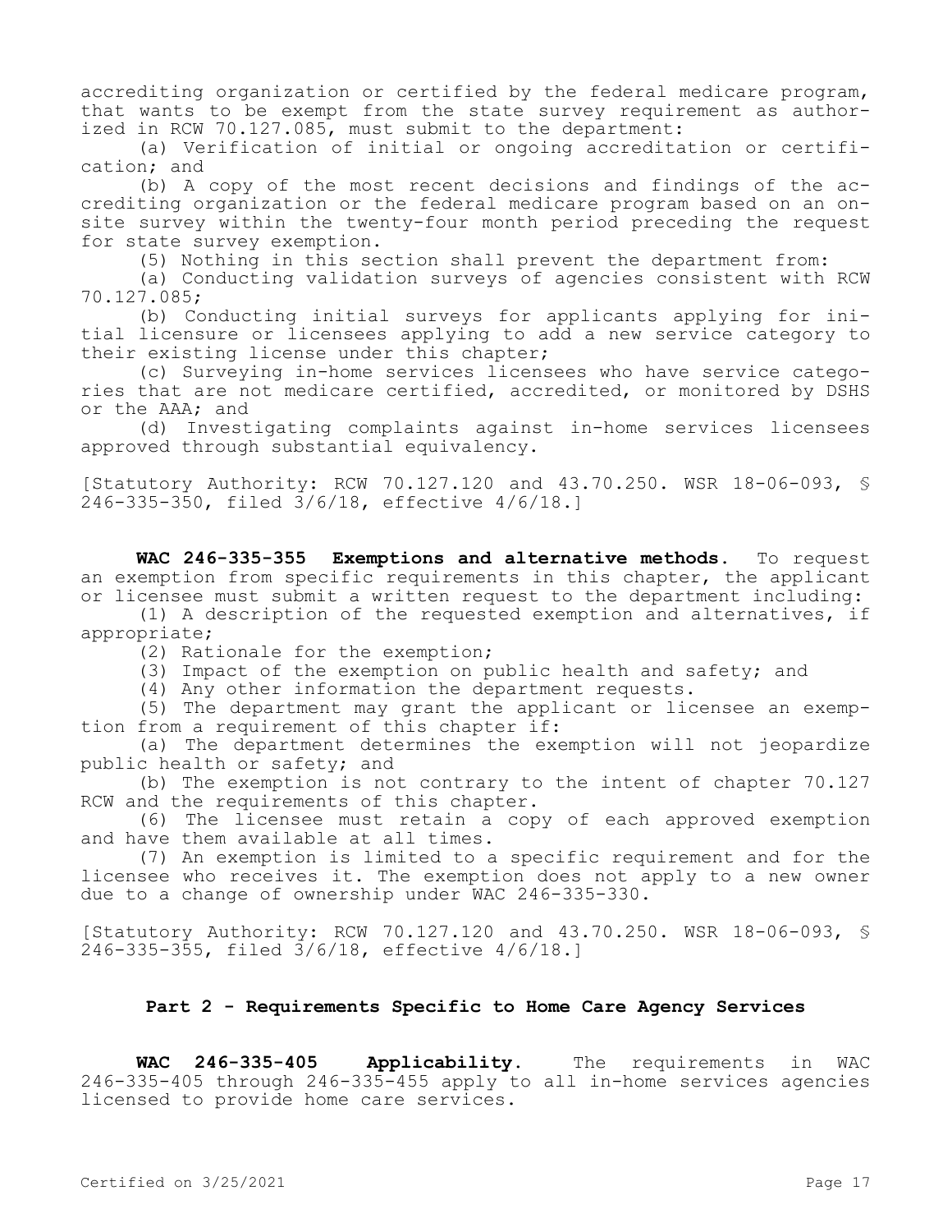accrediting organization or certified by the federal medicare program, that wants to be exempt from the state survey requirement as authorized in RCW 70.127.085, must submit to the department:

(a) Verification of initial or ongoing accreditation or certification; and

(b) A copy of the most recent decisions and findings of the accrediting organization or the federal medicare program based on an onsite survey within the twenty-four month period preceding the request for state survey exemption.

(5) Nothing in this section shall prevent the department from:

(a) Conducting validation surveys of agencies consistent with RCW 70.127.085;

(b) Conducting initial surveys for applicants applying for initial licensure or licensees applying to add a new service category to their existing license under this chapter;

(c) Surveying in-home services licensees who have service categories that are not medicare certified, accredited, or monitored by DSHS or the AAA; and

(d) Investigating complaints against in-home services licensees approved through substantial equivalency.

[Statutory Authority: RCW 70.127.120 and 43.70.250. WSR 18-06-093, § 246-335-350, filed 3/6/18, effective 4/6/18.]

**WAC 246-335-355 Exemptions and alternative methods.** To request an exemption from specific requirements in this chapter, the applicant or licensee must submit a written request to the department including:

(1) A description of the requested exemption and alternatives, if appropriate;

(2) Rationale for the exemption;

(3) Impact of the exemption on public health and safety; and

(4) Any other information the department requests.

(5) The department may grant the applicant or licensee an exemption from a requirement of this chapter if:

(a) The department determines the exemption will not jeopardize public health or safety; and

(b) The exemption is not contrary to the intent of chapter 70.127 RCW and the requirements of this chapter.

(6) The licensee must retain a copy of each approved exemption and have them available at all times.

(7) An exemption is limited to a specific requirement and for the licensee who receives it. The exemption does not apply to a new owner due to a change of ownership under WAC 246-335-330.

[Statutory Authority: RCW 70.127.120 and 43.70.250. WSR 18-06-093, § 246-335-355, filed 3/6/18, effective 4/6/18.]

## Part 2 - Requirements Specific to Home Care Agency Services

**WAC 246-335-405 Applicability.** The requirements in WAC 246-335-405 through 246-335-455 apply to all in-home services agencies licensed to provide home care services.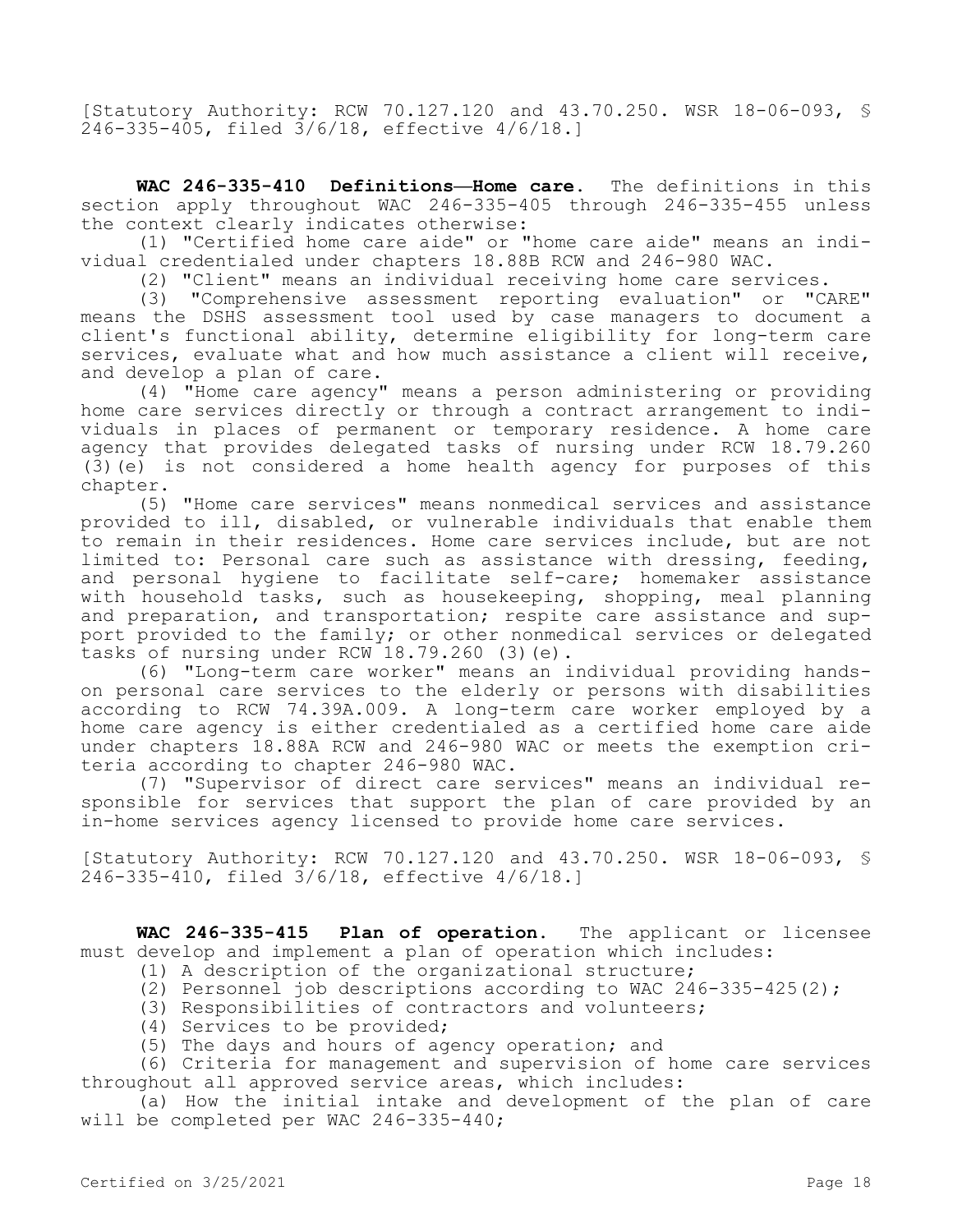[Statutory Authority: RCW 70.127.120 and 43.70.250. WSR 18-06-093, § 246-335-405, filed 3/6/18, effective 4/6/18.]

**WAC 246-335-410 Definitions—Home care.** The definitions in this section apply throughout WAC 246-335-405 through 246-335-455 unless the context clearly indicates otherwise:

(1) "Certified home care aide" or "home care aide" means an individual credentialed under chapters 18.88B RCW and 246-980 WAC.

(2) "Client" means an individual receiving home care services.

(3) "Comprehensive assessment reporting evaluation" or "CARE" means the DSHS assessment tool used by case managers to document a client's functional ability, determine eligibility for long-term care services, evaluate what and how much assistance a client will receive, and develop a plan of care.

(4) "Home care agency" means a person administering or providing home care services directly or through a contract arrangement to individuals in places of permanent or temporary residence. A home care agency that provides delegated tasks of nursing under RCW 18.79.260 (3)(e) is not considered a home health agency for purposes of this chapter.

(5) "Home care services" means nonmedical services and assistance provided to ill, disabled, or vulnerable individuals that enable them to remain in their residences. Home care services include, but are not limited to: Personal care such as assistance with dressing, feeding, and personal hygiene to facilitate self-care; homemaker assistance with household tasks, such as housekeeping, shopping, meal planning and preparation, and transportation; respite care assistance and support provided to the family; or other nonmedical services or delegated tasks of nursing under RCW 18.79.260 (3)(e).

(6) "Long-term care worker" means an individual providing hands-on personal care services to the elderly or persons with disabilities according to RCW 74.39A.009. A long-term care worker employed by a home care agency is either credentialed as a certified home care aide under chapters 18.88A RCW and 246-980 WAC or meets the exemption criteria according to chapter 246-980 WAC.

(7) "Supervisor of direct care services" means an individual responsible for services that support the plan of care provided by an in-home services agency licensed to provide home care services.

[Statutory Authority: RCW 70.127.120 and 43.70.250. WSR 18-06-093, § 246-335-410, filed 3/6/18, effective 4/6/18.]

**WAC 246-335-415 Plan of operation.** The applicant or licensee must develop and implement a plan of operation which includes:

(1) A description of the organizational structure;

(2) Personnel job descriptions according to WAC 246-335-425(2);

(3) Responsibilities of contractors and volunteers;

(4) Services to be provided;

(5) The days and hours of agency operation; and

(6) Criteria for management and supervision of home care services throughout all approved service areas, which includes:

(a) How the initial intake and development of the plan of care will be completed per WAC 246-335-440;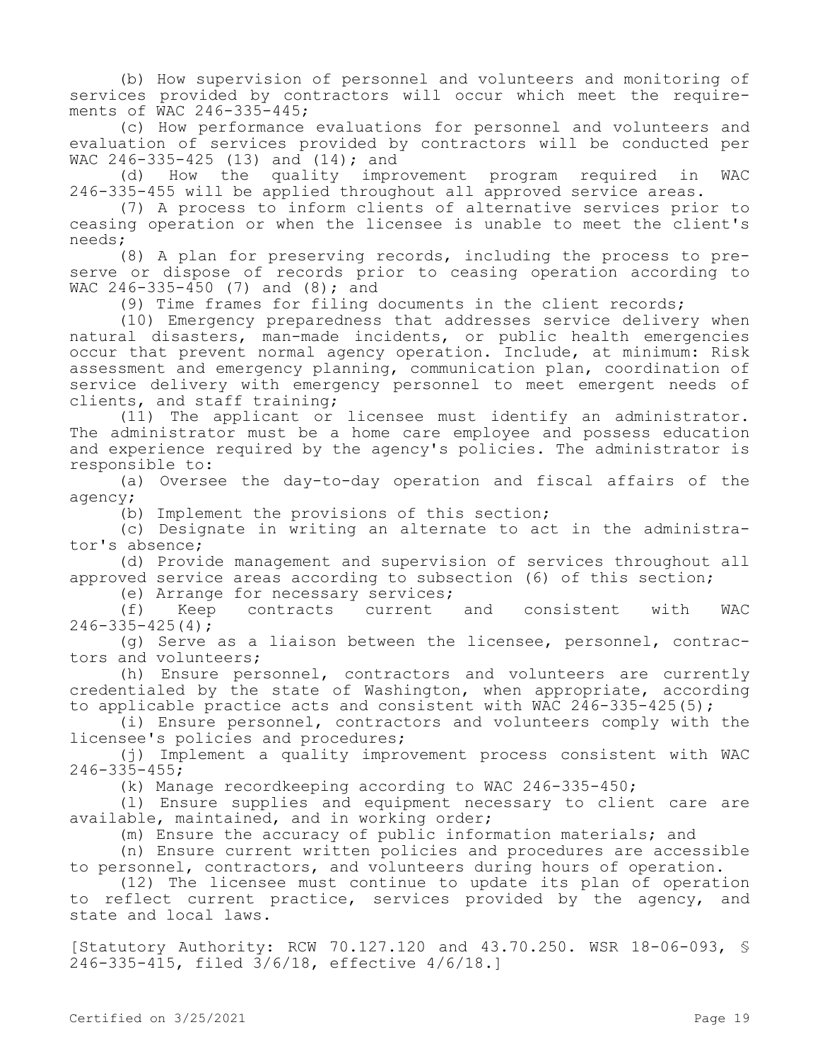(b) How supervision of personnel and volunteers and monitoring of services provided by contractors will occur which meet the requirements of WAC 246-335-445;

(c) How performance evaluations for personnel and volunteers and evaluation of services provided by contractors will be conducted per WAC 246-335-425 (13) and (14); and

(d) How the quality improvement program required in WAC 246-335-455 will be applied throughout all approved service areas.

(7) A process to inform clients of alternative services prior to ceasing operation or when the licensee is unable to meet the client's needs;

(8) A plan for preserving records, including the process to preserve or dispose of records prior to ceasing operation according to WAC 246-335-450 (7) and (8); and

(9) Time frames for filing documents in the client records;

(10) Emergency preparedness that addresses service delivery when natural disasters, man-made incidents, or public health emergencies occur that prevent normal agency operation. Include, at minimum: Risk assessment and emergency planning, communication plan, coordination of service delivery with emergency personnel to meet emergent needs of clients, and staff training;

(11) The applicant or licensee must identify an administrator. The administrator must be a home care employee and possess education and experience required by the agency's policies. The administrator is responsible to:

(a) Oversee the day-to-day operation and fiscal affairs of the agency;

(b) Implement the provisions of this section;

(c) Designate in writing an alternate to act in the administrator's absence;

(d) Provide management and supervision of services throughout all approved service areas according to subsection (6) of this section;

(e) Arrange for necessary services;

(f) Keep contracts current and consistent with WAC 246-335-425(4);

(g) Serve as a liaison between the licensee, personnel, contractors and volunteers;

(h) Ensure personnel, contractors and volunteers are currently credentialed by the state of Washington, when appropriate, according to applicable practice acts and consistent with WAC 246-335-425(5);

(i) Ensure personnel, contractors and volunteers comply with the licensee's policies and procedures;

(j) Implement a quality improvement process consistent with WAC 246-335-455;

(k) Manage recordkeeping according to WAC 246-335-450;

(l) Ensure supplies and equipment necessary to client care are available, maintained, and in working order;

(m) Ensure the accuracy of public information materials; and

(n) Ensure current written policies and procedures are accessible to personnel, contractors, and volunteers during hours of operation.

(12) The licensee must continue to update its plan of operation to reflect current practice, services provided by the agency, and state and local laws.

[Statutory Authority: RCW 70.127.120 and 43.70.250. WSR 18-06-093, § 246-335-415, filed 3/6/18, effective 4/6/18.]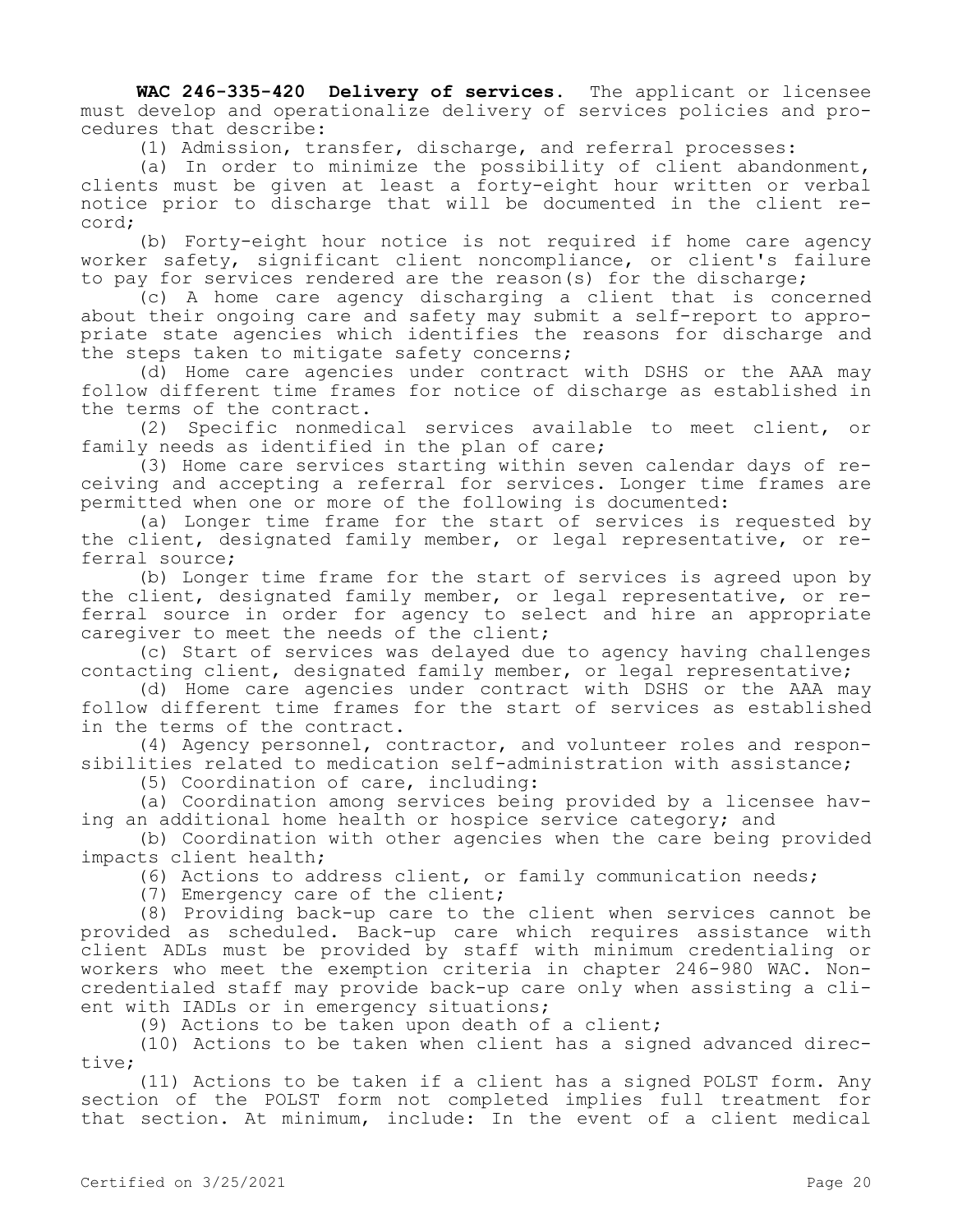**WAC 246-335-420 Delivery of services.** The applicant or licensee must develop and operationalize delivery of services policies and procedures that describe:

(1) Admission, transfer, discharge, and referral processes:

(a) In order to minimize the possibility of client abandonment, clients must be given at least a forty-eight hour written or verbal notice prior to discharge that will be documented in the client record;

(b) Forty-eight hour notice is not required if home care agency worker safety, significant client noncompliance, or client's failure to pay for services rendered are the reason(s) for the discharge;

(c) A home care agency discharging a client that is concerned about their ongoing care and safety may submit a self-report to appropriate state agencies which identifies the reasons for discharge and the steps taken to mitigate safety concerns;

(d) Home care agencies under contract with DSHS or the AAA may follow different time frames for notice of discharge as established in the terms of the contract.

(2) Specific nonmedical services available to meet client, or family needs as identified in the plan of care;

(3) Home care services starting within seven calendar days of receiving and accepting a referral for services. Longer time frames are permitted when one or more of the following is documented:

(a) Longer time frame for the start of services is requested by the client, designated family member, or legal representative, or referral source;

(b) Longer time frame for the start of services is agreed upon by the client, designated family member, or legal representative, or referral source in order for agency to select and hire an appropriate caregiver to meet the needs of the client;

(c) Start of services was delayed due to agency having challenges contacting client, designated family member, or legal representative;

(d) Home care agencies under contract with DSHS or the AAA may follow different time frames for the start of services as established in the terms of the contract.

(4) Agency personnel, contractor, and volunteer roles and responsibilities related to medication self-administration with assistance;

(5) Coordination of care, including:

(a) Coordination among services being provided by a licensee having an additional home health or hospice service category; and

(b) Coordination with other agencies when the care being provided impacts client health;

(6) Actions to address client, or family communication needs;

(7) Emergency care of the client;

(8) Providing back-up care to the client when services cannot be provided as scheduled. Back-up care which requires assistance with client ADLs must be provided by staff with minimum credentialing or workers who meet the exemption criteria in chapter 246-980 WAC. Non-credentialed staff may provide back-up care only when assisting a client with IADLs or in emergency situations;

(9) Actions to be taken upon death of a client;

(10) Actions to be taken when client has a signed advanced directive;

(11) Actions to be taken if a client has a signed POLST form. Any section of the POLST form not completed implies full treatment for that section. At minimum, include: In the event of a client medical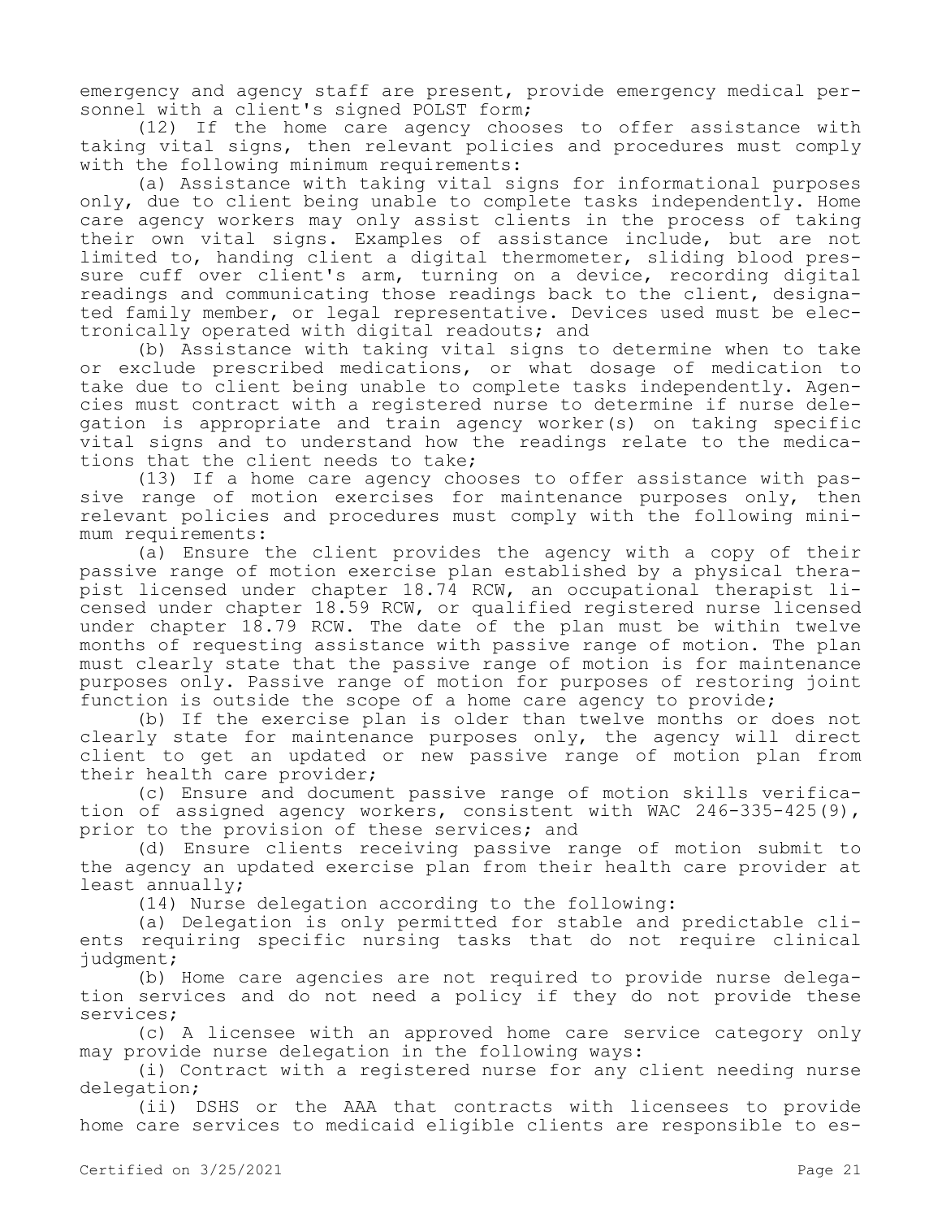emergency and agency staff are present, provide emergency medical personnel with a client's signed POLST form;

(12) If the home care agency chooses to offer assistance with taking vital signs, then relevant policies and procedures must comply with the following minimum requirements:

(a) Assistance with taking vital signs for informational purposes only, due to client being unable to complete tasks independently. Home care agency workers may only assist clients in the process of taking their own vital signs. Examples of assistance include, but are not limited to, handing client a digital thermometer, sliding blood pressure cuff over client's arm, turning on a device, recording digital readings and communicating those readings back to the client, designated family member, or legal representative. Devices used must be electronically operated with digital readouts; and

(b) Assistance with taking vital signs to determine when to take or exclude prescribed medications, or what dosage of medication to take due to client being unable to complete tasks independently. Agencies must contract with a registered nurse to determine if nurse delegation is appropriate and train agency worker(s) on taking specific vital signs and to understand how the readings relate to the medications that the client needs to take;

(13) If a home care agency chooses to offer assistance with passive range of motion exercises for maintenance purposes only, then relevant policies and procedures must comply with the following minimum requirements:

(a) Ensure the client provides the agency with a copy of their passive range of motion exercise plan established by a physical therapist licensed under chapter 18.74 RCW, an occupational therapist licensed under chapter 18.59 RCW, or qualified registered nurse licensed under chapter 18.79 RCW. The date of the plan must be within twelve months of requesting assistance with passive range of motion. The plan must clearly state that the passive range of motion is for maintenance purposes only. Passive range of motion for purposes of restoring joint function is outside the scope of a home care agency to provide;

(b) If the exercise plan is older than twelve months or does not clearly state for maintenance purposes only, the agency will direct client to get an updated or new passive range of motion plan from their health care provider;

(c) Ensure and document passive range of motion skills verification of assigned agency workers, consistent with WAC 246-335-425(9), prior to the provision of these services; and

(d) Ensure clients receiving passive range of motion submit to the agency an updated exercise plan from their health care provider at least annually;

(14) Nurse delegation according to the following:

(a) Delegation is only permitted for stable and predictable clients requiring specific nursing tasks that do not require clinical judgment;

(b) Home care agencies are not required to provide nurse delegation services and do not need a policy if they do not provide these services;

(c) A licensee with an approved home care service category only may provide nurse delegation in the following ways:

(i) Contract with a registered nurse for any client needing nurse delegation;

(ii) DSHS or the AAA that contracts with licensees to provide home care services to medicaid eligible clients are responsible to es-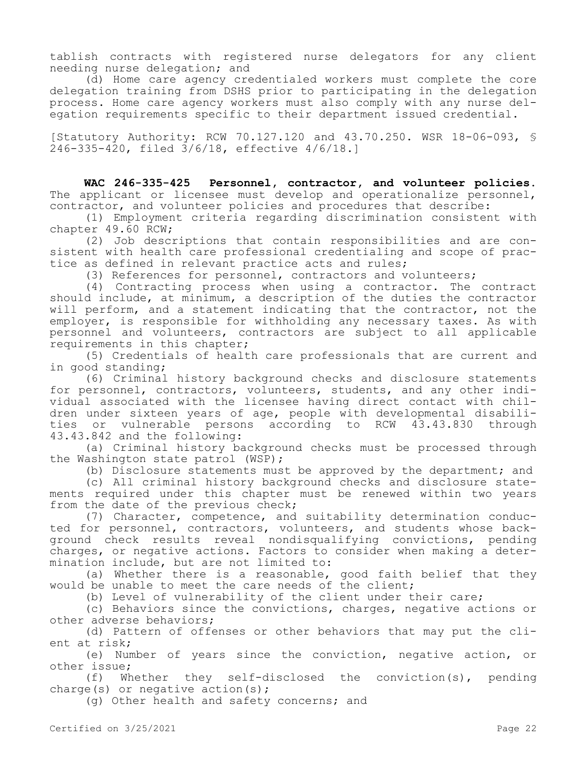tablish contracts with registered nurse delegators for any client needing nurse delegation; and

(d) Home care agency credentialed workers must complete the core delegation training from DSHS prior to participating in the delegation process. Home care agency workers must also comply with any nurse delegation requirements specific to their department issued credential.

[Statutory Authority: RCW 70.127.120 and 43.70.250. WSR 18-06-093, § 246-335-420, filed 3/6/18, effective 4/6/18.]

**WAC 246-335-425 Personnel, contractor, and volunteer policies.** The applicant or licensee must develop and operationalize personnel, contractor, and volunteer policies and procedures that describe:

(1) Employment criteria regarding discrimination consistent with chapter 49.60 RCW;

(2) Job descriptions that contain responsibilities and are consistent with health care professional credentialing and scope of practice as defined in relevant practice acts and rules;

(3) References for personnel, contractors and volunteers;

(4) Contracting process when using a contractor. The contract should include, at minimum, a description of the duties the contractor will perform, and a statement indicating that the contractor, not the employer, is responsible for withholding any necessary taxes. As with personnel and volunteers, contractors are subject to all applicable requirements in this chapter;

(5) Credentials of health care professionals that are current and in good standing;

(6) Criminal history background checks and disclosure statements for personnel, contractors, volunteers, students, and any other individual associated with the licensee having direct contact with children under sixteen years of age, people with developmental disabilities or vulnerable persons according to RCW 43.43.830 through 43.43.842 and the following:

(a) Criminal history background checks must be processed through the Washington state patrol (WSP);

(b) Disclosure statements must be approved by the department; and

(c) All criminal history background checks and disclosure statements required under this chapter must be renewed within two years from the date of the previous check;

(7) Character, competence, and suitability determination conducted for personnel, contractors, volunteers, and students whose background check results reveal nondisqualifying convictions, pending charges, or negative actions. Factors to consider when making a determination include, but are not limited to:

(a) Whether there is a reasonable, good faith belief that they would be unable to meet the care needs of the client;

(b) Level of vulnerability of the client under their care;

(c) Behaviors since the convictions, charges, negative actions or other adverse behaviors;

(d) Pattern of offenses or other behaviors that may put the client at risk;

(e) Number of years since the conviction, negative action, or other issue;

(f) Whether they self-disclosed the conviction(s), pending charge(s) or negative action(s);

(g) Other health and safety concerns; and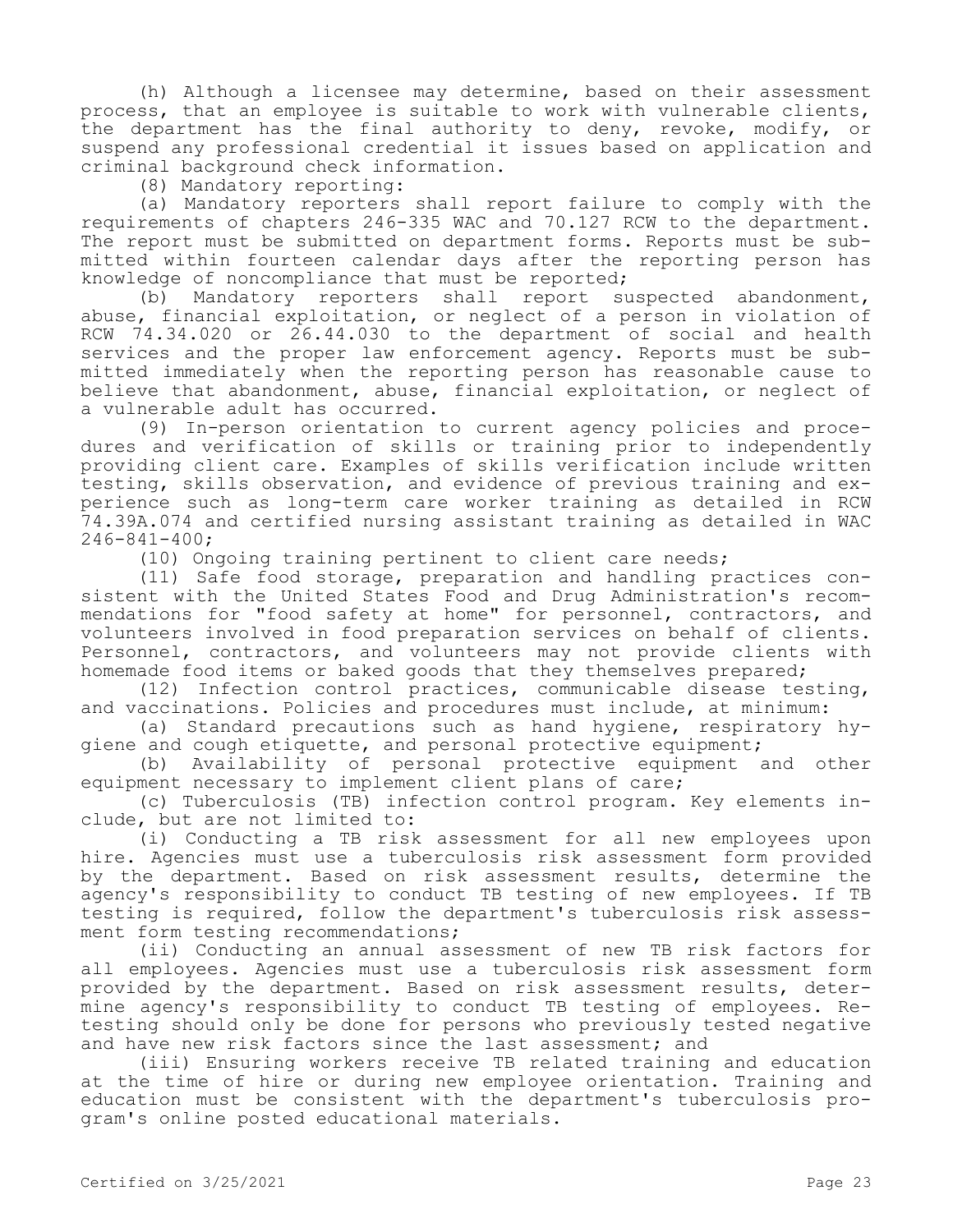(h) Although a licensee may determine, based on their assessment process, that an employee is suitable to work with vulnerable clients, the department has the final authority to deny, revoke, modify, or suspend any professional credential it issues based on application and criminal background check information.

(8) Mandatory reporting:

(a) Mandatory reporters shall report failure to comply with the requirements of chapters 246-335 WAC and 70.127 RCW to the department. The report must be submitted on department forms. Reports must be submitted within fourteen calendar days after the reporting person has knowledge of noncompliance that must be reported;

(b) Mandatory reporters shall report suspected abandonment, abuse, financial exploitation, or neglect of a person in violation of RCW 74.34.020 or 26.44.030 to the department of social and health services and the proper law enforcement agency. Reports must be submitted immediately when the reporting person has reasonable cause to believe that abandonment, abuse, financial exploitation, or neglect of a vulnerable adult has occurred.

(9) In-person orientation to current agency policies and procedures and verification of skills or training prior to independently providing client care. Examples of skills verification include written testing, skills observation, and evidence of previous training and experience such as long-term care worker training as detailed in RCW 74.39A.074 and certified nursing assistant training as detailed in WAC 246-841-400;

(10) Ongoing training pertinent to client care needs;

(11) Safe food storage, preparation and handling practices consistent with the United States Food and Drug Administration's recommendations for "food safety at home" for personnel, contractors, and volunteers involved in food preparation services on behalf of clients. Personnel, contractors, and volunteers may not provide clients with homemade food items or baked goods that they themselves prepared;

(12) Infection control practices, communicable disease testing, and vaccinations. Policies and procedures must include, at minimum:

(a) Standard precautions such as hand hygiene, respiratory hygiene and cough etiquette, and personal protective equipment;

(b) Availability of personal protective equipment and other equipment necessary to implement client plans of care;

(c) Tuberculosis (TB) infection control program. Key elements include, but are not limited to:

(i) Conducting a TB risk assessment for all new employees upon hire. Agencies must use a tuberculosis risk assessment form provided by the department. Based on risk assessment results, determine the agency's responsibility to conduct TB testing of new employees. If TB testing is required, follow the department's tuberculosis risk assessment form testing recommendations;

(ii) Conducting an annual assessment of new TB risk factors for all employees. Agencies must use a tuberculosis risk assessment form provided by the department. Based on risk assessment results, determine agency's responsibility to conduct TB testing of employees. Retesting should only be done for persons who previously tested negative and have new risk factors since the last assessment; and

(iii) Ensuring workers receive TB related training and education at the time of hire or during new employee orientation. Training and education must be consistent with the department's tuberculosis program's online posted educational materials.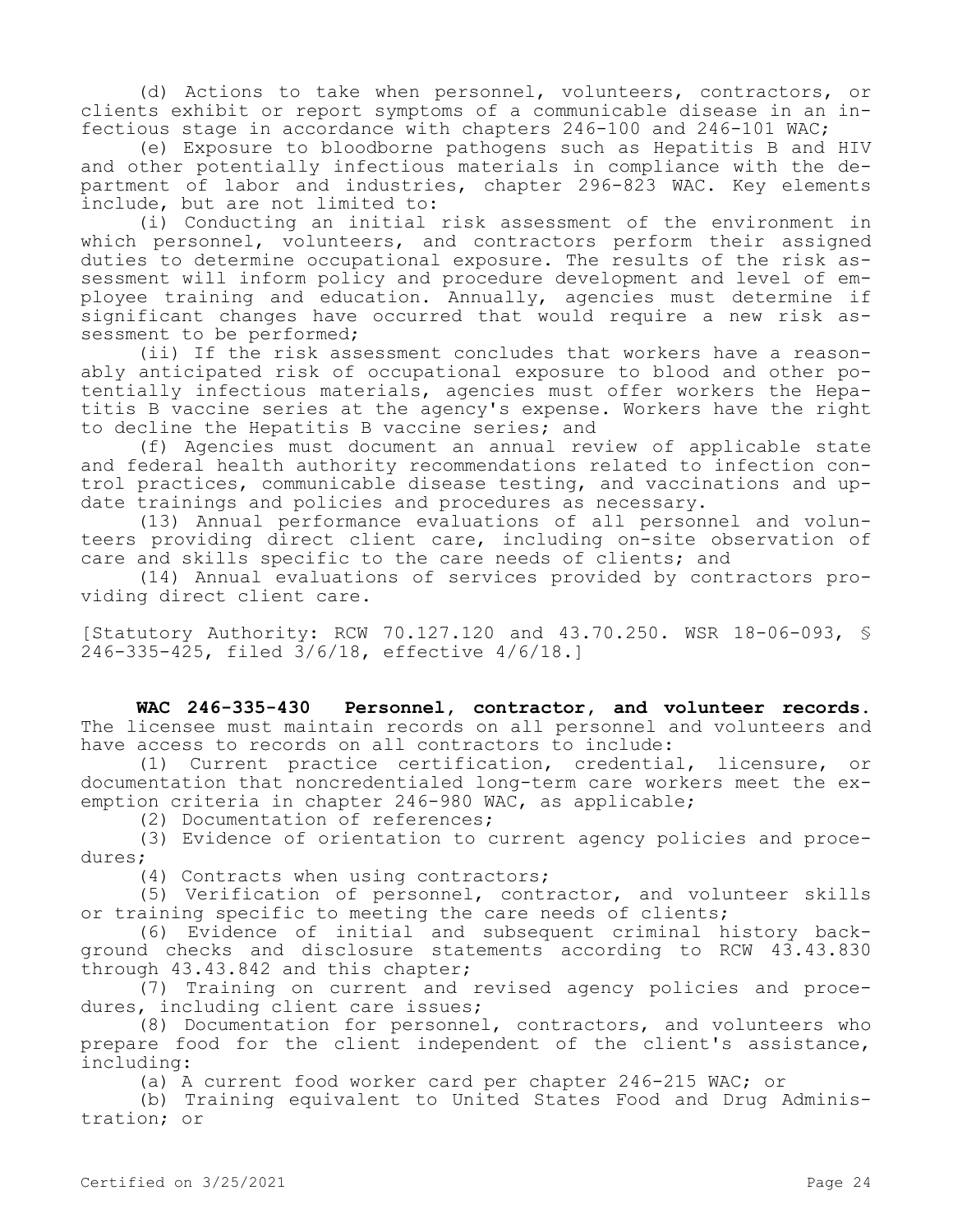(d) Actions to take when personnel, volunteers, contractors, or clients exhibit or report symptoms of a communicable disease in an infectious stage in accordance with chapters 246-100 and 246-101 WAC;

(e) Exposure to bloodborne pathogens such as Hepatitis B and HIV and other potentially infectious materials in compliance with the department of labor and industries, chapter 296-823 WAC. Key elements include, but are not limited to:

(i) Conducting an initial risk assessment of the environment in which personnel, volunteers, and contractors perform their assigned duties to determine occupational exposure. The results of the risk assessment will inform policy and procedure development and level of employee training and education. Annually, agencies must determine if significant changes have occurred that would require a new risk assessment to be performed;

(ii) If the risk assessment concludes that workers have a reasonably anticipated risk of occupational exposure to blood and other potentially infectious materials, agencies must offer workers the Hepatitis B vaccine series at the agency's expense. Workers have the right to decline the Hepatitis B vaccine series; and

(f) Agencies must document an annual review of applicable state and federal health authority recommendations related to infection control practices, communicable disease testing, and vaccinations and update trainings and policies and procedures as necessary.

(13) Annual performance evaluations of all personnel and volunteers providing direct client care, including on-site observation of care and skills specific to the care needs of clients; and

(14) Annual evaluations of services provided by contractors providing direct client care.

[Statutory Authority: RCW 70.127.120 and 43.70.250. WSR 18-06-093, § 246-335-425, filed 3/6/18, effective 4/6/18.]

**WAC 246-335-430 Personnel, contractor, and volunteer records.** The licensee must maintain records on all personnel and volunteers and have access to records on all contractors to include:

(1) Current practice certification, credential, licensure, or documentation that noncredentialed long-term care workers meet the exemption criteria in chapter 246-980 WAC, as applicable;

(2) Documentation of references;

(3) Evidence of orientation to current agency policies and procedures;

(4) Contracts when using contractors;

(5) Verification of personnel, contractor, and volunteer skills or training specific to meeting the care needs of clients;

(6) Evidence of initial and subsequent criminal history background checks and disclosure statements according to RCW 43.43.830 through 43.43.842 and this chapter;

(7) Training on current and revised agency policies and procedures, including client care issues;

(8) Documentation for personnel, contractors, and volunteers who prepare food for the client independent of the client's assistance, including:

(a) A current food worker card per chapter 246-215 WAC; or

(b) Training equivalent to United States Food and Drug Administration; or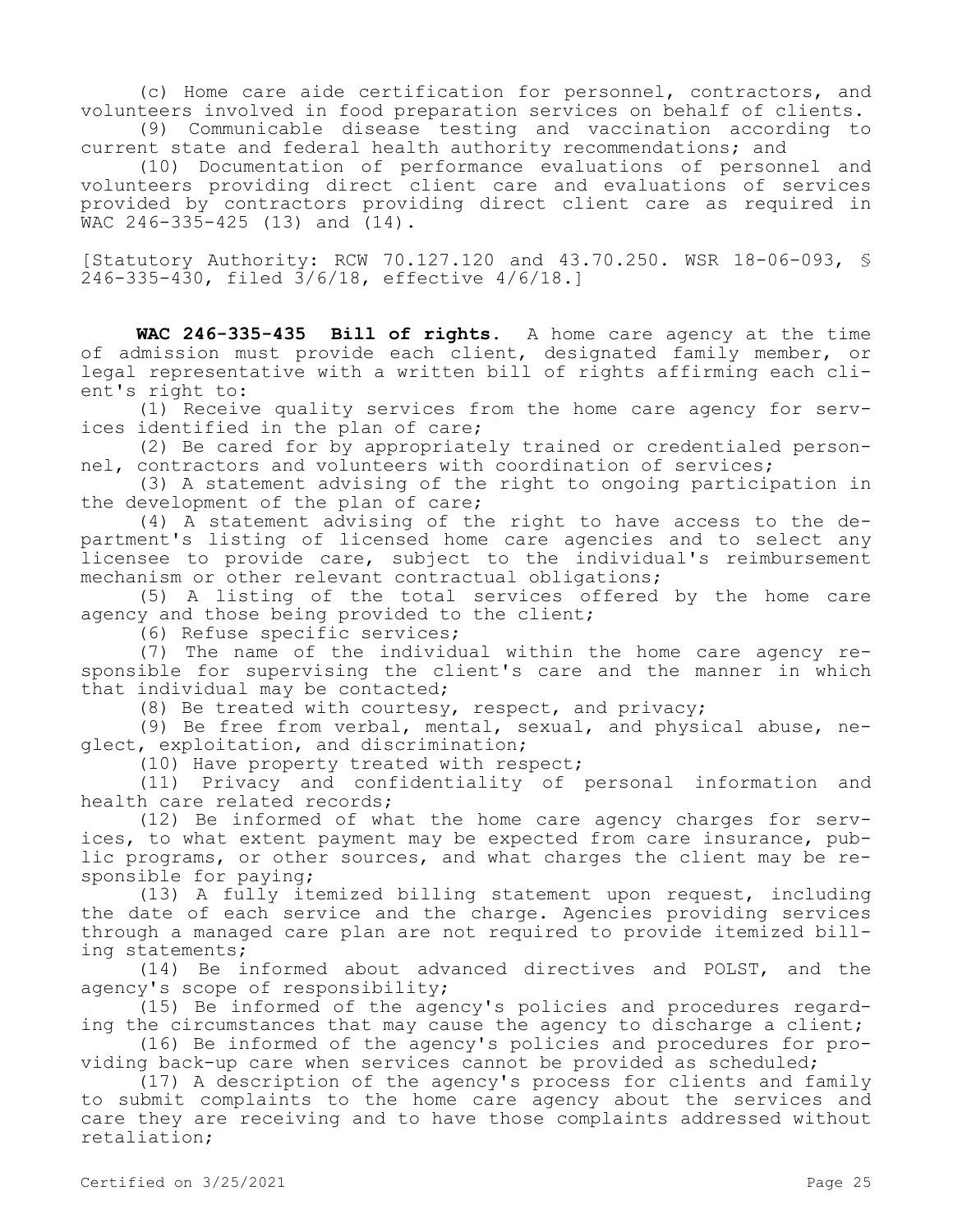(c) Home care aide certification for personnel, contractors, and volunteers involved in food preparation services on behalf of clients.

(9) Communicable disease testing and vaccination according to current state and federal health authority recommendations; and

(10) Documentation of performance evaluations of personnel and volunteers providing direct client care and evaluations of services provided by contractors providing direct client care as required in WAC 246-335-425 (13) and (14).

[Statutory Authority: RCW 70.127.120 and 43.70.250. WSR 18-06-093, § 246-335-430, filed 3/6/18, effective 4/6/18.]

**WAC 246-335-435 Bill of rights.** A home care agency at the time of admission must provide each client, designated family member, or legal representative with a written bill of rights affirming each client's right to:

(1) Receive quality services from the home care agency for services identified in the plan of care;

(2) Be cared for by appropriately trained or credentialed personnel, contractors and volunteers with coordination of services;

(3) A statement advising of the right to ongoing participation in the development of the plan of care;

(4) A statement advising of the right to have access to the department's listing of licensed home care agencies and to select any licensee to provide care, subject to the individual's reimbursement mechanism or other relevant contractual obligations;

(5) A listing of the total services offered by the home care agency and those being provided to the client;

(6) Refuse specific services;

(7) The name of the individual within the home care agency responsible for supervising the client's care and the manner in which that individual may be contacted;

(8) Be treated with courtesy, respect, and privacy;

(9) Be free from verbal, mental, sexual, and physical abuse, neglect, exploitation, and discrimination;

(10) Have property treated with respect;

(11) Privacy and confidentiality of personal information and health care related records;

(12) Be informed of what the home care agency charges for services, to what extent payment may be expected from care insurance, public programs, or other sources, and what charges the client may be responsible for paying;

(13) A fully itemized billing statement upon request, including the date of each service and the charge. Agencies providing services through a managed care plan are not required to provide itemized billing statements;

(14) Be informed about advanced directives and POLST, and the agency's scope of responsibility;

(15) Be informed of the agency's policies and procedures regarding the circumstances that may cause the agency to discharge a client;

(16) Be informed of the agency's policies and procedures for providing back-up care when services cannot be provided as scheduled;

(17) A description of the agency's process for clients and family to submit complaints to the home care agency about the services and care they are receiving and to have those complaints addressed without retaliation;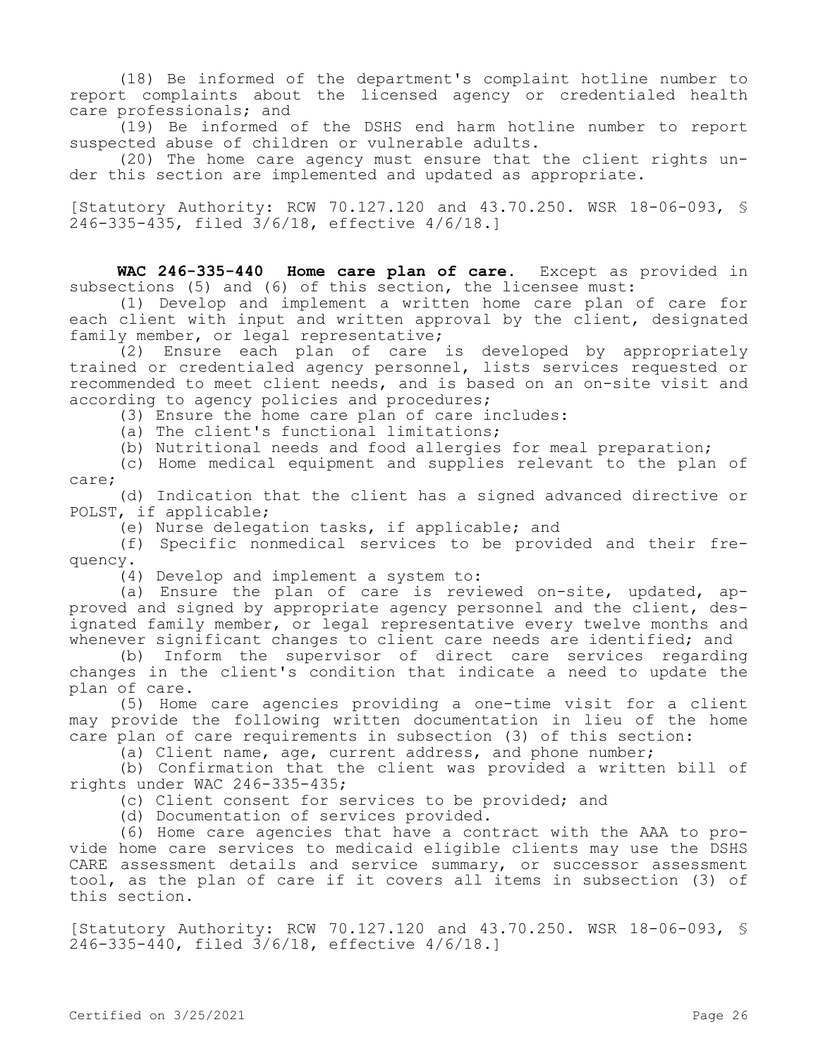(18) Be informed of the department's complaint hotline number to report complaints about the licensed agency or credentialed health care professionals; and

(19) Be informed of the DSHS end harm hotline number to report suspected abuse of children or vulnerable adults.

(20) The home care agency must ensure that the client rights under this section are implemented and updated as appropriate.

[Statutory Authority: RCW 70.127.120 and 43.70.250. WSR 18-06-093, § 246-335-435, filed 3/6/18, effective 4/6/18.]

**WAC 246-335-440 Home care plan of care.** Except as provided in subsections (5) and (6) of this section, the licensee must:

(1) Develop and implement a written home care plan of care for each client with input and written approval by the client, designated family member, or legal representative;

(2) Ensure each plan of care is developed by appropriately trained or credentialed agency personnel, lists services requested or recommended to meet client needs, and is based on an on-site visit and according to agency policies and procedures;

(3) Ensure the home care plan of care includes:

(a) The client's functional limitations;

(b) Nutritional needs and food allergies for meal preparation;

(c) Home medical equipment and supplies relevant to the plan of care;

(d) Indication that the client has a signed advanced directive or POLST, if applicable;

(e) Nurse delegation tasks, if applicable; and

(f) Specific nonmedical services to be provided and their frequency.

(4) Develop and implement a system to:

(a) Ensure the plan of care is reviewed on-site, updated, approved and signed by appropriate agency personnel and the client, designated family member, or legal representative every twelve months and whenever significant changes to client care needs are identified; and

(b) Inform the supervisor of direct care services regarding changes in the client's condition that indicate a need to update the plan of care.

(5) Home care agencies providing a one-time visit for a client may provide the following written documentation in lieu of the home care plan of care requirements in subsection (3) of this section:

(a) Client name, age, current address, and phone number;

(b) Confirmation that the client was provided a written bill of rights under WAC 246-335-435;

(c) Client consent for services to be provided; and

(d) Documentation of services provided.

(6) Home care agencies that have a contract with the AAA to provide home care services to medicaid eligible clients may use the DSHS CARE assessment details and service summary, or successor assessment tool, as the plan of care if it covers all items in subsection (3) of this section.

[Statutory Authority: RCW 70.127.120 and 43.70.250. WSR 18-06-093, § 246-335-440, filed 3/6/18, effective 4/6/18.]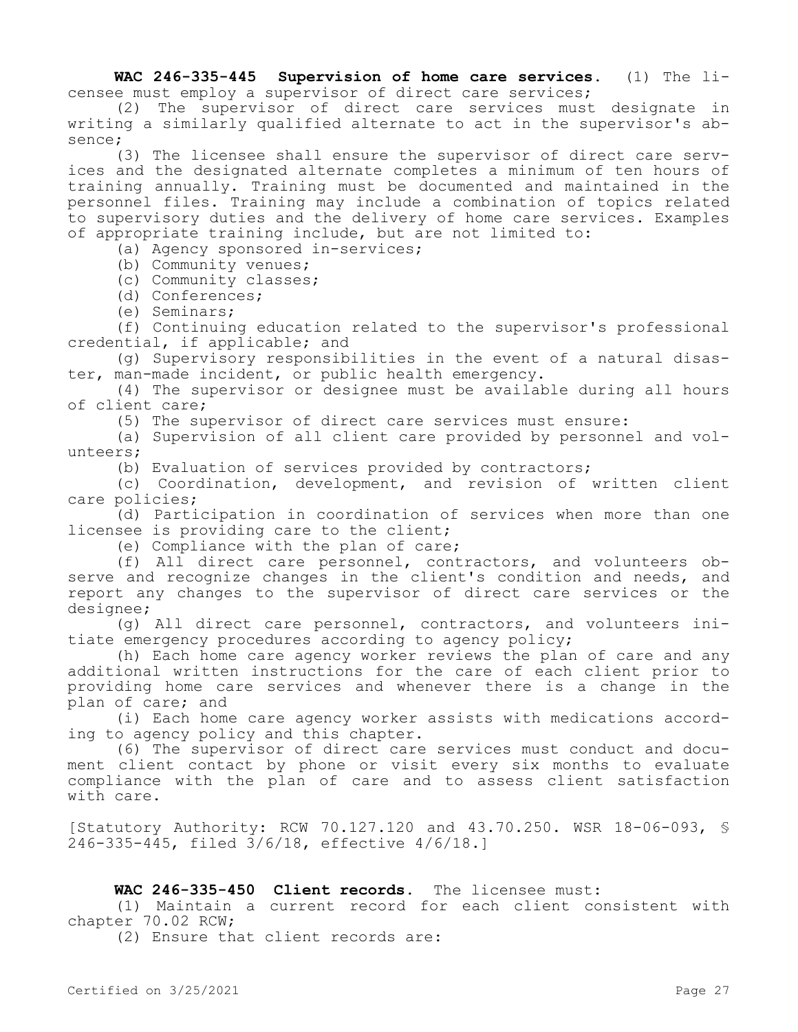**WAC 246-335-445 Supervision of home care services.** (1) The licensee must employ a supervisor of direct care services;

(2) The supervisor of direct care services must designate in writing a similarly qualified alternate to act in the supervisor's absence;

(3) The licensee shall ensure the supervisor of direct care services and the designated alternate completes a minimum of ten hours of training annually. Training must be documented and maintained in the personnel files. Training may include a combination of topics related to supervisory duties and the delivery of home care services. Examples of appropriate training include, but are not limited to:

(a) Agency sponsored in-services;

(b) Community venues;

(c) Community classes;

(d) Conferences;

(e) Seminars;

(f) Continuing education related to the supervisor's professional credential, if applicable; and

(g) Supervisory responsibilities in the event of a natural disaster, man-made incident, or public health emergency.

(4) The supervisor or designee must be available during all hours of client care;

(5) The supervisor of direct care services must ensure:

(a) Supervision of all client care provided by personnel and volunteers;

(b) Evaluation of services provided by contractors;

(c) Coordination, development, and revision of written client care policies;

(d) Participation in coordination of services when more than one licensee is providing care to the client;

(e) Compliance with the plan of care;

(f) All direct care personnel, contractors, and volunteers observe and recognize changes in the client's condition and needs, and report any changes to the supervisor of direct care services or the designee;

(g) All direct care personnel, contractors, and volunteers initiate emergency procedures according to agency policy;

(h) Each home care agency worker reviews the plan of care and any additional written instructions for the care of each client prior to providing home care services and whenever there is a change in the plan of care; and

(i) Each home care agency worker assists with medications according to agency policy and this chapter.

(6) The supervisor of direct care services must conduct and document client contact by phone or visit every six months to evaluate compliance with the plan of care and to assess client satisfaction with care.

[Statutory Authority: RCW 70.127.120 and 43.70.250. WSR 18-06-093, § 246-335-445, filed 3/6/18, effective 4/6/18.]

**WAC 246-335-450 Client records.** The licensee must:

(1) Maintain a current record for each client consistent with chapter 70.02 RCW;

(2) Ensure that client records are: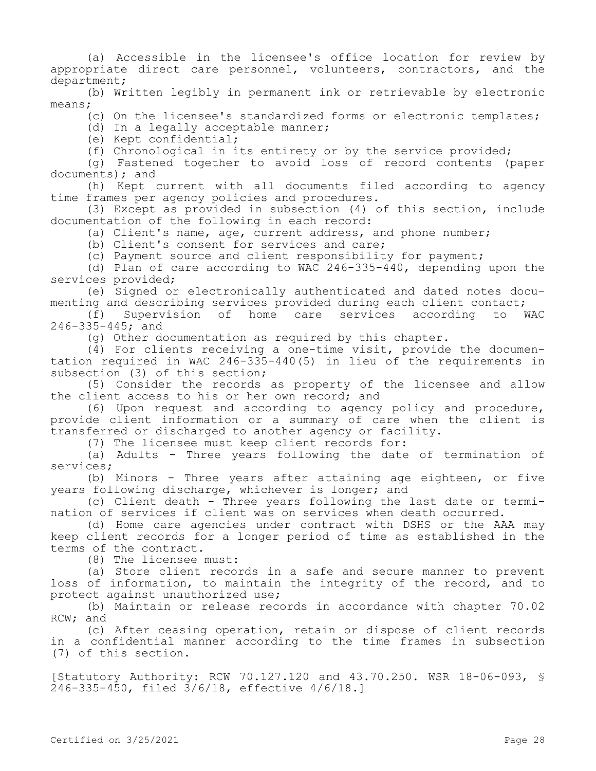(a) Accessible in the licensee's office location for review by appropriate direct care personnel, volunteers, contractors, and the department;

(b) Written legibly in permanent ink or retrievable by electronic means;

(c) On the licensee's standardized forms or electronic templates;

(d) In a legally acceptable manner;

(e) Kept confidential;

(f) Chronological in its entirety or by the service provided;

(g) Fastened together to avoid loss of record contents (paper documents); and

(h) Kept current with all documents filed according to agency time frames per agency policies and procedures.

(3) Except as provided in subsection (4) of this section, include documentation of the following in each record:

(a) Client's name, age, current address, and phone number;

(b) Client's consent for services and care;

(c) Payment source and client responsibility for payment;

(d) Plan of care according to WAC 246-335-440, depending upon the services provided;

(e) Signed or electronically authenticated and dated notes documenting and describing services provided during each client contact;

(f) Supervision of home care services according to WAC 246-335-445; and

(g) Other documentation as required by this chapter.

(4) For clients receiving a one-time visit, provide the documentation required in WAC 246-335-440(5) in lieu of the requirements in subsection (3) of this section;

(5) Consider the records as property of the licensee and allow the client access to his or her own record; and

(6) Upon request and according to agency policy and procedure, provide client information or a summary of care when the client is transferred or discharged to another agency or facility.

(7) The licensee must keep client records for:

(a) Adults - Three years following the date of termination of services;

(b) Minors - Three years after attaining age eighteen, or five years following discharge, whichever is longer; and

(c) Client death - Three years following the last date or termination of services if client was on services when death occurred.

(d) Home care agencies under contract with DSHS or the AAA may keep client records for a longer period of time as established in the terms of the contract.

(8) The licensee must:

(a) Store client records in a safe and secure manner to prevent loss of information, to maintain the integrity of the record, and to protect against unauthorized use;

(b) Maintain or release records in accordance with chapter 70.02 RCW; and

(c) After ceasing operation, retain or dispose of client records in a confidential manner according to the time frames in subsection (7) of this section.

[Statutory Authority: RCW 70.127.120 and 43.70.250. WSR 18-06-093, § 246-335-450, filed 3/6/18, effective 4/6/18.]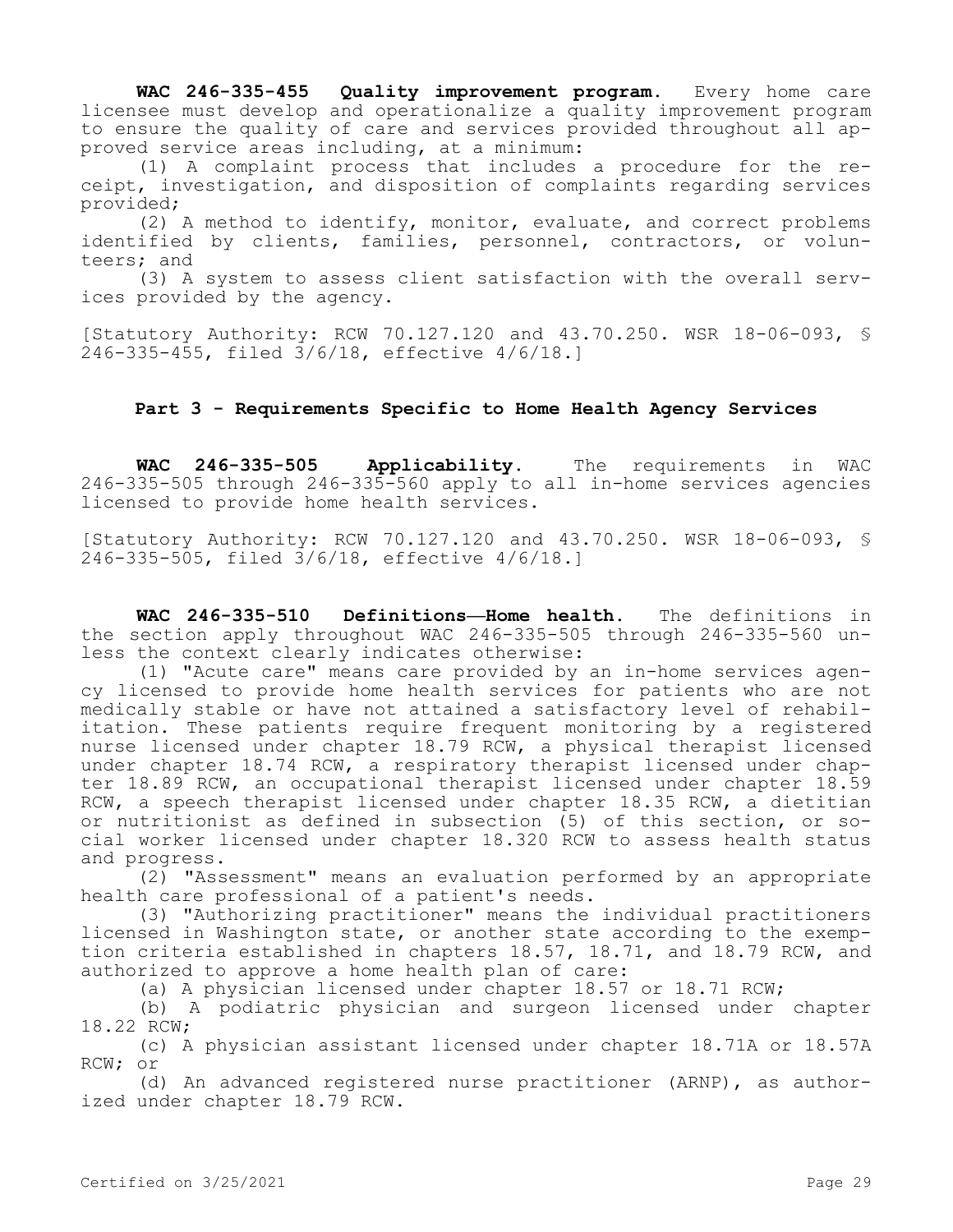**WAC 246-335-455 Quality improvement program.** Every home care licensee must develop and operationalize a quality improvement program to ensure the quality of care and services provided throughout all approved service areas including, at a minimum:

(1) A complaint process that includes a procedure for the receipt, investigation, and disposition of complaints regarding services provided;

(2) A method to identify, monitor, evaluate, and correct problems identified by clients, families, personnel, contractors, or volunteers; and

(3) A system to assess client satisfaction with the overall services provided by the agency.

[Statutory Authority: RCW 70.127.120 and 43.70.250. WSR 18-06-093, § 246-335-455, filed 3/6/18, effective 4/6/18.]

## Part 3 - Requirements Specific to Home Health Agency Services

**WAC 246-335-505 Applicability.** The requirements in WAC 246-335-505 through 246-335-560 apply to all in-home services agencies licensed to provide home health services.

[Statutory Authority: RCW 70.127.120 and 43.70.250. WSR 18-06-093, § 246-335-505, filed 3/6/18, effective 4/6/18.]

**WAC 246-335-510 Definitions—Home health.** The definitions in the section apply throughout WAC 246-335-505 through 246-335-560 unless the context clearly indicates otherwise:

(1) "Acute care" means care provided by an in-home services agency licensed to provide home health services for patients who are not medically stable or have not attained a satisfactory level of rehabilitation. These patients require frequent monitoring by a registered nurse licensed under chapter 18.79 RCW, a physical therapist licensed under chapter 18.74 RCW, a respiratory therapist licensed under chapter 18.89 RCW, an occupational therapist licensed under chapter 18.59 RCW, a speech therapist licensed under chapter 18.35 RCW, a dietitian or nutritionist as defined in subsection (5) of this section, or social worker licensed under chapter 18.320 RCW to assess health status and progress.

(2) "Assessment" means an evaluation performed by an appropriate health care professional of a patient's needs.

(3) "Authorizing practitioner" means the individual practitioners licensed in Washington state, or another state according to the exemption criteria established in chapters 18.57, 18.71, and 18.79 RCW, and authorized to approve a home health plan of care:

(a) A physician licensed under chapter 18.57 or 18.71 RCW;

(b) A podiatric physician and surgeon licensed under chapter 18.22 RCW;

(c) A physician assistant licensed under chapter 18.71A or 18.57A RCW; or

(d) An advanced registered nurse practitioner (ARNP), as authorized under chapter 18.79 RCW.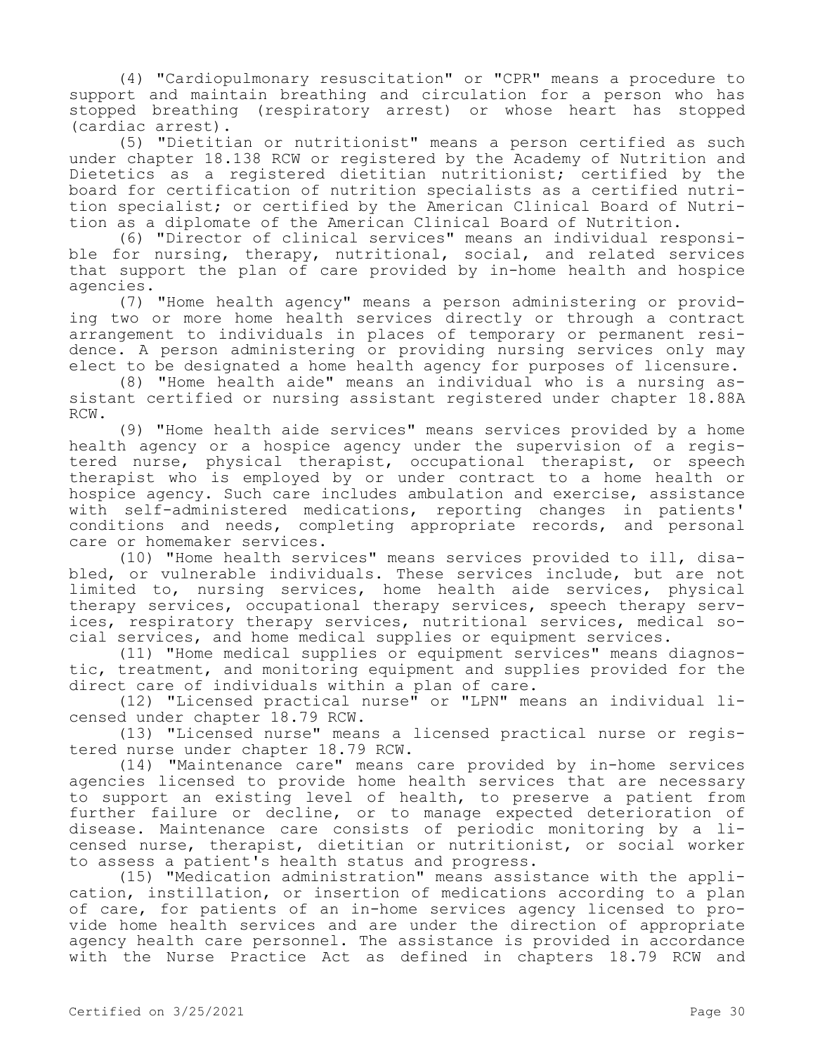(4) "Cardiopulmonary resuscitation" or "CPR" means a procedure to support and maintain breathing and circulation for a person who has stopped breathing (respiratory arrest) or whose heart has stopped (cardiac arrest).

(5) "Dietitian or nutritionist" means a person certified as such under chapter 18.138 RCW or registered by the Academy of Nutrition and Dietetics as a registered dietitian nutritionist; certified by the board for certification of nutrition specialists as a certified nutrition specialist; or certified by the American Clinical Board of Nutrition as a diplomate of the American Clinical Board of Nutrition.

(6) "Director of clinical services" means an individual responsible for nursing, therapy, nutritional, social, and related services that support the plan of care provided by in-home health and hospice agencies.

(7) "Home health agency" means a person administering or providing two or more home health services directly or through a contract arrangement to individuals in places of temporary or permanent residence. A person administering or providing nursing services only may elect to be designated a home health agency for purposes of licensure.

(8) "Home health aide" means an individual who is a nursing assistant certified or nursing assistant registered under chapter 18.88A RCW.

(9) "Home health aide services" means services provided by a home health agency or a hospice agency under the supervision of a registered nurse, physical therapist, occupational therapist, or speech therapist who is employed by or under contract to a home health or hospice agency. Such care includes ambulation and exercise, assistance with self-administered medications, reporting changes in patients' conditions and needs, completing appropriate records, and personal care or homemaker services.

(10) "Home health services" means services provided to ill, disabled, or vulnerable individuals. These services include, but are not limited to, nursing services, home health aide services, physical therapy services, occupational therapy services, speech therapy services, respiratory therapy services, nutritional services, medical social services, and home medical supplies or equipment services.

(11) "Home medical supplies or equipment services" means diagnostic, treatment, and monitoring equipment and supplies provided for the direct care of individuals within a plan of care.

(12) "Licensed practical nurse" or "LPN" means an individual licensed under chapter 18.79 RCW.

(13) "Licensed nurse" means a licensed practical nurse or registered nurse under chapter 18.79 RCW.

(14) "Maintenance care" means care provided by in-home services agencies licensed to provide home health services that are necessary to support an existing level of health, to preserve a patient from further failure or decline, or to manage expected deterioration of disease. Maintenance care consists of periodic monitoring by a licensed nurse, therapist, dietitian or nutritionist, or social worker to assess a patient's health status and progress.

(15) "Medication administration" means assistance with the application, instillation, or insertion of medications according to a plan of care, for patients of an in-home services agency licensed to provide home health services and are under the direction of appropriate agency health care personnel. The assistance is provided in accordance with the Nurse Practice Act as defined in chapters 18.79 RCW and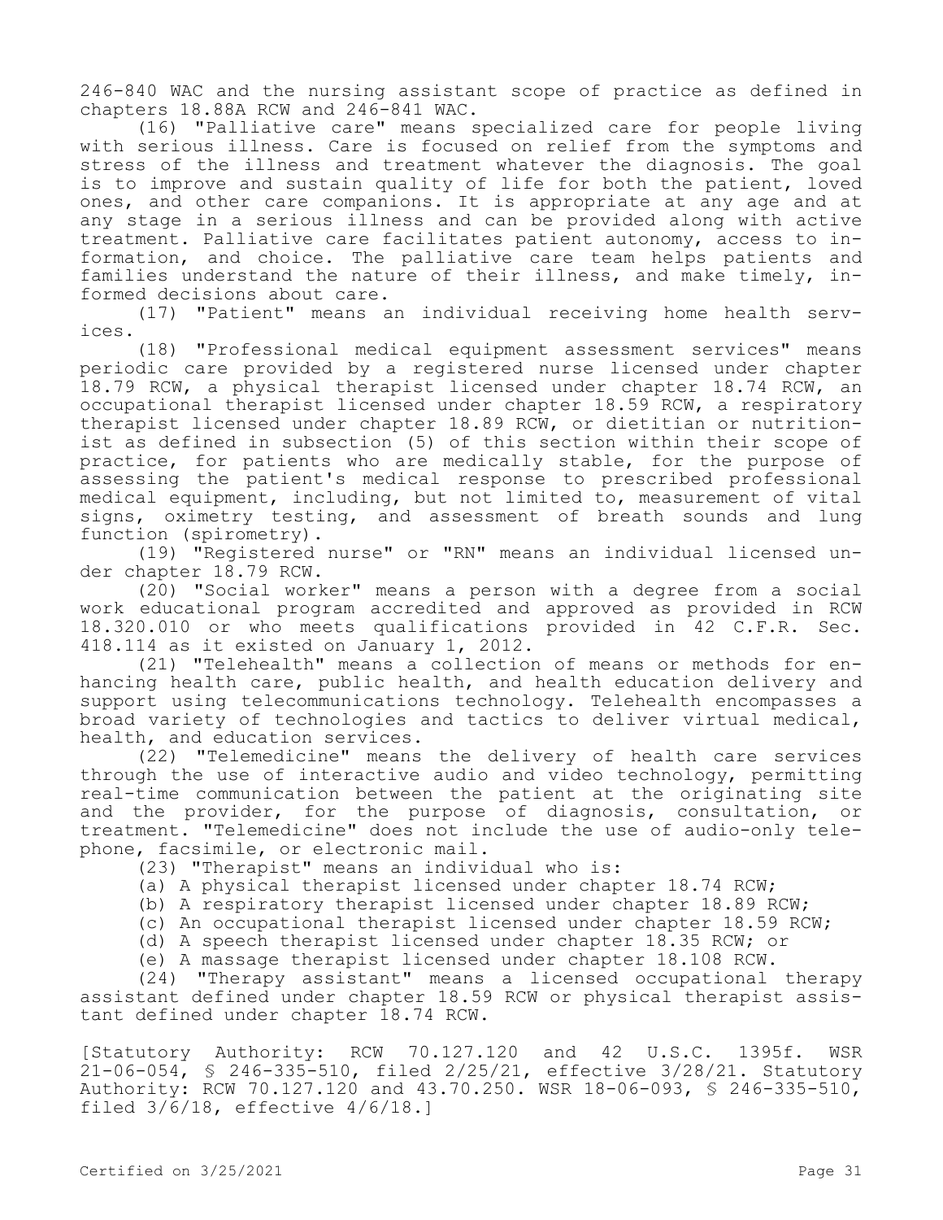246-840 WAC and the nursing assistant scope of practice as defined in chapters 18.88A RCW and 246-841 WAC.

(16) "Palliative care" means specialized care for people living with serious illness. Care is focused on relief from the symptoms and stress of the illness and treatment whatever the diagnosis. The goal is to improve and sustain quality of life for both the patient, loved ones, and other care companions. It is appropriate at any age and at any stage in a serious illness and can be provided along with active treatment. Palliative care facilitates patient autonomy, access to information, and choice. The palliative care team helps patients and families understand the nature of their illness, and make timely, informed decisions about care.

(17) "Patient" means an individual receiving home health services.

(18) "Professional medical equipment assessment services" means periodic care provided by a registered nurse licensed under chapter 18.79 RCW, a physical therapist licensed under chapter 18.74 RCW, an occupational therapist licensed under chapter 18.59 RCW, a respiratory therapist licensed under chapter 18.89 RCW, or dietitian or nutritionist as defined in subsection (5) of this section within their scope of practice, for patients who are medically stable, for the purpose of assessing the patient's medical response to prescribed professional medical equipment, including, but not limited to, measurement of vital signs, oximetry testing, and assessment of breath sounds and lung function (spirometry).

(19) "Registered nurse" or "RN" means an individual licensed under chapter 18.79 RCW.

(20) "Social worker" means a person with a degree from a social work educational program accredited and approved as provided in RCW 18.320.010 or who meets qualifications provided in 42 C.F.R. Sec. 418.114 as it existed on January 1, 2012.

(21) "Telehealth" means a collection of means or methods for enhancing health care, public health, and health education delivery and support using telecommunications technology. Telehealth encompasses a broad variety of technologies and tactics to deliver virtual medical, health, and education services.

(22) "Telemedicine" means the delivery of health care services through the use of interactive audio and video technology, permitting real-time communication between the patient at the originating site and the provider, for the purpose of diagnosis, consultation, or treatment. "Telemedicine" does not include the use of audio-only telephone, facsimile, or electronic mail.

(23) "Therapist" means an individual who is:

(a) A physical therapist licensed under chapter 18.74 RCW;

(b) A respiratory therapist licensed under chapter 18.89 RCW;

(c) An occupational therapist licensed under chapter 18.59 RCW;

(d) A speech therapist licensed under chapter 18.35 RCW; or

(e) A massage therapist licensed under chapter 18.108 RCW.

(24) "Therapy assistant" means a licensed occupational therapy assistant defined under chapter 18.59 RCW or physical therapist assistant defined under chapter 18.74 RCW.

[Statutory Authority: RCW 70.127.120 and 42 U.S.C. 1395f. WSR 21-06-054, § 246-335-510, filed 2/25/21, effective 3/28/21. Statutory Authority: RCW 70.127.120 and 43.70.250. WSR 18-06-093, § 246-335-510, filed 3/6/18, effective 4/6/18.]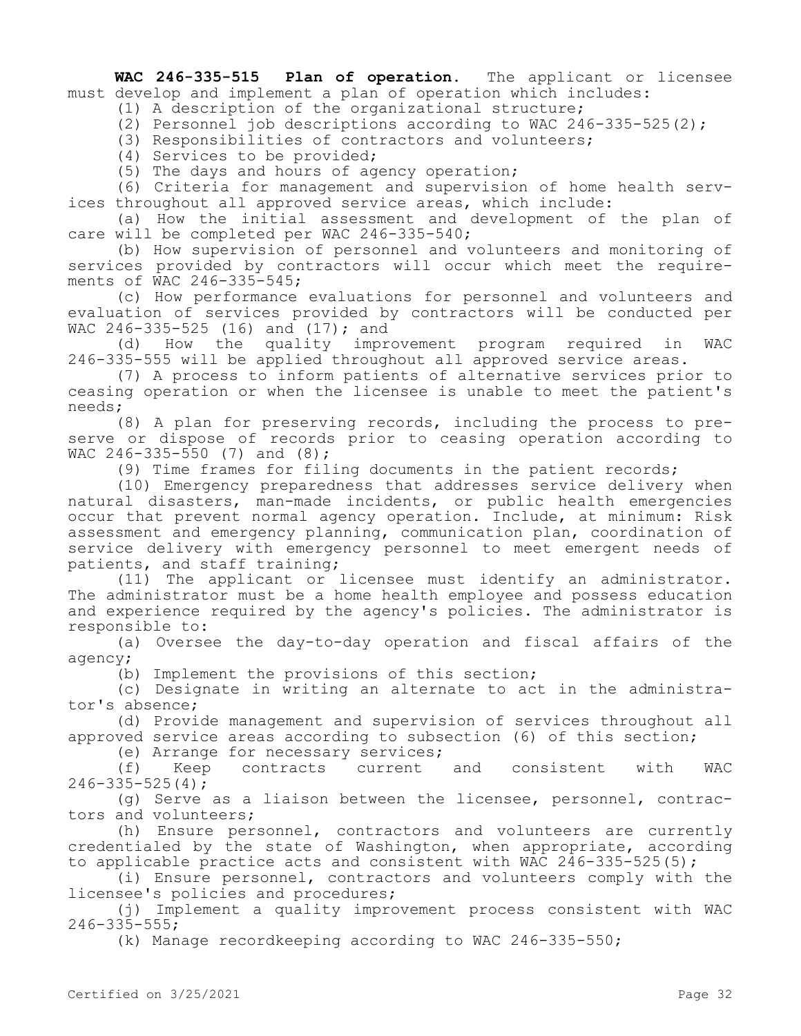**WAC 246-335-515 Plan of operation.** The applicant or licensee must develop and implement a plan of operation which includes:

(1) A description of the organizational structure;

(2) Personnel job descriptions according to WAC 246-335-525(2);

(3) Responsibilities of contractors and volunteers;

(4) Services to be provided;

(5) The days and hours of agency operation;

(6) Criteria for management and supervision of home health services throughout all approved service areas, which include:

(a) How the initial assessment and development of the plan of care will be completed per WAC 246-335-540;

(b) How supervision of personnel and volunteers and monitoring of services provided by contractors will occur which meet the requirements of WAC 246-335-545;

(c) How performance evaluations for personnel and volunteers and evaluation of services provided by contractors will be conducted per WAC 246-335-525 (16) and (17); and

(d) How the quality improvement program required in WAC 246-335-555 will be applied throughout all approved service areas.

(7) A process to inform patients of alternative services prior to ceasing operation or when the licensee is unable to meet the patient's needs;

(8) A plan for preserving records, including the process to preserve or dispose of records prior to ceasing operation according to WAC 246-335-550 (7) and (8);

(9) Time frames for filing documents in the patient records;

(10) Emergency preparedness that addresses service delivery when natural disasters, man-made incidents, or public health emergencies occur that prevent normal agency operation. Include, at minimum: Risk assessment and emergency planning, communication plan, coordination of service delivery with emergency personnel to meet emergent needs of patients, and staff training;

(11) The applicant or licensee must identify an administrator. The administrator must be a home health employee and possess education and experience required by the agency's policies. The administrator is responsible to:

(a) Oversee the day-to-day operation and fiscal affairs of the agency;

(b) Implement the provisions of this section;

(c) Designate in writing an alternate to act in the administrator's absence;

(d) Provide management and supervision of services throughout all approved service areas according to subsection (6) of this section;

(e) Arrange for necessary services;

(f) Keep contracts current and consistent with WAC 246-335-525(4);

(g) Serve as a liaison between the licensee, personnel, contractors and volunteers;

(h) Ensure personnel, contractors and volunteers are currently credentialed by the state of Washington, when appropriate, according to applicable practice acts and consistent with WAC 246-335-525(5);

(i) Ensure personnel, contractors and volunteers comply with the licensee's policies and procedures;

(j) Implement a quality improvement process consistent with WAC 246-335-555;

(k) Manage recordkeeping according to WAC 246-335-550;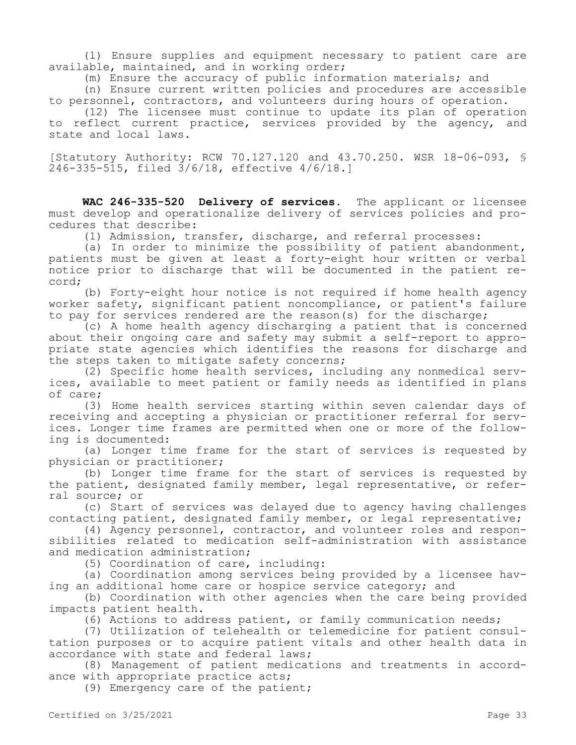(l) Ensure supplies and equipment necessary to patient care are available, maintained, and in working order;

(m) Ensure the accuracy of public information materials; and

(n) Ensure current written policies and procedures are accessible to personnel, contractors, and volunteers during hours of operation.

(12) The licensee must continue to update its plan of operation to reflect current practice, services provided by the agency, and state and local laws.

[Statutory Authority: RCW 70.127.120 and 43.70.250. WSR 18-06-093, § 246-335-515, filed 3/6/18, effective 4/6/18.]

**WAC 246-335-520 Delivery of services.** The applicant or licensee must develop and operationalize delivery of services policies and procedures that describe:

(1) Admission, transfer, discharge, and referral processes:

(a) In order to minimize the possibility of patient abandonment, patients must be given at least a forty-eight hour written or verbal notice prior to discharge that will be documented in the patient record;

(b) Forty-eight hour notice is not required if home health agency worker safety, significant patient noncompliance, or patient's failure to pay for services rendered are the reason(s) for the discharge;

(c) A home health agency discharging a patient that is concerned about their ongoing care and safety may submit a self-report to appropriate state agencies which identifies the reasons for discharge and the steps taken to mitigate safety concerns;

(2) Specific home health services, including any nonmedical services, available to meet patient or family needs as identified in plans of care;

(3) Home health services starting within seven calendar days of receiving and accepting a physician or practitioner referral for services. Longer time frames are permitted when one or more of the following is documented:

(a) Longer time frame for the start of services is requested by physician or practitioner;

(b) Longer time frame for the start of services is requested by the patient, designated family member, legal representative, or referral source; or

(c) Start of services was delayed due to agency having challenges contacting patient, designated family member, or legal representative;

(4) Agency personnel, contractor, and volunteer roles and responsibilities related to medication self-administration with assistance and medication administration;

(5) Coordination of care, including:

(a) Coordination among services being provided by a licensee having an additional home care or hospice service category; and

(b) Coordination with other agencies when the care being provided impacts patient health.

(6) Actions to address patient, or family communication needs;

(7) Utilization of telehealth or telemedicine for patient consultation purposes or to acquire patient vitals and other health data in accordance with state and federal laws;

(8) Management of patient medications and treatments in accordance with appropriate practice acts;

(9) Emergency care of the patient;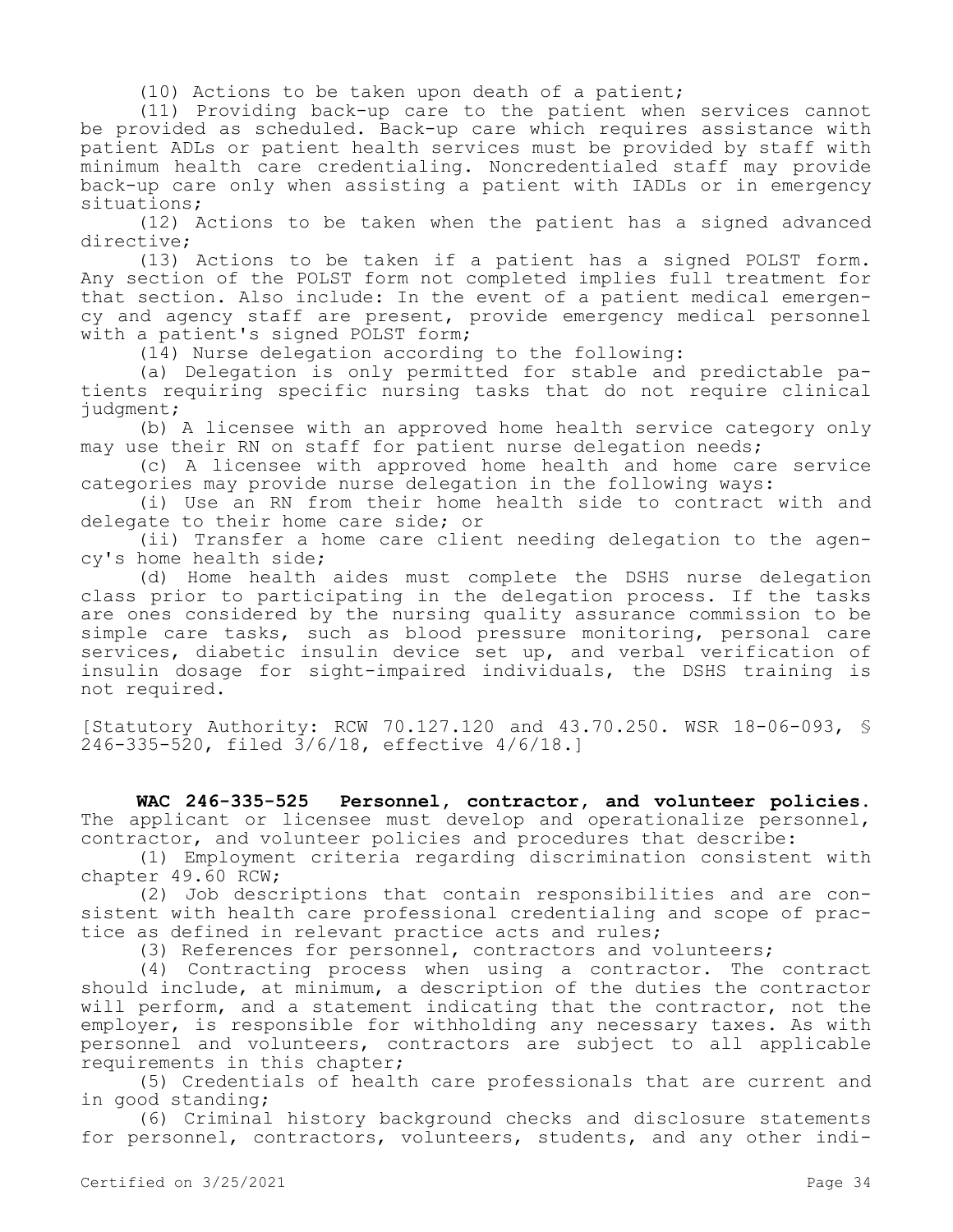(10) Actions to be taken upon death of a patient;

(11) Providing back-up care to the patient when services cannot be provided as scheduled. Back-up care which requires assistance with patient ADLs or patient health services must be provided by staff with minimum health care credentialing. Noncredentialed staff may provide back-up care only when assisting a patient with IADLs or in emergency situations;

(12) Actions to be taken when the patient has a signed advanced directive;

(13) Actions to be taken if a patient has a signed POLST form. Any section of the POLST form not completed implies full treatment for that section. Also include: In the event of a patient medical emergency and agency staff are present, provide emergency medical personnel with a patient's signed POLST form;

(14) Nurse delegation according to the following:

(a) Delegation is only permitted for stable and predictable patients requiring specific nursing tasks that do not require clinical judgment;

(b) A licensee with an approved home health service category only may use their RN on staff for patient nurse delegation needs;

(c) A licensee with approved home health and home care service categories may provide nurse delegation in the following ways:

(i) Use an RN from their home health side to contract with and delegate to their home care side; or

(ii) Transfer a home care client needing delegation to the agency's home health side;

(d) Home health aides must complete the DSHS nurse delegation class prior to participating in the delegation process. If the tasks are ones considered by the nursing quality assurance commission to be simple care tasks, such as blood pressure monitoring, personal care services, diabetic insulin device set up, and verbal verification of insulin dosage for sight-impaired individuals, the DSHS training is not required.

[Statutory Authority: RCW 70.127.120 and 43.70.250. WSR 18-06-093, § 246-335-520, filed 3/6/18, effective 4/6/18.]

**WAC 246-335-525 Personnel, contractor, and volunteer policies.** The applicant or licensee must develop and operationalize personnel, contractor, and volunteer policies and procedures that describe:

(1) Employment criteria regarding discrimination consistent with chapter 49.60 RCW;

(2) Job descriptions that contain responsibilities and are consistent with health care professional credentialing and scope of practice as defined in relevant practice acts and rules;

(3) References for personnel, contractors and volunteers;

(4) Contracting process when using a contractor. The contract should include, at minimum, a description of the duties the contractor will perform, and a statement indicating that the contractor, not the employer, is responsible for withholding any necessary taxes. As with personnel and volunteers, contractors are subject to all applicable requirements in this chapter;

(5) Credentials of health care professionals that are current and in good standing;

(6) Criminal history background checks and disclosure statements for personnel, contractors, volunteers, students, and any other indi-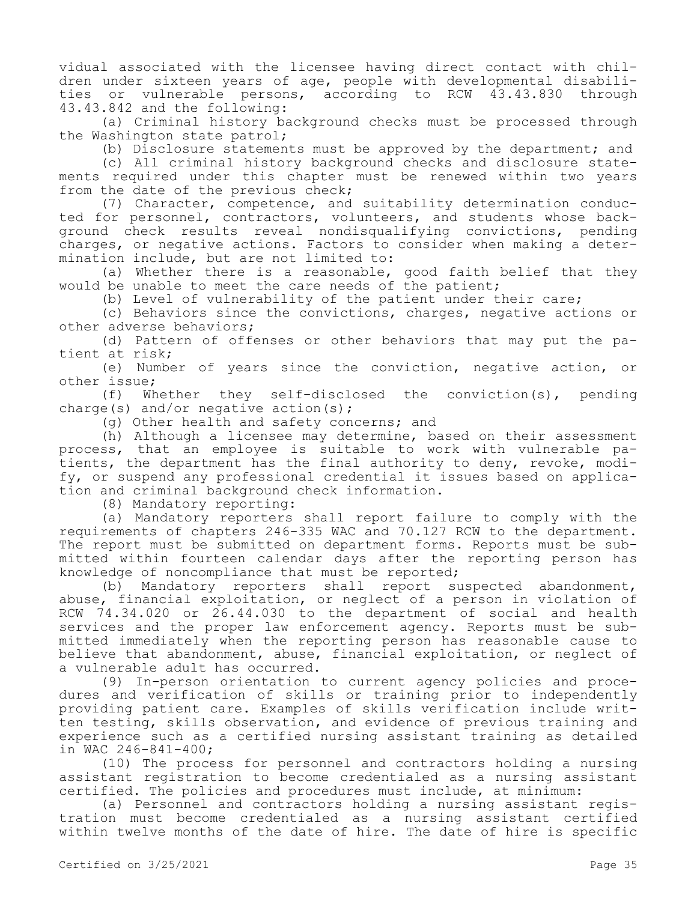vidual associated with the licensee having direct contact with children under sixteen years of age, people with developmental disabilities or vulnerable persons, according to RCW 43.43.830 through 43.43.842 and the following:

(a) Criminal history background checks must be processed through the Washington state patrol;

(b) Disclosure statements must be approved by the department; and

(c) All criminal history background checks and disclosure statements required under this chapter must be renewed within two years from the date of the previous check;

(7) Character, competence, and suitability determination conducted for personnel, contractors, volunteers, and students whose background check results reveal nondisqualifying convictions, pending charges, or negative actions. Factors to consider when making a determination include, but are not limited to:

(a) Whether there is a reasonable, good faith belief that they would be unable to meet the care needs of the patient;

(b) Level of vulnerability of the patient under their care;

(c) Behaviors since the convictions, charges, negative actions or other adverse behaviors;

(d) Pattern of offenses or other behaviors that may put the patient at risk;

(e) Number of years since the conviction, negative action, or other issue;

(f) Whether they self-disclosed the conviction(s), pending charge(s) and/or negative action(s);

(g) Other health and safety concerns; and

(h) Although a licensee may determine, based on their assessment process, that an employee is suitable to work with vulnerable patients, the department has the final authority to deny, revoke, modify, or suspend any professional credential it issues based on application and criminal background check information.

(8) Mandatory reporting:

(a) Mandatory reporters shall report failure to comply with the requirements of chapters 246-335 WAC and 70.127 RCW to the department. The report must be submitted on department forms. Reports must be submitted within fourteen calendar days after the reporting person has knowledge of noncompliance that must be reported;

(b) Mandatory reporters shall report suspected abandonment, abuse, financial exploitation, or neglect of a person in violation of RCW 74.34.020 or 26.44.030 to the department of social and health services and the proper law enforcement agency. Reports must be submitted immediately when the reporting person has reasonable cause to believe that abandonment, abuse, financial exploitation, or neglect of a vulnerable adult has occurred.

(9) In-person orientation to current agency policies and procedures and verification of skills or training prior to independently providing patient care. Examples of skills verification include written testing, skills observation, and evidence of previous training and experience such as a certified nursing assistant training as detailed in WAC 246-841-400;

(10) The process for personnel and contractors holding a nursing assistant registration to become credentialed as a nursing assistant certified. The policies and procedures must include, at minimum:

(a) Personnel and contractors holding a nursing assistant registration must become credentialed as a nursing assistant certified within twelve months of the date of hire. The date of hire is specific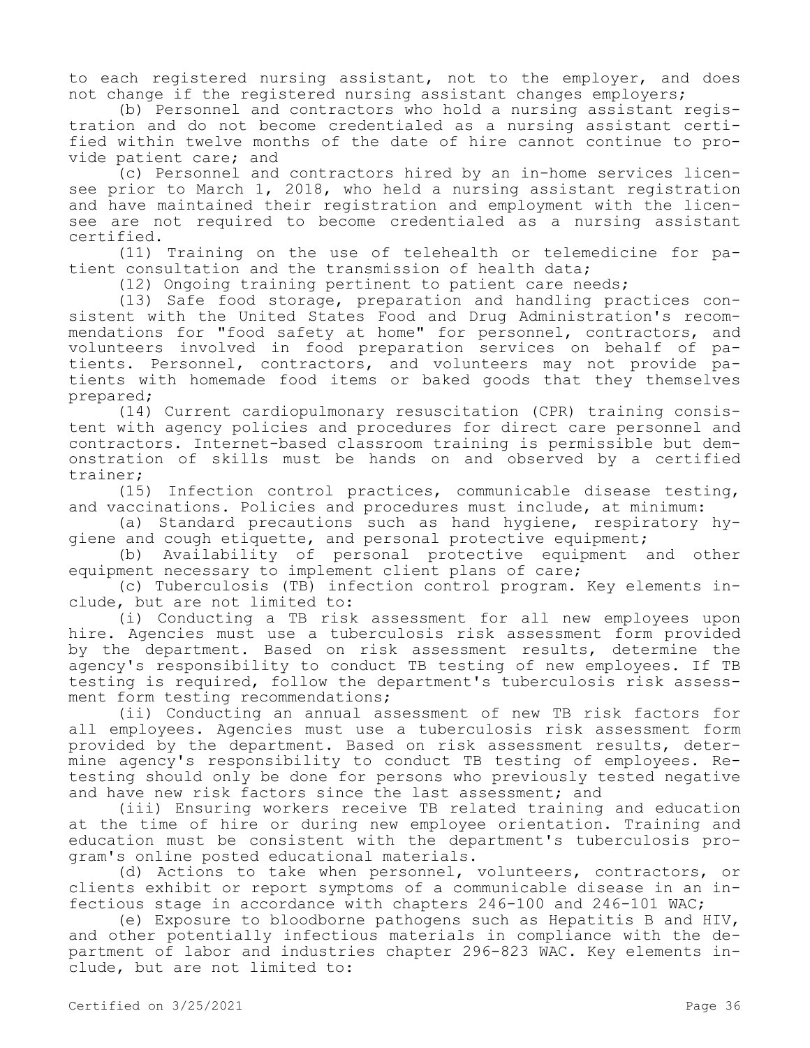to each registered nursing assistant, not to the employer, and does not change if the registered nursing assistant changes employers;

(b) Personnel and contractors who hold a nursing assistant registration and do not become credentialed as a nursing assistant certified within twelve months of the date of hire cannot continue to provide patient care; and

(c) Personnel and contractors hired by an in-home services licensee prior to March 1, 2018, who held a nursing assistant registration and have maintained their registration and employment with the licensee are not required to become credentialed as a nursing assistant certified.

(11) Training on the use of telehealth or telemedicine for patient consultation and the transmission of health data;

(12) Ongoing training pertinent to patient care needs;

(13) Safe food storage, preparation and handling practices consistent with the United States Food and Drug Administration's recommendations for "food safety at home" for personnel, contractors, and volunteers involved in food preparation services on behalf of patients. Personnel, contractors, and volunteers may not provide patients with homemade food items or baked goods that they themselves prepared;

(14) Current cardiopulmonary resuscitation (CPR) training consistent with agency policies and procedures for direct care personnel and contractors. Internet-based classroom training is permissible but demonstration of skills must be hands on and observed by a certified trainer;

(15) Infection control practices, communicable disease testing, and vaccinations. Policies and procedures must include, at minimum:

(a) Standard precautions such as hand hygiene, respiratory hygiene and cough etiquette, and personal protective equipment;

(b) Availability of personal protective equipment and other equipment necessary to implement client plans of care;

(c) Tuberculosis (TB) infection control program. Key elements include, but are not limited to:

(i) Conducting a TB risk assessment for all new employees upon hire. Agencies must use a tuberculosis risk assessment form provided by the department. Based on risk assessment results, determine the agency's responsibility to conduct TB testing of new employees. If TB testing is required, follow the department's tuberculosis risk assessment form testing recommendations;

(ii) Conducting an annual assessment of new TB risk factors for all employees. Agencies must use a tuberculosis risk assessment form provided by the department. Based on risk assessment results, determine agency's responsibility to conduct TB testing of employees. Retesting should only be done for persons who previously tested negative and have new risk factors since the last assessment; and

(iii) Ensuring workers receive TB related training and education at the time of hire or during new employee orientation. Training and education must be consistent with the department's tuberculosis program's online posted educational materials.

(d) Actions to take when personnel, volunteers, contractors, or clients exhibit or report symptoms of a communicable disease in an infectious stage in accordance with chapters 246-100 and 246-101 WAC;

(e) Exposure to bloodborne pathogens such as Hepatitis B and HIV, and other potentially infectious materials in compliance with the department of labor and industries chapter 296-823 WAC. Key elements include, but are not limited to: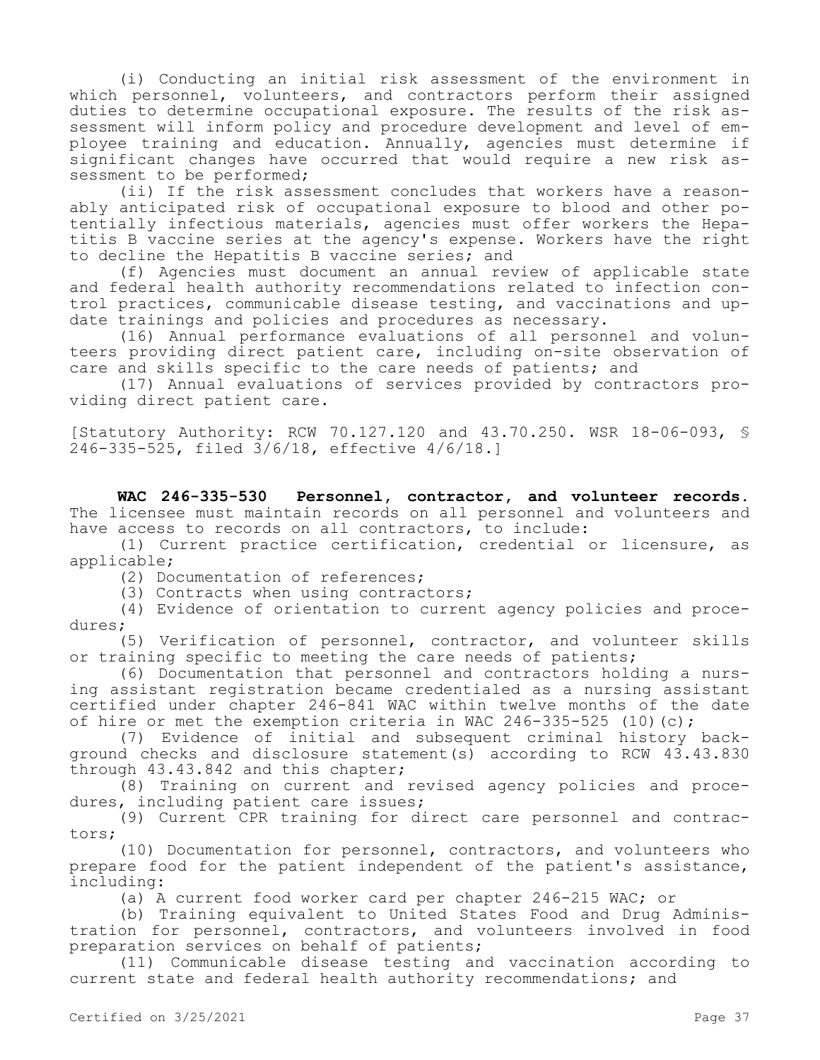(i) Conducting an initial risk assessment of the environment in which personnel, volunteers, and contractors perform their assigned duties to determine occupational exposure. The results of the risk assessment will inform policy and procedure development and level of employee training and education. Annually, agencies must determine if significant changes have occurred that would require a new risk assessment to be performed;

(ii) If the risk assessment concludes that workers have a reasonably anticipated risk of occupational exposure to blood and other potentially infectious materials, agencies must offer workers the Hepatitis B vaccine series at the agency's expense. Workers have the right to decline the Hepatitis B vaccine series; and

(f) Agencies must document an annual review of applicable state and federal health authority recommendations related to infection control practices, communicable disease testing, and vaccinations and update trainings and policies and procedures as necessary.

(16) Annual performance evaluations of all personnel and volunteers providing direct patient care, including on-site observation of care and skills specific to the care needs of patients; and

(17) Annual evaluations of services provided by contractors providing direct patient care.

[Statutory Authority: RCW 70.127.120 and 43.70.250. WSR 18-06-093, § 246-335-525, filed 3/6/18, effective 4/6/18.]

**WAC 246-335-530 Personnel, contractor, and volunteer records.** The licensee must maintain records on all personnel and volunteers and have access to records on all contractors, to include:

(1) Current practice certification, credential or licensure, as applicable;

(2) Documentation of references;

(3) Contracts when using contractors;

(4) Evidence of orientation to current agency policies and procedures;

(5) Verification of personnel, contractor, and volunteer skills or training specific to meeting the care needs of patients;

(6) Documentation that personnel and contractors holding a nursing assistant registration became credentialed as a nursing assistant certified under chapter 246-841 WAC within twelve months of the date of hire or met the exemption criteria in WAC 246-335-525 (10)(c);

(7) Evidence of initial and subsequent criminal history background checks and disclosure statement(s) according to RCW 43.43.830 through 43.43.842 and this chapter;

(8) Training on current and revised agency policies and procedures, including patient care issues;

(9) Current CPR training for direct care personnel and contractors;

(10) Documentation for personnel, contractors, and volunteers who prepare food for the patient independent of the patient's assistance, including:

(a) A current food worker card per chapter 246-215 WAC; or

(b) Training equivalent to United States Food and Drug Administration for personnel, contractors, and volunteers involved in food preparation services on behalf of patients;

(11) Communicable disease testing and vaccination according to current state and federal health authority recommendations; and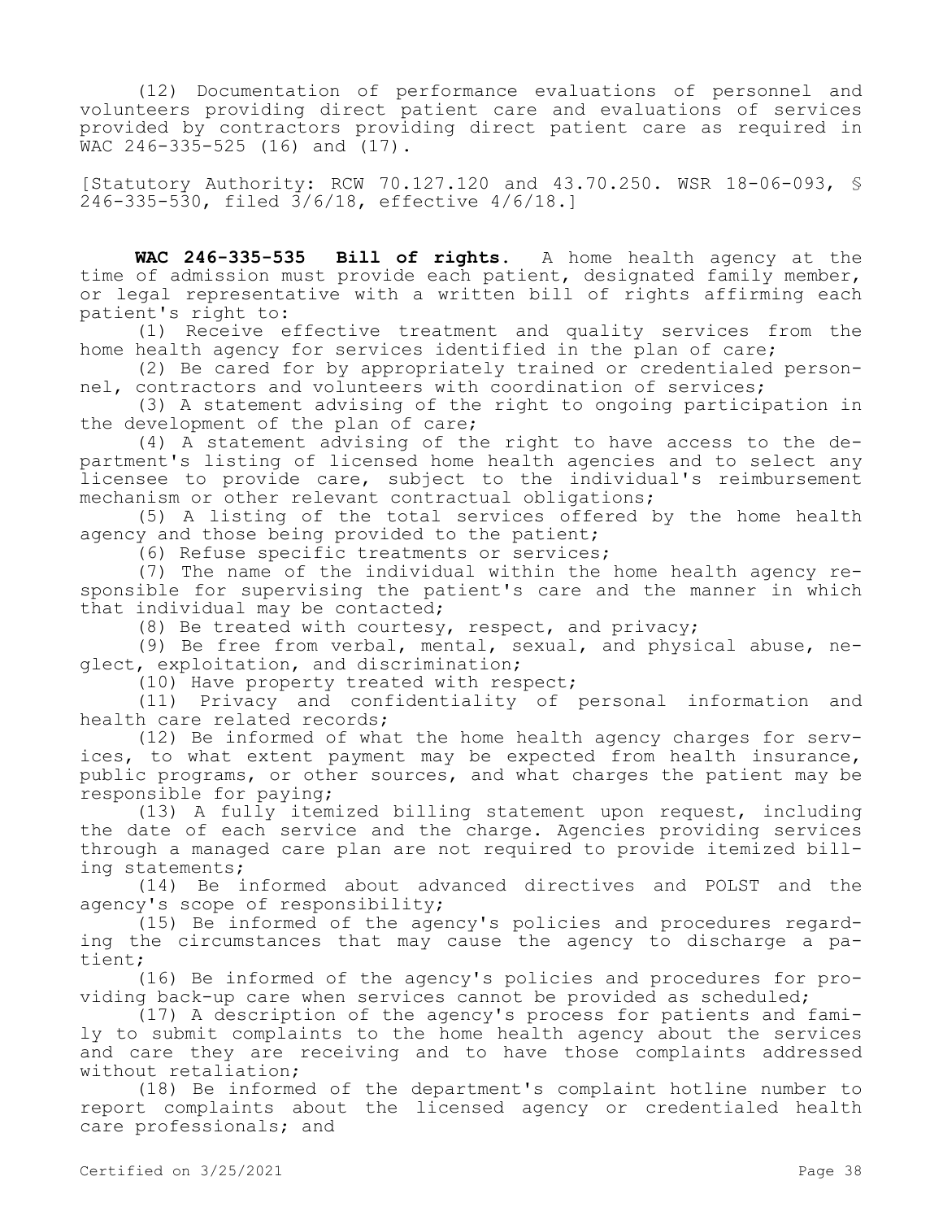(12) Documentation of performance evaluations of personnel and volunteers providing direct patient care and evaluations of services provided by contractors providing direct patient care as required in WAC 246-335-525 (16) and (17).

[Statutory Authority: RCW 70.127.120 and 43.70.250. WSR 18-06-093, § 246-335-530, filed 3/6/18, effective 4/6/18.]

**WAC 246-335-535 Bill of rights.** A home health agency at the time of admission must provide each patient, designated family member, or legal representative with a written bill of rights affirming each patient's right to:

(1) Receive effective treatment and quality services from the home health agency for services identified in the plan of care;

(2) Be cared for by appropriately trained or credentialed personnel, contractors and volunteers with coordination of services;

(3) A statement advising of the right to ongoing participation in the development of the plan of care;

(4) A statement advising of the right to have access to the department's listing of licensed home health agencies and to select any licensee to provide care, subject to the individual's reimbursement mechanism or other relevant contractual obligations;

(5) A listing of the total services offered by the home health agency and those being provided to the patient;

(6) Refuse specific treatments or services;

(7) The name of the individual within the home health agency responsible for supervising the patient's care and the manner in which that individual may be contacted;

(8) Be treated with courtesy, respect, and privacy;

(9) Be free from verbal, mental, sexual, and physical abuse, neglect, exploitation, and discrimination;

(10) Have property treated with respect;

(11) Privacy and confidentiality of personal information and health care related records;

(12) Be informed of what the home health agency charges for services, to what extent payment may be expected from health insurance, public programs, or other sources, and what charges the patient may be responsible for paying;

(13) A fully itemized billing statement upon request, including the date of each service and the charge. Agencies providing services through a managed care plan are not required to provide itemized billing statements;

(14) Be informed about advanced directives and POLST and the agency's scope of responsibility;

(15) Be informed of the agency's policies and procedures regarding the circumstances that may cause the agency to discharge a patient;

(16) Be informed of the agency's policies and procedures for providing back-up care when services cannot be provided as scheduled;

(17) A description of the agency's process for patients and family to submit complaints to the home health agency about the services and care they are receiving and to have those complaints addressed without retaliation;

(18) Be informed of the department's complaint hotline number to report complaints about the licensed agency or credentialed health care professionals; and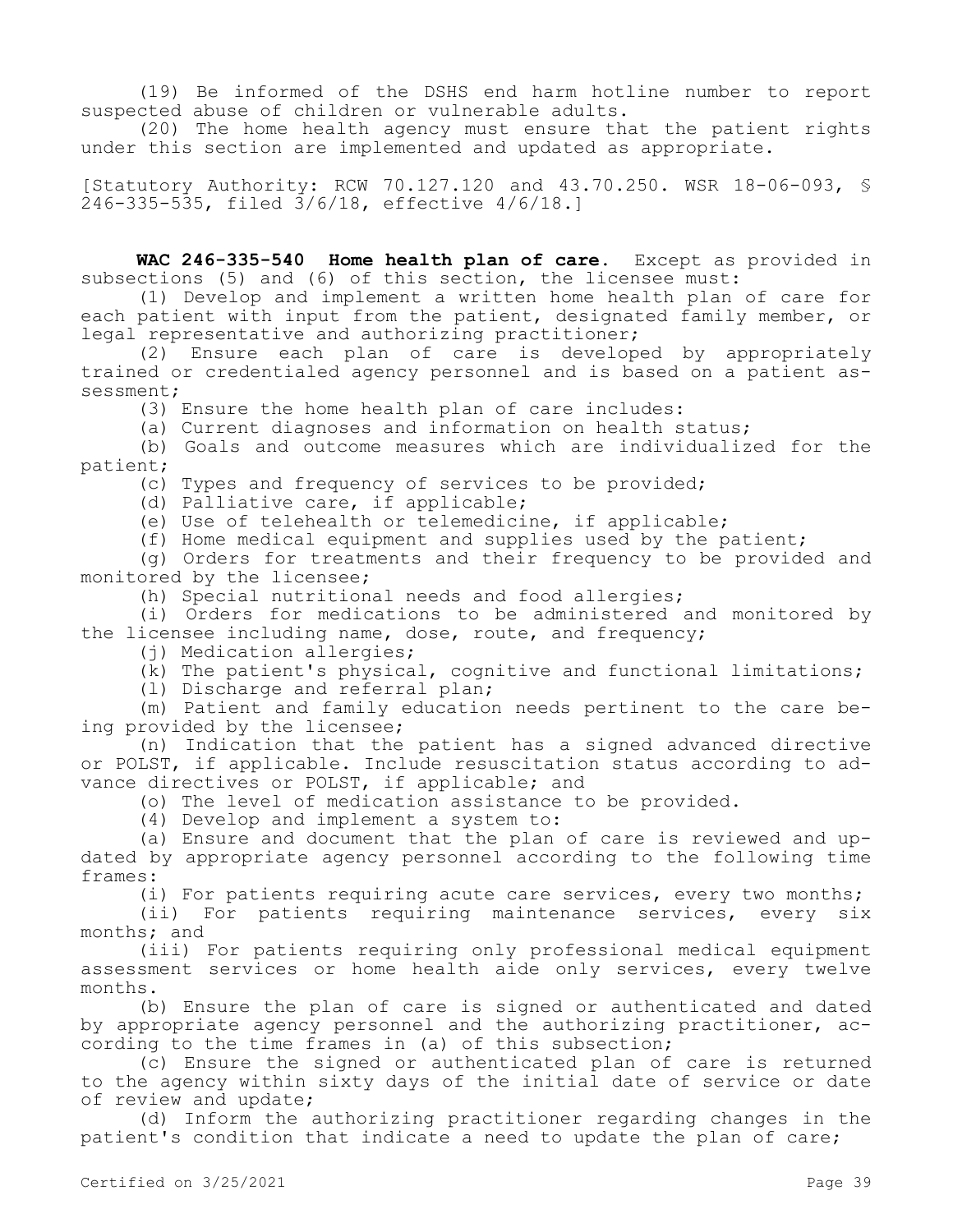(19) Be informed of the DSHS end harm hotline number to report suspected abuse of children or vulnerable adults.

(20) The home health agency must ensure that the patient rights under this section are implemented and updated as appropriate.

[Statutory Authority: RCW 70.127.120 and 43.70.250. WSR 18-06-093, § 246-335-535, filed 3/6/18, effective 4/6/18.]

**WAC 246-335-540 Home health plan of care.** Except as provided in subsections (5) and (6) of this section, the licensee must:

(1) Develop and implement a written home health plan of care for each patient with input from the patient, designated family member, or legal representative and authorizing practitioner;

(2) Ensure each plan of care is developed by appropriately trained or credentialed agency personnel and is based on a patient assessment;

(3) Ensure the home health plan of care includes:

(a) Current diagnoses and information on health status;

(b) Goals and outcome measures which are individualized for the patient;

(c) Types and frequency of services to be provided;

(d) Palliative care, if applicable;

(e) Use of telehealth or telemedicine, if applicable;

(f) Home medical equipment and supplies used by the patient;

(g) Orders for treatments and their frequency to be provided and monitored by the licensee;

(h) Special nutritional needs and food allergies;

(i) Orders for medications to be administered and monitored by the licensee including name, dose, route, and frequency;

(j) Medication allergies;

(k) The patient's physical, cognitive and functional limitations;

(l) Discharge and referral plan;

(m) Patient and family education needs pertinent to the care being provided by the licensee;

(n) Indication that the patient has a signed advanced directive or POLST, if applicable. Include resuscitation status according to advance directives or POLST, if applicable; and

(o) The level of medication assistance to be provided.

(4) Develop and implement a system to:

(a) Ensure and document that the plan of care is reviewed and updated by appropriate agency personnel according to the following time frames:

(i) For patients requiring acute care services, every two months;

(ii) For patients requiring maintenance services, every six months; and

(iii) For patients requiring only professional medical equipment assessment services or home health aide only services, every twelve months.

(b) Ensure the plan of care is signed or authenticated and dated by appropriate agency personnel and the authorizing practitioner, according to the time frames in (a) of this subsection;

(c) Ensure the signed or authenticated plan of care is returned to the agency within sixty days of the initial date of service or date of review and update;

(d) Inform the authorizing practitioner regarding changes in the patient's condition that indicate a need to update the plan of care;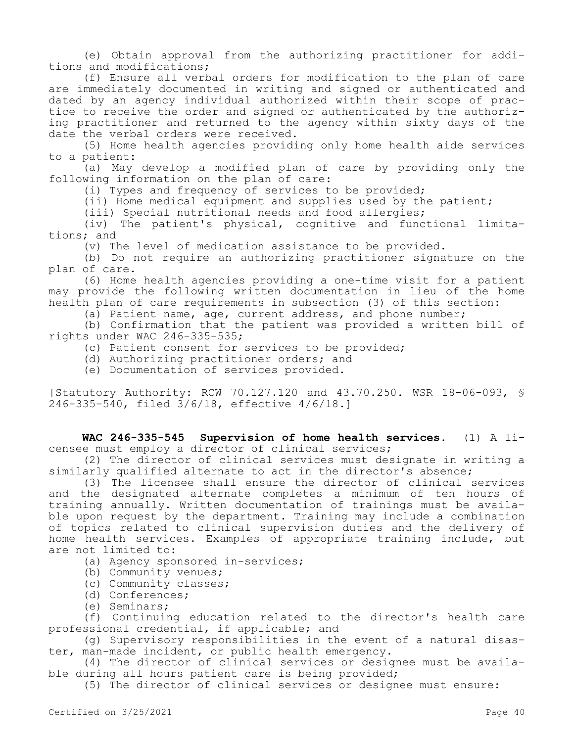(e) Obtain approval from the authorizing practitioner for additions and modifications;

(f) Ensure all verbal orders for modification to the plan of care are immediately documented in writing and signed or authenticated and dated by an agency individual authorized within their scope of practice to receive the order and signed or authenticated by the authorizing practitioner and returned to the agency within sixty days of the date the verbal orders were received.

(5) Home health agencies providing only home health aide services to a patient:

(a) May develop a modified plan of care by providing only the following information on the plan of care:

(i) Types and frequency of services to be provided;

(ii) Home medical equipment and supplies used by the patient;

(iii) Special nutritional needs and food allergies;

(iv) The patient's physical, cognitive and functional limitations; and

(v) The level of medication assistance to be provided.

(b) Do not require an authorizing practitioner signature on the plan of care.

(6) Home health agencies providing a one-time visit for a patient may provide the following written documentation in lieu of the home health plan of care requirements in subsection (3) of this section:

(a) Patient name, age, current address, and phone number;

(b) Confirmation that the patient was provided a written bill of rights under WAC 246-335-535;

(c) Patient consent for services to be provided;

(d) Authorizing practitioner orders; and

(e) Documentation of services provided.

[Statutory Authority: RCW 70.127.120 and 43.70.250. WSR 18-06-093, § 246-335-540, filed 3/6/18, effective 4/6/18.]

**WAC 246-335-545 Supervision of home health services.** (1) A licensee must employ a director of clinical services;

(2) The director of clinical services must designate in writing a similarly qualified alternate to act in the director's absence;

(3) The licensee shall ensure the director of clinical services and the designated alternate completes a minimum of ten hours of training annually. Written documentation of trainings must be available upon request by the department. Training may include a combination of topics related to clinical supervision duties and the delivery of home health services. Examples of appropriate training include, but are not limited to:

(a) Agency sponsored in-services;

(b) Community venues;

(c) Community classes;

(d) Conferences;

(e) Seminars;

(f) Continuing education related to the director's health care professional credential, if applicable; and

(g) Supervisory responsibilities in the event of a natural disaster, man-made incident, or public health emergency.

(4) The director of clinical services or designee must be available during all hours patient care is being provided;

(5) The director of clinical services or designee must ensure: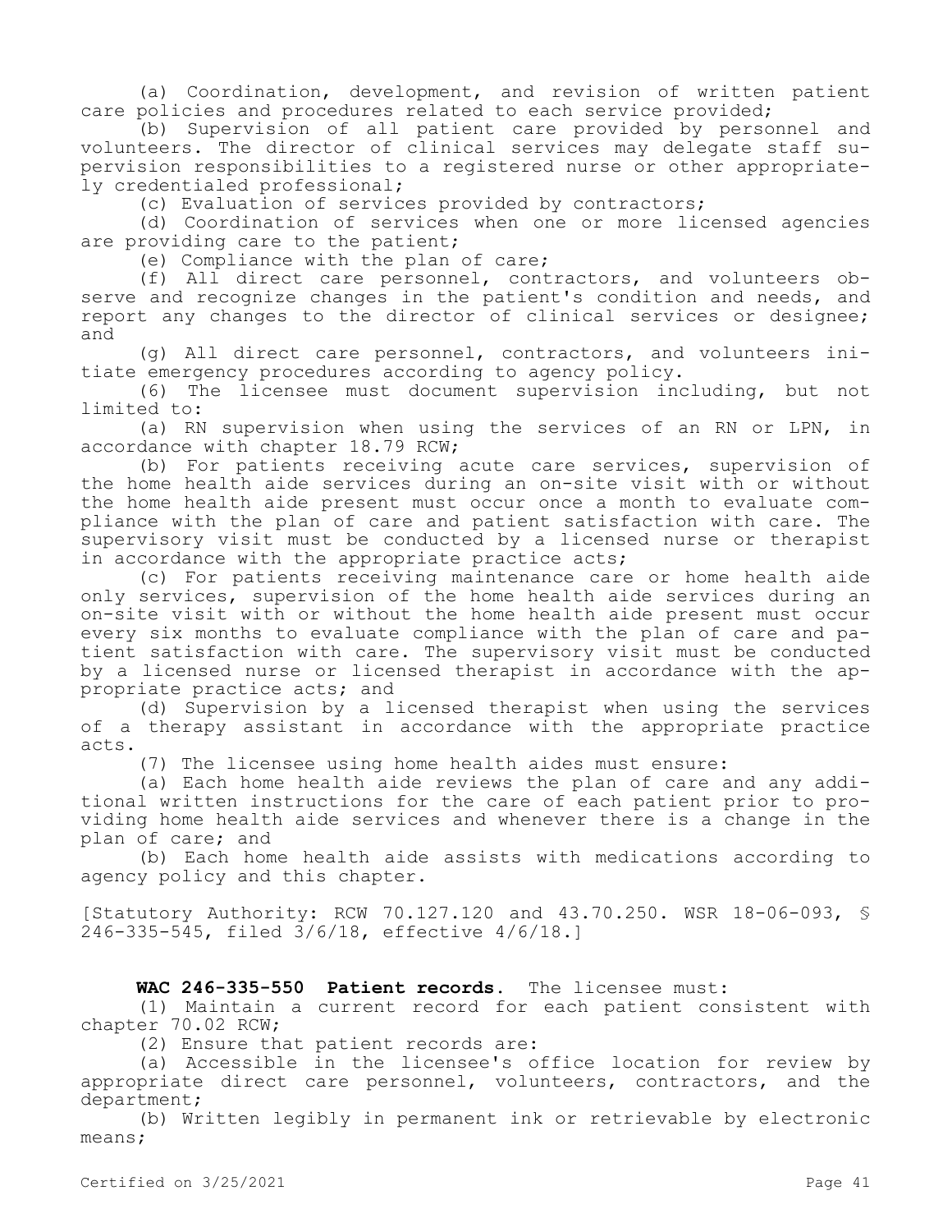(a) Coordination, development, and revision of written patient care policies and procedures related to each service provided;

(b) Supervision of all patient care provided by personnel and volunteers. The director of clinical services may delegate staff supervision responsibilities to a registered nurse or other appropriately credentialed professional;

(c) Evaluation of services provided by contractors;

(d) Coordination of services when one or more licensed agencies are providing care to the patient;

(e) Compliance with the plan of care;

(f) All direct care personnel, contractors, and volunteers observe and recognize changes in the patient's condition and needs, and report any changes to the director of clinical services or designee; and

(g) All direct care personnel, contractors, and volunteers initiate emergency procedures according to agency policy.

(6) The licensee must document supervision including, but not limited to:

(a) RN supervision when using the services of an RN or LPN, in accordance with chapter 18.79 RCW;

(b) For patients receiving acute care services, supervision of the home health aide services during an on-site visit with or without the home health aide present must occur once a month to evaluate compliance with the plan of care and patient satisfaction with care. The supervisory visit must be conducted by a licensed nurse or therapist in accordance with the appropriate practice acts;

(c) For patients receiving maintenance care or home health aide only services, supervision of the home health aide services during an on-site visit with or without the home health aide present must occur every six months to evaluate compliance with the plan of care and patient satisfaction with care. The supervisory visit must be conducted by a licensed nurse or licensed therapist in accordance with the appropriate practice acts; and

(d) Supervision by a licensed therapist when using the services of a therapy assistant in accordance with the appropriate practice acts.

(7) The licensee using home health aides must ensure:

(a) Each home health aide reviews the plan of care and any additional written instructions for the care of each patient prior to providing home health aide services and whenever there is a change in the plan of care; and

(b) Each home health aide assists with medications according to agency policy and this chapter.

[Statutory Authority: RCW 70.127.120 and 43.70.250. WSR 18-06-093, § 246-335-545, filed 3/6/18, effective 4/6/18.]

**WAC 246-335-550 Patient records.** The licensee must:

(1) Maintain a current record for each patient consistent with chapter 70.02 RCW;

(2) Ensure that patient records are:

(a) Accessible in the licensee's office location for review by appropriate direct care personnel, volunteers, contractors, and the department;

(b) Written legibly in permanent ink or retrievable by electronic means;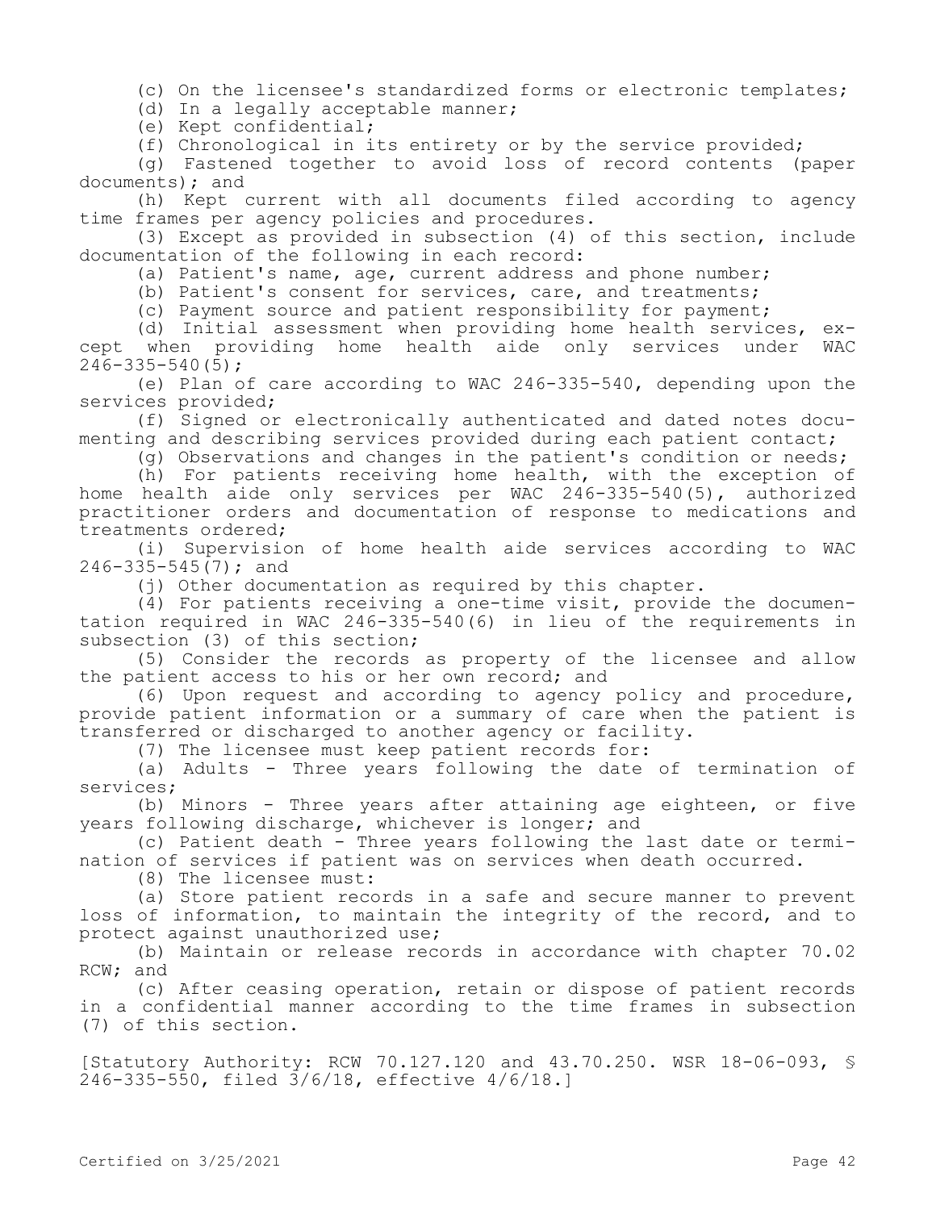(c) On the licensee's standardized forms or electronic templates;

(d) In a legally acceptable manner;

(e) Kept confidential;

(f) Chronological in its entirety or by the service provided;

(g) Fastened together to avoid loss of record contents (paper documents); and

(h) Kept current with all documents filed according to agency time frames per agency policies and procedures.

(3) Except as provided in subsection (4) of this section, include documentation of the following in each record:

(a) Patient's name, age, current address and phone number;

(b) Patient's consent for services, care, and treatments;

(c) Payment source and patient responsibility for payment;

(d) Initial assessment when providing home health services, except when providing home health aide only services under WAC 246-335-540(5);

(e) Plan of care according to WAC 246-335-540, depending upon the services provided;

(f) Signed or electronically authenticated and dated notes documenting and describing services provided during each patient contact;

(g) Observations and changes in the patient's condition or needs;

(h) For patients receiving home health, with the exception of home health aide only services per WAC 246-335-540(5), authorized practitioner orders and documentation of response to medications and treatments ordered;

(i) Supervision of home health aide services according to WAC 246-335-545(7); and

(j) Other documentation as required by this chapter.

(4) For patients receiving a one-time visit, provide the documentation required in WAC 246-335-540(6) in lieu of the requirements in subsection (3) of this section;

(5) Consider the records as property of the licensee and allow the patient access to his or her own record; and

(6) Upon request and according to agency policy and procedure, provide patient information or a summary of care when the patient is transferred or discharged to another agency or facility.

(7) The licensee must keep patient records for:

(a) Adults - Three years following the date of termination of services;

(b) Minors - Three years after attaining age eighteen, or five years following discharge, whichever is longer; and

(c) Patient death - Three years following the last date or termination of services if patient was on services when death occurred.

(8) The licensee must:

(a) Store patient records in a safe and secure manner to prevent loss of information, to maintain the integrity of the record, and to protect against unauthorized use;

(b) Maintain or release records in accordance with chapter 70.02 RCW; and

(c) After ceasing operation, retain or dispose of patient records in a confidential manner according to the time frames in subsection (7) of this section.

[Statutory Authority: RCW 70.127.120 and 43.70.250. WSR 18-06-093, § 246-335-550, filed 3/6/18, effective 4/6/18.]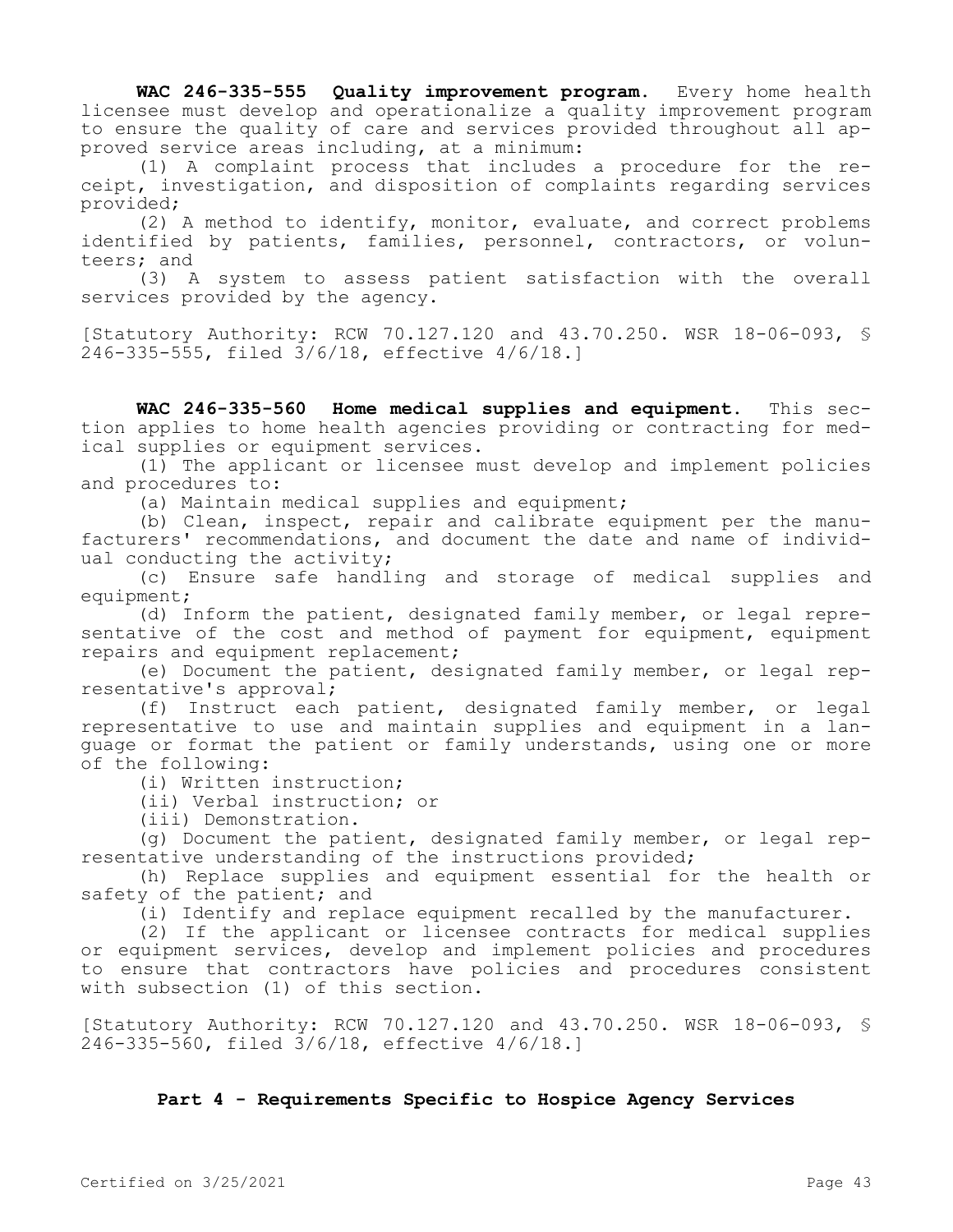**WAC 246-335-555 Quality improvement program.** Every home health licensee must develop and operationalize a quality improvement program to ensure the quality of care and services provided throughout all approved service areas including, at a minimum:

(1) A complaint process that includes a procedure for the receipt, investigation, and disposition of complaints regarding services provided;

(2) A method to identify, monitor, evaluate, and correct problems identified by patients, families, personnel, contractors, or volunteers; and

(3) A system to assess patient satisfaction with the overall services provided by the agency.

[Statutory Authority: RCW 70.127.120 and 43.70.250. WSR 18-06-093, § 246-335-555, filed 3/6/18, effective 4/6/18.]

**WAC 246-335-560 Home medical supplies and equipment.** This section applies to home health agencies providing or contracting for medical supplies or equipment services.

(1) The applicant or licensee must develop and implement policies and procedures to:

(a) Maintain medical supplies and equipment;

(b) Clean, inspect, repair and calibrate equipment per the manufacturers' recommendations, and document the date and name of individual conducting the activity;

(c) Ensure safe handling and storage of medical supplies and equipment;

(d) Inform the patient, designated family member, or legal representative of the cost and method of payment for equipment, equipment repairs and equipment replacement;

(e) Document the patient, designated family member, or legal representative's approval;

(f) Instruct each patient, designated family member, or legal representative to use and maintain supplies and equipment in a language or format the patient or family understands, using one or more of the following:

(i) Written instruction;

(ii) Verbal instruction; or

(iii) Demonstration.

(g) Document the patient, designated family member, or legal representative understanding of the instructions provided;

(h) Replace supplies and equipment essential for the health or safety of the patient; and

(i) Identify and replace equipment recalled by the manufacturer.

(2) If the applicant or licensee contracts for medical supplies or equipment services, develop and implement policies and procedures to ensure that contractors have policies and procedures consistent with subsection (1) of this section.

[Statutory Authority: RCW 70.127.120 and 43.70.250. WSR 18-06-093, § 246-335-560, filed 3/6/18, effective 4/6/18.]

## Part 4 - Requirements Specific to Hospice Agency Services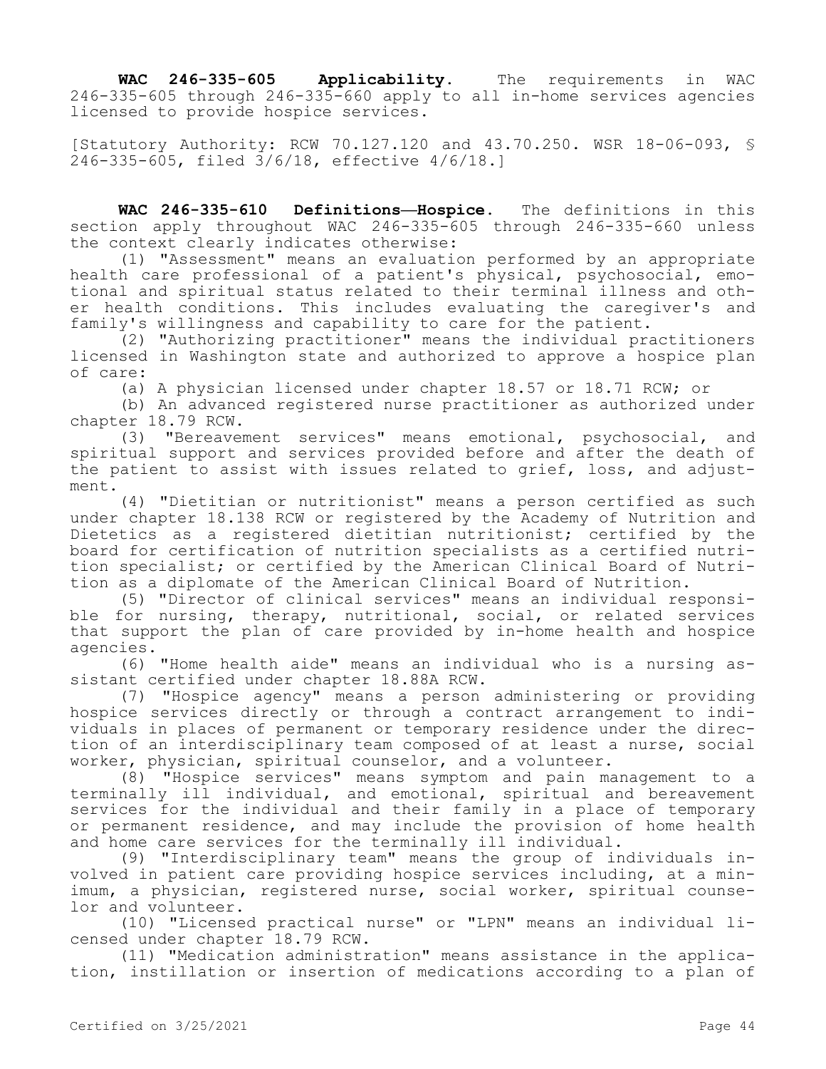**WAC 246-335-605 Applicability.** The requirements in WAC 246-335-605 through 246-335-660 apply to all in-home services agencies licensed to provide hospice services.

[Statutory Authority: RCW 70.127.120 and 43.70.250. WSR 18-06-093, § 246-335-605, filed 3/6/18, effective 4/6/18.]

**WAC 246-335-610 Definitions—Hospice.** The definitions in this section apply throughout WAC 246-335-605 through 246-335-660 unless the context clearly indicates otherwise:

(1) "Assessment" means an evaluation performed by an appropriate health care professional of a patient's physical, psychosocial, emotional and spiritual status related to their terminal illness and other health conditions. This includes evaluating the caregiver's and family's willingness and capability to care for the patient.

(2) "Authorizing practitioner" means the individual practitioners licensed in Washington state and authorized to approve a hospice plan of care:

(a) A physician licensed under chapter 18.57 or 18.71 RCW; or

(b) An advanced registered nurse practitioner as authorized under chapter 18.79 RCW.

(3) "Bereavement services" means emotional, psychosocial, and spiritual support and services provided before and after the death of the patient to assist with issues related to grief, loss, and adjustment.

(4) "Dietitian or nutritionist" means a person certified as such under chapter 18.138 RCW or registered by the Academy of Nutrition and Dietetics as a registered dietitian nutritionist; certified by the board for certification of nutrition specialists as a certified nutrition specialist; or certified by the American Clinical Board of Nutrition as a diplomate of the American Clinical Board of Nutrition.

(5) "Director of clinical services" means an individual responsible for nursing, therapy, nutritional, social, or related services that support the plan of care provided by in-home health and hospice agencies.

(6) "Home health aide" means an individual who is a nursing assistant certified under chapter 18.88A RCW.

(7) "Hospice agency" means a person administering or providing hospice services directly or through a contract arrangement to individuals in places of permanent or temporary residence under the direction of an interdisciplinary team composed of at least a nurse, social worker, physician, spiritual counselor, and a volunteer.

(8) "Hospice services" means symptom and pain management to a terminally ill individual, and emotional, spiritual and bereavement services for the individual and their family in a place of temporary or permanent residence, and may include the provision of home health and home care services for the terminally ill individual.

(9) "Interdisciplinary team" means the group of individuals involved in patient care providing hospice services including, at a minimum, a physician, registered nurse, social worker, spiritual counselor and volunteer.

(10) "Licensed practical nurse" or "LPN" means an individual licensed under chapter 18.79 RCW.

(11) "Medication administration" means assistance in the application, instillation or insertion of medications according to a plan of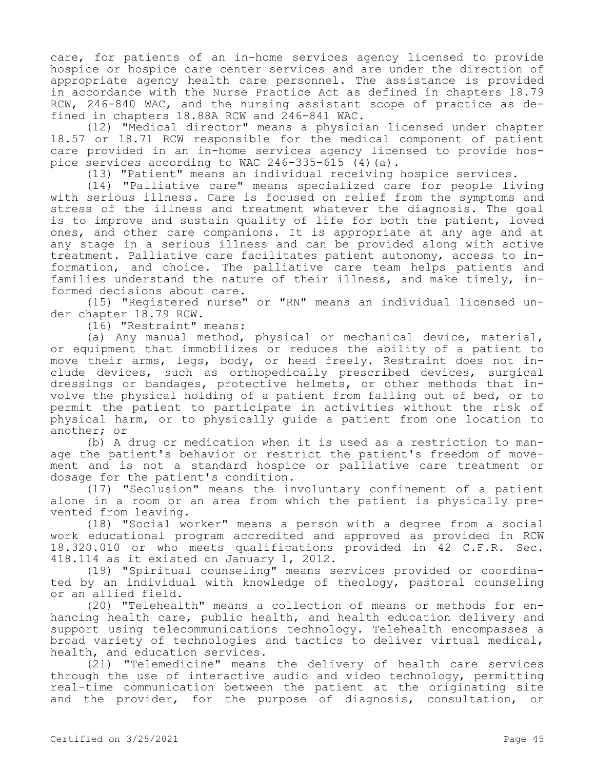care, for patients of an in-home services agency licensed to provide hospice or hospice care center services and are under the direction of appropriate agency health care personnel. The assistance is provided in accordance with the Nurse Practice Act as defined in chapters 18.79 RCW, 246-840 WAC, and the nursing assistant scope of practice as defined in chapters 18.88A RCW and 246-841 WAC.

(12) "Medical director" means a physician licensed under chapter 18.57 or 18.71 RCW responsible for the medical component of patient care provided in an in-home services agency licensed to provide hospice services according to WAC 246-335-615 (4)(a).

(13) "Patient" means an individual receiving hospice services.

(14) "Palliative care" means specialized care for people living with serious illness. Care is focused on relief from the symptoms and stress of the illness and treatment whatever the diagnosis. The goal is to improve and sustain quality of life for both the patient, loved ones, and other care companions. It is appropriate at any age and at any stage in a serious illness and can be provided along with active treatment. Palliative care facilitates patient autonomy, access to information, and choice. The palliative care team helps patients and families understand the nature of their illness, and make timely, informed decisions about care.

(15) "Registered nurse" or "RN" means an individual licensed under chapter 18.79 RCW.

(16) "Restraint" means:

(a) Any manual method, physical or mechanical device, material, or equipment that immobilizes or reduces the ability of a patient to move their arms, legs, body, or head freely. Restraint does not include devices, such as orthopedically prescribed devices, surgical dressings or bandages, protective helmets, or other methods that involve the physical holding of a patient from falling out of bed, or to permit the patient to participate in activities without the risk of physical harm, or to physically guide a patient from one location to another; or

(b) A drug or medication when it is used as a restriction to manage the patient's behavior or restrict the patient's freedom of movement and is not a standard hospice or palliative care treatment or dosage for the patient's condition.

(17) "Seclusion" means the involuntary confinement of a patient alone in a room or an area from which the patient is physically prevented from leaving.

(18) "Social worker" means a person with a degree from a social work educational program accredited and approved as provided in RCW 18.320.010 or who meets qualifications provided in 42 C.F.R. Sec. 418.114 as it existed on January 1, 2012.

(19) "Spiritual counseling" means services provided or coordinated by an individual with knowledge of theology, pastoral counseling or an allied field.

(20) "Telehealth" means a collection of means or methods for enhancing health care, public health, and health education delivery and support using telecommunications technology. Telehealth encompasses a broad variety of technologies and tactics to deliver virtual medical, health, and education services.

(21) "Telemedicine" means the delivery of health care services through the use of interactive audio and video technology, permitting real-time communication between the patient at the originating site and the provider, for the purpose of diagnosis, consultation, or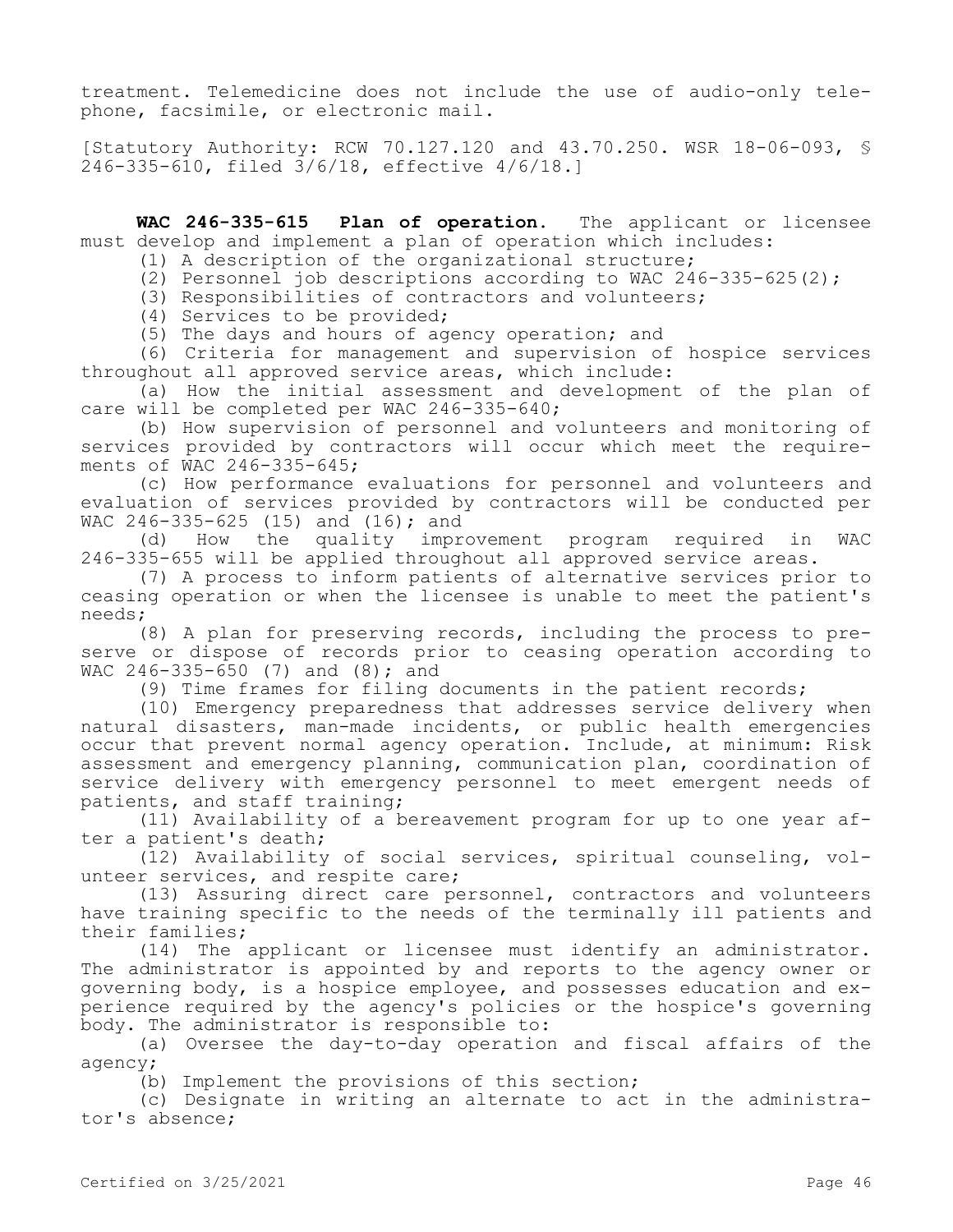treatment. Telemedicine does not include the use of audio-only telephone, facsimile, or electronic mail.

[Statutory Authority: RCW 70.127.120 and 43.70.250. WSR 18-06-093, § 246-335-610, filed 3/6/18, effective 4/6/18.]

**WAC 246-335-615 Plan of operation.** The applicant or licensee must develop and implement a plan of operation which includes:

(1) A description of the organizational structure;

(2) Personnel job descriptions according to WAC 246-335-625(2);

(3) Responsibilities of contractors and volunteers;

(4) Services to be provided;

(5) The days and hours of agency operation; and

(6) Criteria for management and supervision of hospice services throughout all approved service areas, which include:

(a) How the initial assessment and development of the plan of care will be completed per WAC 246-335-640;

(b) How supervision of personnel and volunteers and monitoring of services provided by contractors will occur which meet the requirements of WAC 246-335-645;

(c) How performance evaluations for personnel and volunteers and evaluation of services provided by contractors will be conducted per WAC 246-335-625 (15) and (16); and

(d) How the quality improvement program required in WAC 246-335-655 will be applied throughout all approved service areas.

(7) A process to inform patients of alternative services prior to ceasing operation or when the licensee is unable to meet the patient's needs;

(8) A plan for preserving records, including the process to preserve or dispose of records prior to ceasing operation according to WAC 246-335-650 (7) and (8); and

(9) Time frames for filing documents in the patient records;

(10) Emergency preparedness that addresses service delivery when natural disasters, man-made incidents, or public health emergencies occur that prevent normal agency operation. Include, at minimum: Risk assessment and emergency planning, communication plan, coordination of service delivery with emergency personnel to meet emergent needs of patients, and staff training;

(11) Availability of a bereavement program for up to one year after a patient's death;

(12) Availability of social services, spiritual counseling, volunteer services, and respite care;

(13) Assuring direct care personnel, contractors and volunteers have training specific to the needs of the terminally ill patients and their families;

(14) The applicant or licensee must identify an administrator. The administrator is appointed by and reports to the agency owner or governing body, is a hospice employee, and possesses education and experience required by the agency's policies or the hospice's governing body. The administrator is responsible to:

(a) Oversee the day-to-day operation and fiscal affairs of the agency;

(b) Implement the provisions of this section;

(c) Designate in writing an alternate to act in the administrator's absence;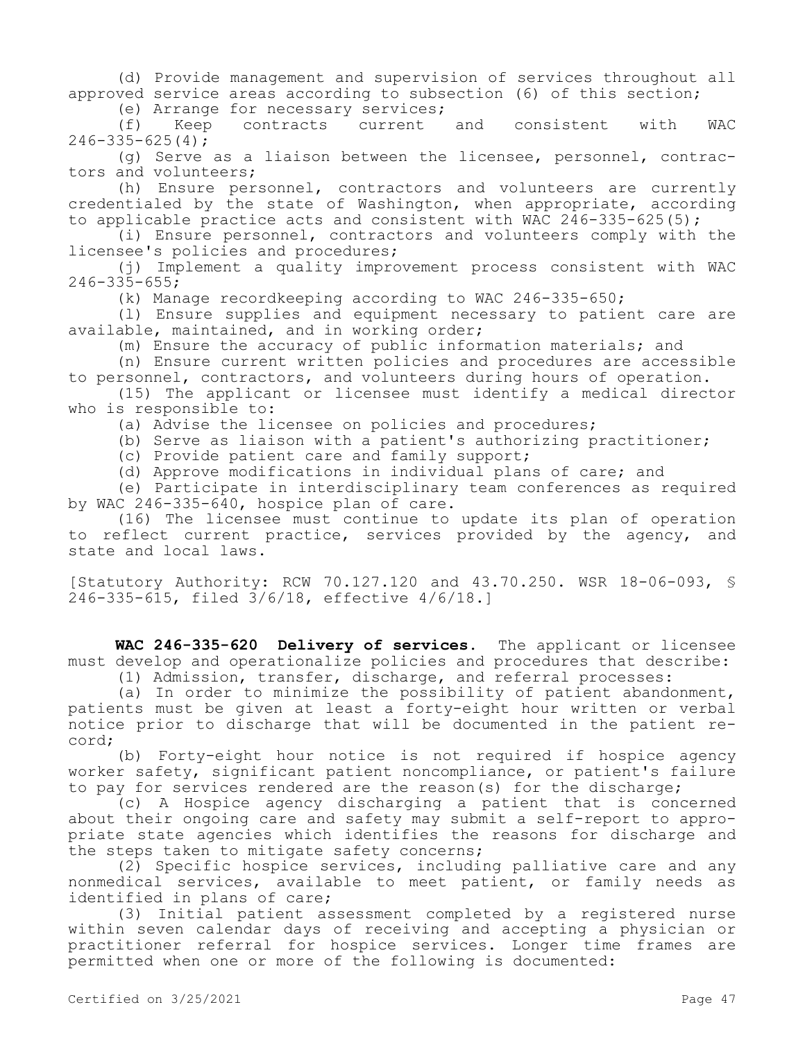(d) Provide management and supervision of services throughout all approved service areas according to subsection (6) of this section;

(e) Arrange for necessary services;

(f) Keep contracts current and consistent with WAC 246-335-625(4);

(g) Serve as a liaison between the licensee, personnel, contractors and volunteers;

(h) Ensure personnel, contractors and volunteers are currently credentialed by the state of Washington, when appropriate, according to applicable practice acts and consistent with WAC 246-335-625(5);

(i) Ensure personnel, contractors and volunteers comply with the licensee's policies and procedures;

(j) Implement a quality improvement process consistent with WAC 246-335-655;

(k) Manage recordkeeping according to WAC 246-335-650;

(l) Ensure supplies and equipment necessary to patient care are available, maintained, and in working order;

(m) Ensure the accuracy of public information materials; and

(n) Ensure current written policies and procedures are accessible to personnel, contractors, and volunteers during hours of operation.

(15) The applicant or licensee must identify a medical director who is responsible to:

(a) Advise the licensee on policies and procedures;

(b) Serve as liaison with a patient's authorizing practitioner;

(c) Provide patient care and family support;

(d) Approve modifications in individual plans of care; and

(e) Participate in interdisciplinary team conferences as required by WAC 246-335-640, hospice plan of care.

(16) The licensee must continue to update its plan of operation to reflect current practice, services provided by the agency, and state and local laws.

[Statutory Authority: RCW 70.127.120 and 43.70.250. WSR 18-06-093, § 246-335-615, filed 3/6/18, effective 4/6/18.]

**WAC 246-335-620 Delivery of services.** The applicant or licensee must develop and operationalize policies and procedures that describe:

(1) Admission, transfer, discharge, and referral processes:

(a) In order to minimize the possibility of patient abandonment, patients must be given at least a forty-eight hour written or verbal notice prior to discharge that will be documented in the patient record;

(b) Forty-eight hour notice is not required if hospice agency worker safety, significant patient noncompliance, or patient's failure to pay for services rendered are the reason(s) for the discharge;

(c) A Hospice agency discharging a patient that is concerned about their ongoing care and safety may submit a self-report to appropriate state agencies which identifies the reasons for discharge and the steps taken to mitigate safety concerns;

(2) Specific hospice services, including palliative care and any nonmedical services, available to meet patient, or family needs as identified in plans of care;

(3) Initial patient assessment completed by a registered nurse within seven calendar days of receiving and accepting a physician or practitioner referral for hospice services. Longer time frames are permitted when one or more of the following is documented: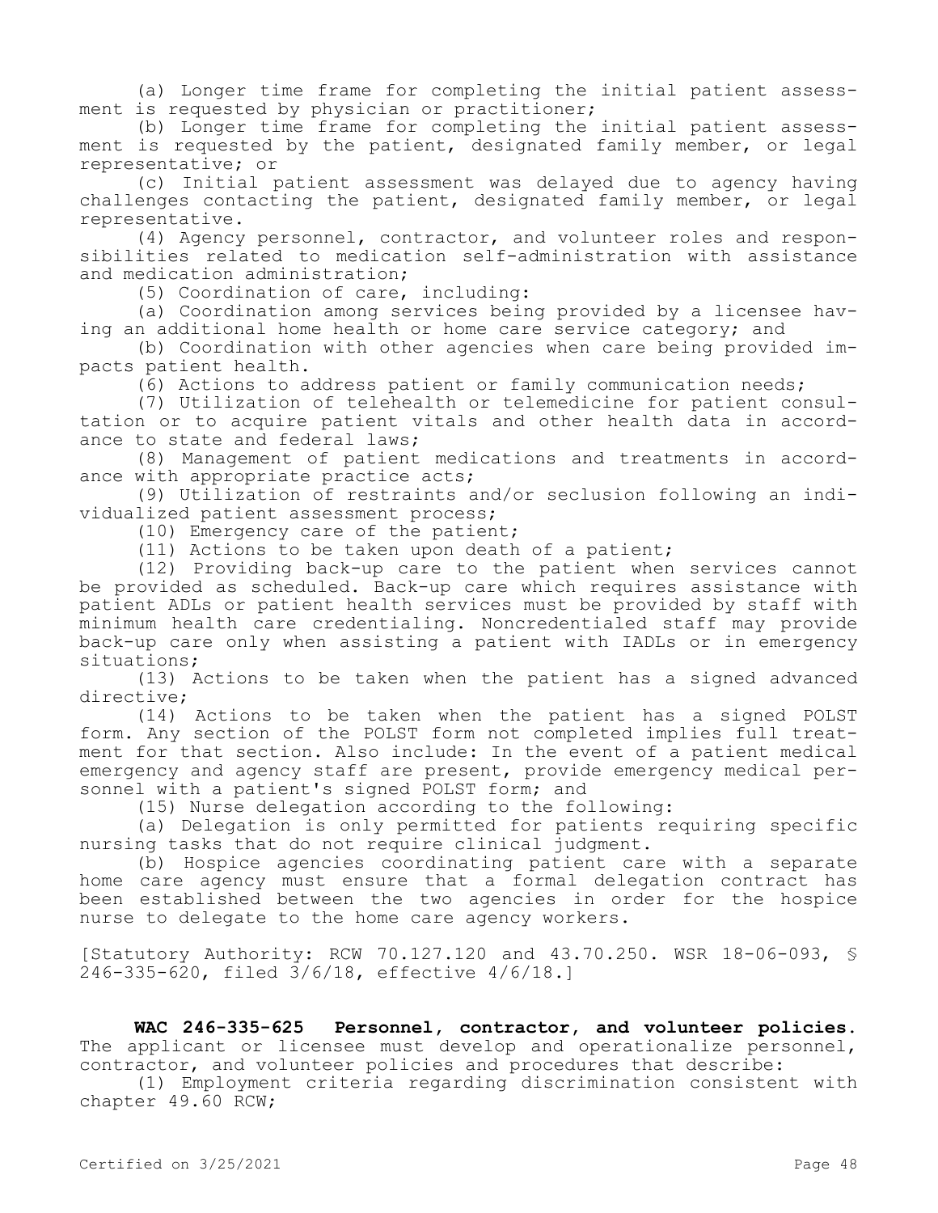(a) Longer time frame for completing the initial patient assessment is requested by physician or practitioner;

(b) Longer time frame for completing the initial patient assessment is requested by the patient, designated family member, or legal representative; or

(c) Initial patient assessment was delayed due to agency having challenges contacting the patient, designated family member, or legal representative.

(4) Agency personnel, contractor, and volunteer roles and responsibilities related to medication self-administration with assistance and medication administration;

(5) Coordination of care, including:

(a) Coordination among services being provided by a licensee having an additional home health or home care service category; and

(b) Coordination with other agencies when care being provided impacts patient health.

(6) Actions to address patient or family communication needs;

(7) Utilization of telehealth or telemedicine for patient consultation or to acquire patient vitals and other health data in accordance to state and federal laws;

(8) Management of patient medications and treatments in accordance with appropriate practice acts;

(9) Utilization of restraints and/or seclusion following an individualized patient assessment process;

(10) Emergency care of the patient;

(11) Actions to be taken upon death of a patient;

(12) Providing back-up care to the patient when services cannot be provided as scheduled. Back-up care which requires assistance with patient ADLs or patient health services must be provided by staff with minimum health care credentialing. Noncredentialed staff may provide back-up care only when assisting a patient with IADLs or in emergency situations;

(13) Actions to be taken when the patient has a signed advanced directive;

(14) Actions to be taken when the patient has a signed POLST form. Any section of the POLST form not completed implies full treatment for that section. Also include: In the event of a patient medical emergency and agency staff are present, provide emergency medical personnel with a patient's signed POLST form; and

(15) Nurse delegation according to the following:

(a) Delegation is only permitted for patients requiring specific nursing tasks that do not require clinical judgment.

(b) Hospice agencies coordinating patient care with a separate home care agency must ensure that a formal delegation contract has been established between the two agencies in order for the hospice nurse to delegate to the home care agency workers.

[Statutory Authority: RCW 70.127.120 and 43.70.250. WSR 18-06-093, § 246-335-620, filed 3/6/18, effective 4/6/18.]

**WAC 246-335-625 Personnel, contractor, and volunteer policies.** The applicant or licensee must develop and operationalize personnel, contractor, and volunteer policies and procedures that describe:

(1) Employment criteria regarding discrimination consistent with chapter 49.60 RCW;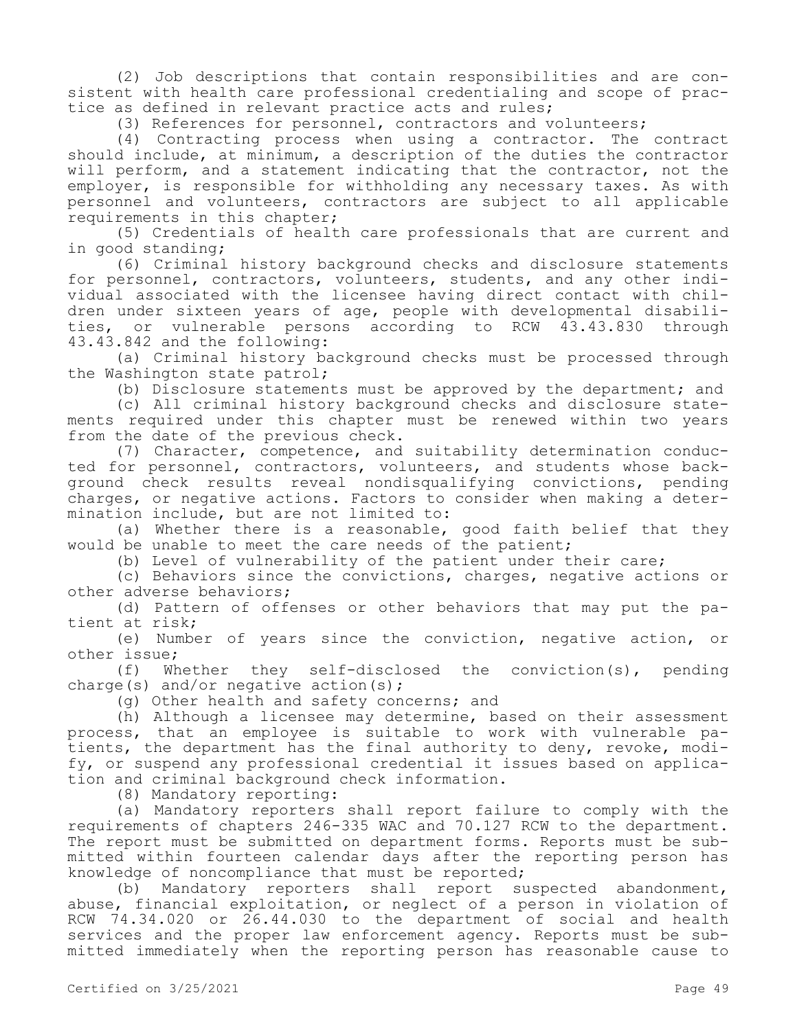(2) Job descriptions that contain responsibilities and are consistent with health care professional credentialing and scope of practice as defined in relevant practice acts and rules;

(3) References for personnel, contractors and volunteers;

(4) Contracting process when using a contractor. The contract should include, at minimum, a description of the duties the contractor will perform, and a statement indicating that the contractor, not the employer, is responsible for withholding any necessary taxes. As with personnel and volunteers, contractors are subject to all applicable requirements in this chapter;

(5) Credentials of health care professionals that are current and in good standing;

(6) Criminal history background checks and disclosure statements for personnel, contractors, volunteers, students, and any other individual associated with the licensee having direct contact with children under sixteen years of age, people with developmental disabilities, or vulnerable persons according to RCW 43.43.830 through 43.43.842 and the following:

(a) Criminal history background checks must be processed through the Washington state patrol;

(b) Disclosure statements must be approved by the department; and

(c) All criminal history background checks and disclosure statements required under this chapter must be renewed within two years from the date of the previous check.

(7) Character, competence, and suitability determination conducted for personnel, contractors, volunteers, and students whose background check results reveal nondisqualifying convictions, pending charges, or negative actions. Factors to consider when making a determination include, but are not limited to:

(a) Whether there is a reasonable, good faith belief that they would be unable to meet the care needs of the patient;

(b) Level of vulnerability of the patient under their care;

(c) Behaviors since the convictions, charges, negative actions or other adverse behaviors;

(d) Pattern of offenses or other behaviors that may put the patient at risk;

(e) Number of years since the conviction, negative action, or other issue;

(f) Whether they self-disclosed the conviction(s), pending charge(s) and/or negative action(s);

(g) Other health and safety concerns; and

(h) Although a licensee may determine, based on their assessment process, that an employee is suitable to work with vulnerable patients, the department has the final authority to deny, revoke, modify, or suspend any professional credential it issues based on application and criminal background check information.

(8) Mandatory reporting:

(a) Mandatory reporters shall report failure to comply with the requirements of chapters 246-335 WAC and 70.127 RCW to the department. The report must be submitted on department forms. Reports must be submitted within fourteen calendar days after the reporting person has knowledge of noncompliance that must be reported;

(b) Mandatory reporters shall report suspected abandonment, abuse, financial exploitation, or neglect of a person in violation of RCW 74.34.020 or 26.44.030 to the department of social and health services and the proper law enforcement agency. Reports must be submitted immediately when the reporting person has reasonable cause to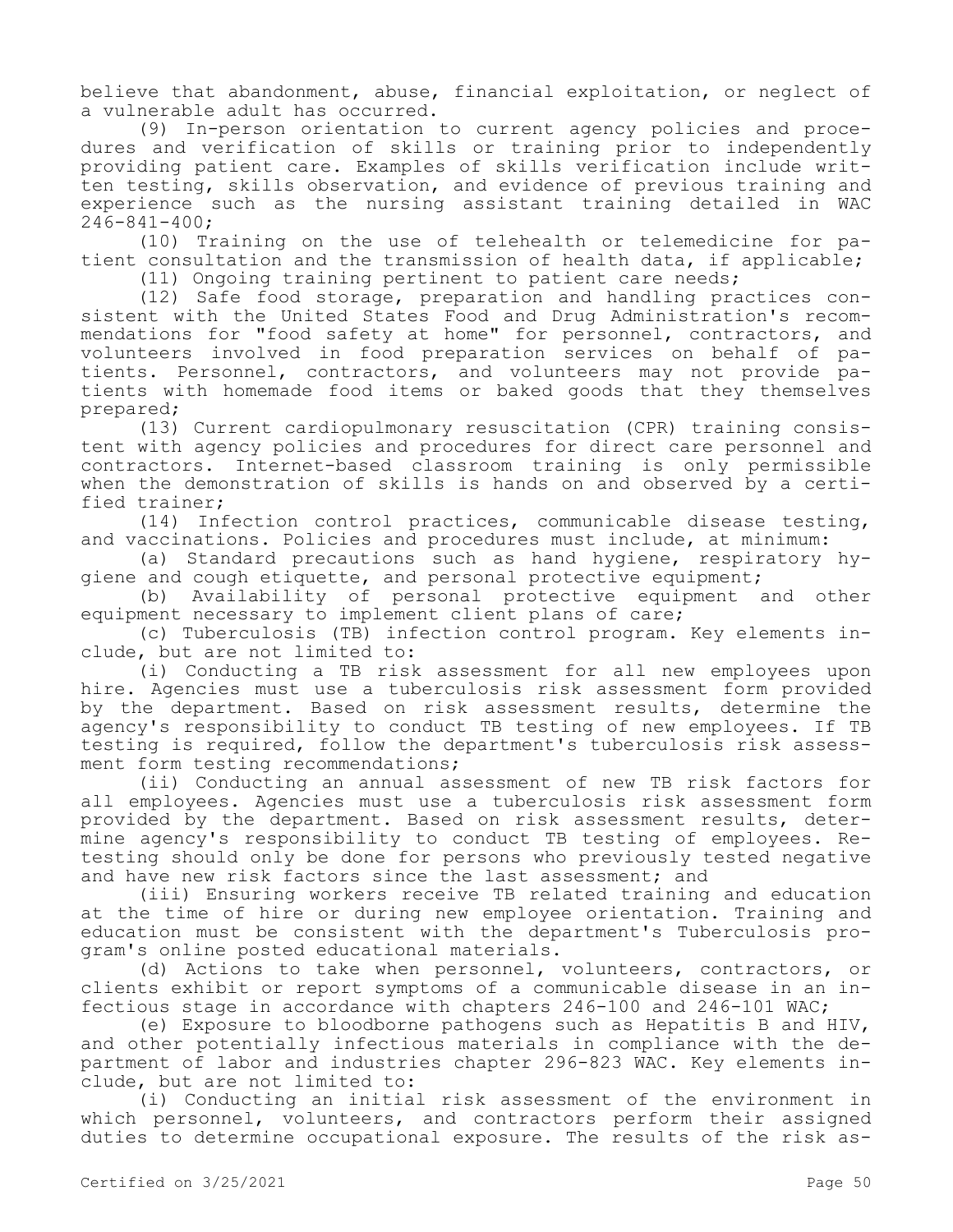believe that abandonment, abuse, financial exploitation, or neglect of a vulnerable adult has occurred.

(9) In-person orientation to current agency policies and procedures and verification of skills or training prior to independently providing patient care. Examples of skills verification include written testing, skills observation, and evidence of previous training and experience such as the nursing assistant training detailed in WAC 246-841-400;

(10) Training on the use of telehealth or telemedicine for patient consultation and the transmission of health data, if applicable;

(11) Ongoing training pertinent to patient care needs;

(12) Safe food storage, preparation and handling practices consistent with the United States Food and Drug Administration's recommendations for "food safety at home" for personnel, contractors, and volunteers involved in food preparation services on behalf of patients. Personnel, contractors, and volunteers may not provide patients with homemade food items or baked goods that they themselves prepared;

(13) Current cardiopulmonary resuscitation (CPR) training consistent with agency policies and procedures for direct care personnel and contractors. Internet-based classroom training is only permissible when the demonstration of skills is hands on and observed by a certified trainer;

(14) Infection control practices, communicable disease testing, and vaccinations. Policies and procedures must include, at minimum:

(a) Standard precautions such as hand hygiene, respiratory hygiene and cough etiquette, and personal protective equipment;

(b) Availability of personal protective equipment and other equipment necessary to implement client plans of care;

(c) Tuberculosis (TB) infection control program. Key elements include, but are not limited to:

(i) Conducting a TB risk assessment for all new employees upon hire. Agencies must use a tuberculosis risk assessment form provided by the department. Based on risk assessment results, determine the agency's responsibility to conduct TB testing of new employees. If TB testing is required, follow the department's tuberculosis risk assessment form testing recommendations;

(ii) Conducting an annual assessment of new TB risk factors for all employees. Agencies must use a tuberculosis risk assessment form provided by the department. Based on risk assessment results, determine agency's responsibility to conduct TB testing of employees. Retesting should only be done for persons who previously tested negative and have new risk factors since the last assessment; and

(iii) Ensuring workers receive TB related training and education at the time of hire or during new employee orientation. Training and education must be consistent with the department's Tuberculosis program's online posted educational materials.

(d) Actions to take when personnel, volunteers, contractors, or clients exhibit or report symptoms of a communicable disease in an infectious stage in accordance with chapters 246-100 and 246-101 WAC;

(e) Exposure to bloodborne pathogens such as Hepatitis B and HIV, and other potentially infectious materials in compliance with the department of labor and industries chapter 296-823 WAC. Key elements include, but are not limited to:

(i) Conducting an initial risk assessment of the environment in which personnel, volunteers, and contractors perform their assigned duties to determine occupational exposure. The results of the risk as-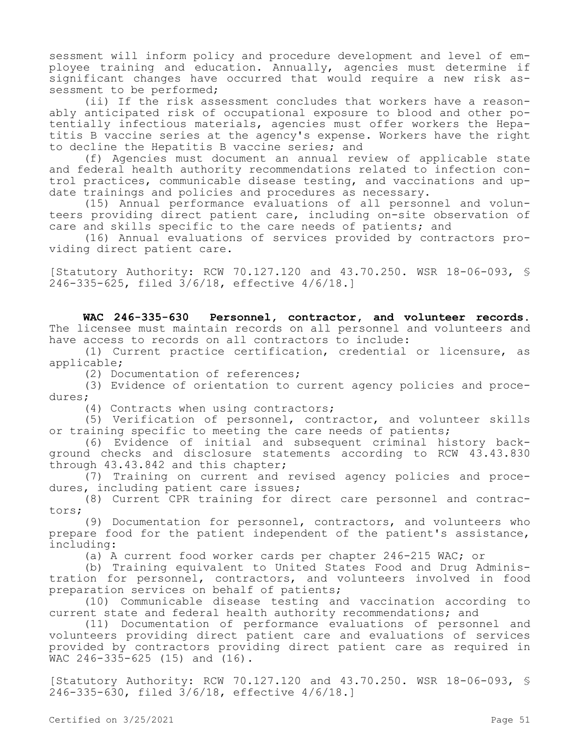sessment will inform policy and procedure development and level of employee training and education. Annually, agencies must determine if significant changes have occurred that would require a new risk assessment to be performed;

(ii) If the risk assessment concludes that workers have a reasonably anticipated risk of occupational exposure to blood and other potentially infectious materials, agencies must offer workers the Hepatitis B vaccine series at the agency's expense. Workers have the right to decline the Hepatitis B vaccine series; and

(f) Agencies must document an annual review of applicable state and federal health authority recommendations related to infection control practices, communicable disease testing, and vaccinations and update trainings and policies and procedures as necessary.

(15) Annual performance evaluations of all personnel and volunteers providing direct patient care, including on-site observation of care and skills specific to the care needs of patients; and

(16) Annual evaluations of services provided by contractors providing direct patient care.

[Statutory Authority: RCW 70.127.120 and 43.70.250. WSR 18-06-093, § 246-335-625, filed 3/6/18, effective 4/6/18.]

**WAC 246-335-630 Personnel, contractor, and volunteer records.** The licensee must maintain records on all personnel and volunteers and have access to records on all contractors to include:

(1) Current practice certification, credential or licensure, as applicable;

(2) Documentation of references;

(3) Evidence of orientation to current agency policies and procedures;

(4) Contracts when using contractors;

(5) Verification of personnel, contractor, and volunteer skills or training specific to meeting the care needs of patients;

(6) Evidence of initial and subsequent criminal history background checks and disclosure statements according to RCW 43.43.830 through 43.43.842 and this chapter;

(7) Training on current and revised agency policies and procedures, including patient care issues;

(8) Current CPR training for direct care personnel and contractors;

(9) Documentation for personnel, contractors, and volunteers who prepare food for the patient independent of the patient's assistance, including:

(a) A current food worker cards per chapter 246-215 WAC; or

(b) Training equivalent to United States Food and Drug Administration for personnel, contractors, and volunteers involved in food preparation services on behalf of patients;

(10) Communicable disease testing and vaccination according to current state and federal health authority recommendations; and

(11) Documentation of performance evaluations of personnel and volunteers providing direct patient care and evaluations of services provided by contractors providing direct patient care as required in WAC 246-335-625 (15) and (16).

[Statutory Authority: RCW 70.127.120 and 43.70.250. WSR 18-06-093, § 246-335-630, filed 3/6/18, effective 4/6/18.]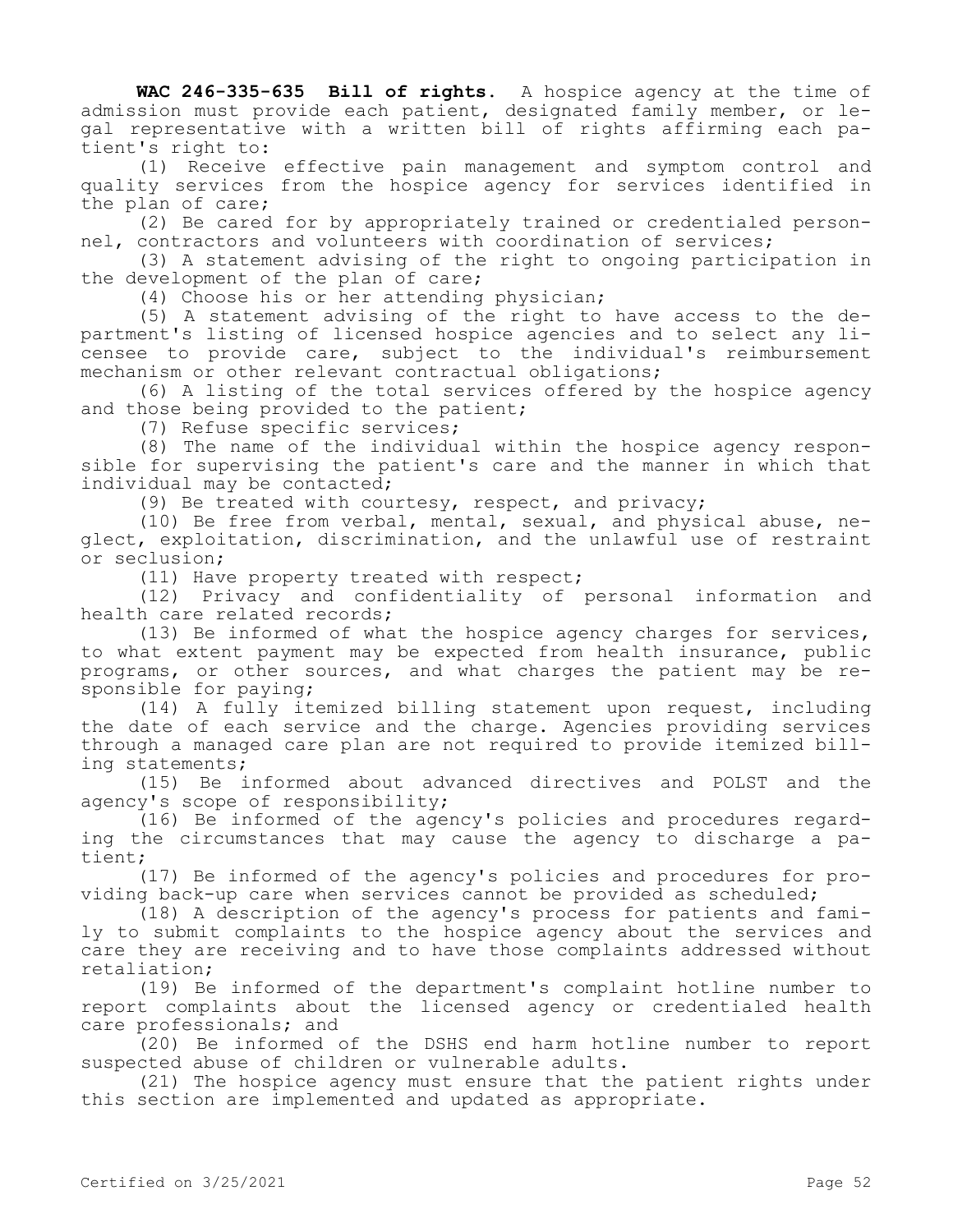**WAC 246-335-635 Bill of rights.** A hospice agency at the time of admission must provide each patient, designated family member, or legal representative with a written bill of rights affirming each patient's right to:

(1) Receive effective pain management and symptom control and quality services from the hospice agency for services identified in the plan of care;

(2) Be cared for by appropriately trained or credentialed personnel, contractors and volunteers with coordination of services;

(3) A statement advising of the right to ongoing participation in the development of the plan of care;

(4) Choose his or her attending physician;

(5) A statement advising of the right to have access to the department's listing of licensed hospice agencies and to select any licensee to provide care, subject to the individual's reimbursement mechanism or other relevant contractual obligations;

(6) A listing of the total services offered by the hospice agency and those being provided to the patient;

(7) Refuse specific services;

(8) The name of the individual within the hospice agency responsible for supervising the patient's care and the manner in which that individual may be contacted;

(9) Be treated with courtesy, respect, and privacy;

(10) Be free from verbal, mental, sexual, and physical abuse, neglect, exploitation, discrimination, and the unlawful use of restraint or seclusion;

(11) Have property treated with respect;

(12) Privacy and confidentiality of personal information and health care related records;

(13) Be informed of what the hospice agency charges for services, to what extent payment may be expected from health insurance, public programs, or other sources, and what charges the patient may be responsible for paying;

(14) A fully itemized billing statement upon request, including the date of each service and the charge. Agencies providing services through a managed care plan are not required to provide itemized billing statements;

(15) Be informed about advanced directives and POLST and the agency's scope of responsibility;

(16) Be informed of the agency's policies and procedures regarding the circumstances that may cause the agency to discharge a patient;

(17) Be informed of the agency's policies and procedures for providing back-up care when services cannot be provided as scheduled;

(18) A description of the agency's process for patients and family to submit complaints to the hospice agency about the services and care they are receiving and to have those complaints addressed without retaliation;

(19) Be informed of the department's complaint hotline number to report complaints about the licensed agency or credentialed health care professionals; and

(20) Be informed of the DSHS end harm hotline number to report suspected abuse of children or vulnerable adults.

(21) The hospice agency must ensure that the patient rights under this section are implemented and updated as appropriate.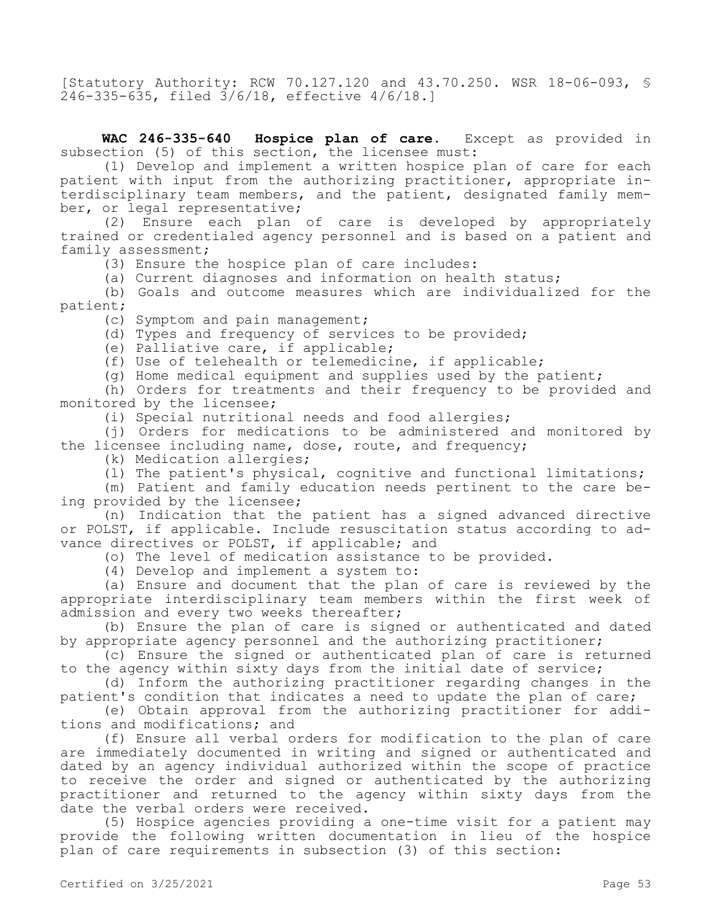[Statutory Authority: RCW 70.127.120 and 43.70.250. WSR 18-06-093, § 246-335-635, filed 3/6/18, effective 4/6/18.]

**WAC 246-335-640 Hospice plan of care.** Except as provided in subsection (5) of this section, the licensee must:

(1) Develop and implement a written hospice plan of care for each patient with input from the authorizing practitioner, appropriate interdisciplinary team members, and the patient, designated family member, or legal representative;

(2) Ensure each plan of care is developed by appropriately trained or credentialed agency personnel and is based on a patient and family assessment;

(3) Ensure the hospice plan of care includes:

(a) Current diagnoses and information on health status;

(b) Goals and outcome measures which are individualized for the patient;

(c) Symptom and pain management;

(d) Types and frequency of services to be provided;

(e) Palliative care, if applicable;

(f) Use of telehealth or telemedicine, if applicable;

(g) Home medical equipment and supplies used by the patient;

(h) Orders for treatments and their frequency to be provided and monitored by the licensee;

(i) Special nutritional needs and food allergies;

(j) Orders for medications to be administered and monitored by the licensee including name, dose, route, and frequency;

(k) Medication allergies;

(l) The patient's physical, cognitive and functional limitations;

(m) Patient and family education needs pertinent to the care being provided by the licensee;

(n) Indication that the patient has a signed advanced directive or POLST, if applicable. Include resuscitation status according to advance directives or POLST, if applicable; and

(o) The level of medication assistance to be provided.

(4) Develop and implement a system to:

(a) Ensure and document that the plan of care is reviewed by the appropriate interdisciplinary team members within the first week of admission and every two weeks thereafter;

(b) Ensure the plan of care is signed or authenticated and dated by appropriate agency personnel and the authorizing practitioner;

(c) Ensure the signed or authenticated plan of care is returned to the agency within sixty days from the initial date of service;

(d) Inform the authorizing practitioner regarding changes in the patient's condition that indicates a need to update the plan of care;

(e) Obtain approval from the authorizing practitioner for additions and modifications; and

(f) Ensure all verbal orders for modification to the plan of care are immediately documented in writing and signed or authenticated and dated by an agency individual authorized within the scope of practice to receive the order and signed or authenticated by the authorizing practitioner and returned to the agency within sixty days from the date the verbal orders were received.

(5) Hospice agencies providing a one-time visit for a patient may provide the following written documentation in lieu of the hospice plan of care requirements in subsection (3) of this section: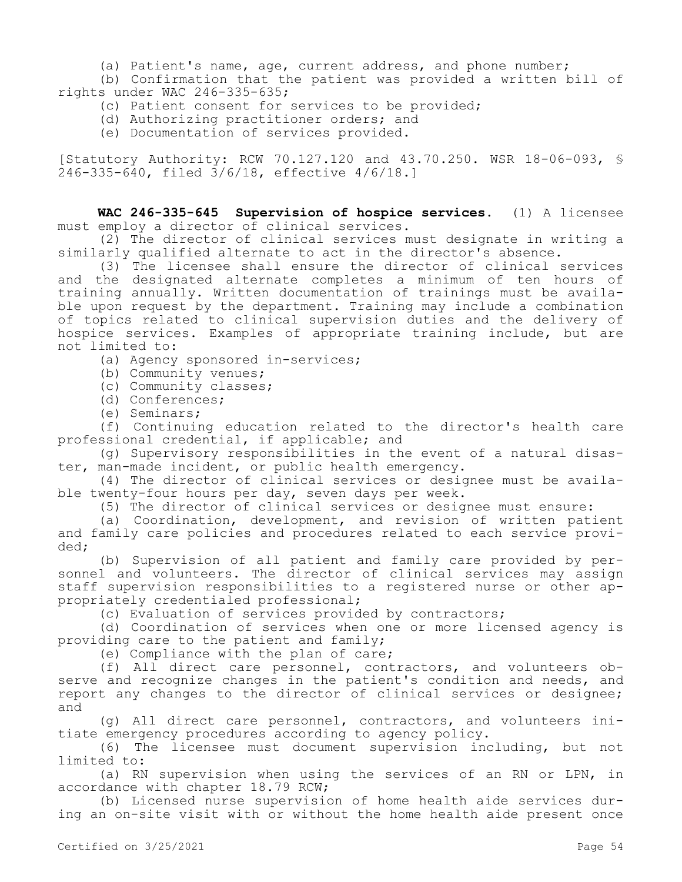(a) Patient's name, age, current address, and phone number;

(b) Confirmation that the patient was provided a written bill of rights under WAC 246-335-635;

(c) Patient consent for services to be provided;

(d) Authorizing practitioner orders; and

(e) Documentation of services provided.

[Statutory Authority: RCW 70.127.120 and 43.70.250. WSR 18-06-093, § 246-335-640, filed 3/6/18, effective 4/6/18.]

**WAC 246-335-645 Supervision of hospice services.** (1) A licensee must employ a director of clinical services.

(2) The director of clinical services must designate in writing a similarly qualified alternate to act in the director's absence.

(3) The licensee shall ensure the director of clinical services and the designated alternate completes a minimum of ten hours of training annually. Written documentation of trainings must be available upon request by the department. Training may include a combination of topics related to clinical supervision duties and the delivery of hospice services. Examples of appropriate training include, but are not limited to:

(a) Agency sponsored in-services;

(b) Community venues;

(c) Community classes;

(d) Conferences;

(e) Seminars;

(f) Continuing education related to the director's health care professional credential, if applicable; and

(g) Supervisory responsibilities in the event of a natural disaster, man-made incident, or public health emergency.

(4) The director of clinical services or designee must be available twenty-four hours per day, seven days per week.

(5) The director of clinical services or designee must ensure:

(a) Coordination, development, and revision of written patient and family care policies and procedures related to each service provided;

(b) Supervision of all patient and family care provided by personnel and volunteers. The director of clinical services may assign staff supervision responsibilities to a registered nurse or other appropriately credentialed professional;

(c) Evaluation of services provided by contractors;

(d) Coordination of services when one or more licensed agency is providing care to the patient and family;

(e) Compliance with the plan of care;

(f) All direct care personnel, contractors, and volunteers observe and recognize changes in the patient's condition and needs, and report any changes to the director of clinical services or designee; and

(g) All direct care personnel, contractors, and volunteers initiate emergency procedures according to agency policy.

(6) The licensee must document supervision including, but not limited to:

(a) RN supervision when using the services of an RN or LPN, in accordance with chapter 18.79 RCW;

(b) Licensed nurse supervision of home health aide services during an on-site visit with or without the home health aide present once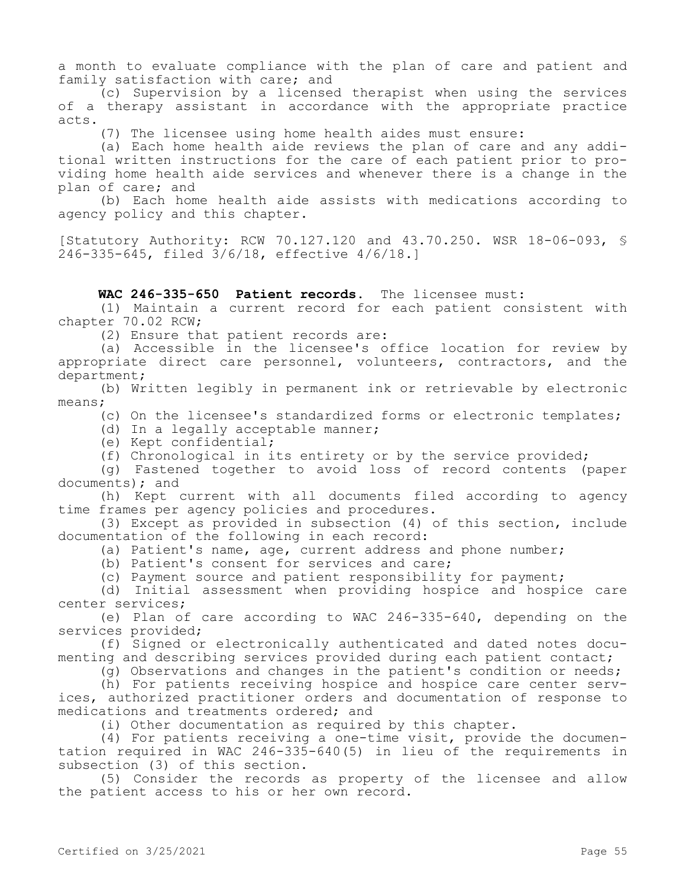a month to evaluate compliance with the plan of care and patient and family satisfaction with care; and

(c) Supervision by a licensed therapist when using the services of a therapy assistant in accordance with the appropriate practice acts.

(7) The licensee using home health aides must ensure:

(a) Each home health aide reviews the plan of care and any additional written instructions for the care of each patient prior to providing home health aide services and whenever there is a change in the plan of care; and

(b) Each home health aide assists with medications according to agency policy and this chapter.

[Statutory Authority: RCW 70.127.120 and 43.70.250. WSR 18-06-093, § 246-335-645, filed 3/6/18, effective 4/6/18.]

**WAC 246-335-650 Patient records.** The licensee must:

(1) Maintain a current record for each patient consistent with chapter 70.02 RCW;

(2) Ensure that patient records are:

(a) Accessible in the licensee's office location for review by appropriate direct care personnel, volunteers, contractors, and the department;

(b) Written legibly in permanent ink or retrievable by electronic means;

(c) On the licensee's standardized forms or electronic templates;

(d) In a legally acceptable manner;

(e) Kept confidential;

(f) Chronological in its entirety or by the service provided;

(g) Fastened together to avoid loss of record contents (paper documents); and

(h) Kept current with all documents filed according to agency time frames per agency policies and procedures.

(3) Except as provided in subsection (4) of this section, include documentation of the following in each record:

(a) Patient's name, age, current address and phone number;

(b) Patient's consent for services and care;

(c) Payment source and patient responsibility for payment;

(d) Initial assessment when providing hospice and hospice care center services;

(e) Plan of care according to WAC 246-335-640, depending on the services provided;

(f) Signed or electronically authenticated and dated notes documenting and describing services provided during each patient contact;

(g) Observations and changes in the patient's condition or needs;

(h) For patients receiving hospice and hospice care center services, authorized practitioner orders and documentation of response to medications and treatments ordered; and

(i) Other documentation as required by this chapter.

(4) For patients receiving a one-time visit, provide the documentation required in WAC 246-335-640(5) in lieu of the requirements in subsection (3) of this section.

(5) Consider the records as property of the licensee and allow the patient access to his or her own record.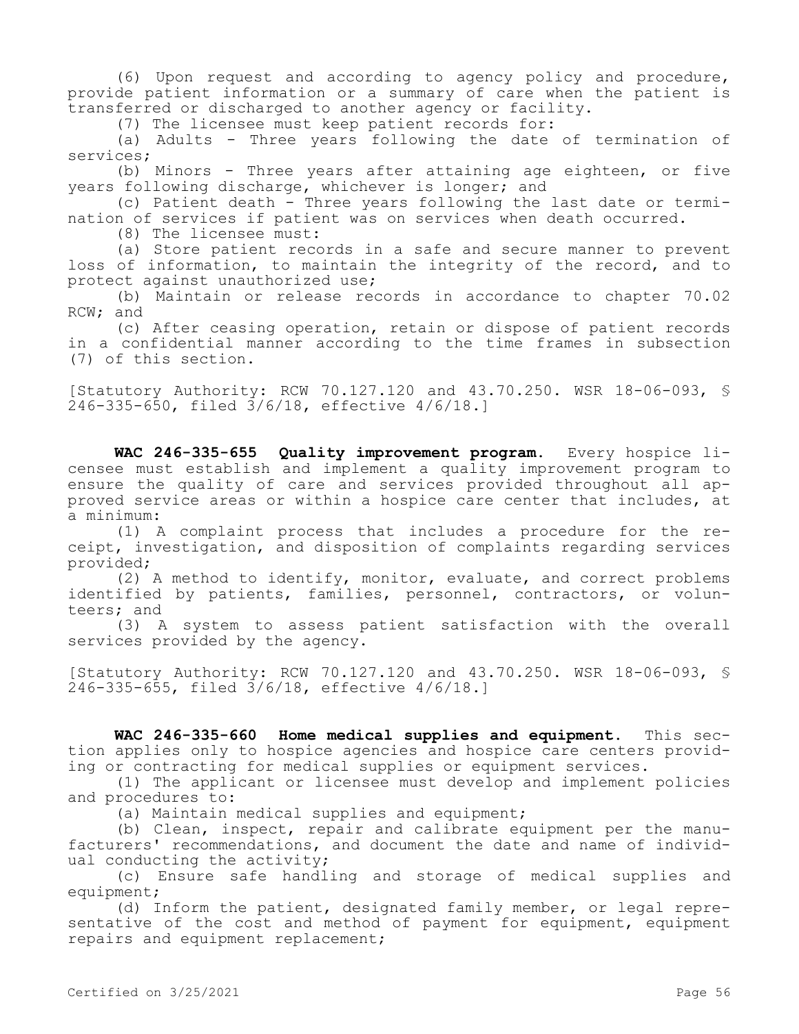(6) Upon request and according to agency policy and procedure, provide patient information or a summary of care when the patient is transferred or discharged to another agency or facility.

(7) The licensee must keep patient records for:

(a) Adults - Three years following the date of termination of services;

(b) Minors - Three years after attaining age eighteen, or five years following discharge, whichever is longer; and

(c) Patient death - Three years following the last date or termination of services if patient was on services when death occurred.

(8) The licensee must:

(a) Store patient records in a safe and secure manner to prevent loss of information, to maintain the integrity of the record, and to protect against unauthorized use;

(b) Maintain or release records in accordance to chapter 70.02 RCW; and

(c) After ceasing operation, retain or dispose of patient records in a confidential manner according to the time frames in subsection (7) of this section.

[Statutory Authority: RCW 70.127.120 and 43.70.250. WSR 18-06-093, § 246-335-650, filed 3/6/18, effective 4/6/18.]

**WAC 246-335-655 Quality improvement program.** Every hospice licensee must establish and implement a quality improvement program to ensure the quality of care and services provided throughout all approved service areas or within a hospice care center that includes, at a minimum:

(1) A complaint process that includes a procedure for the receipt, investigation, and disposition of complaints regarding services provided;

(2) A method to identify, monitor, evaluate, and correct problems identified by patients, families, personnel, contractors, or volunteers; and

(3) A system to assess patient satisfaction with the overall services provided by the agency.

[Statutory Authority: RCW 70.127.120 and 43.70.250. WSR 18-06-093, § 246-335-655, filed 3/6/18, effective 4/6/18.]

**WAC 246-335-660 Home medical supplies and equipment.** This section applies only to hospice agencies and hospice care centers providing or contracting for medical supplies or equipment services.

(1) The applicant or licensee must develop and implement policies and procedures to:

(a) Maintain medical supplies and equipment;

(b) Clean, inspect, repair and calibrate equipment per the manufacturers' recommendations, and document the date and name of individual conducting the activity;

(c) Ensure safe handling and storage of medical supplies and equipment;

(d) Inform the patient, designated family member, or legal representative of the cost and method of payment for equipment, equipment repairs and equipment replacement;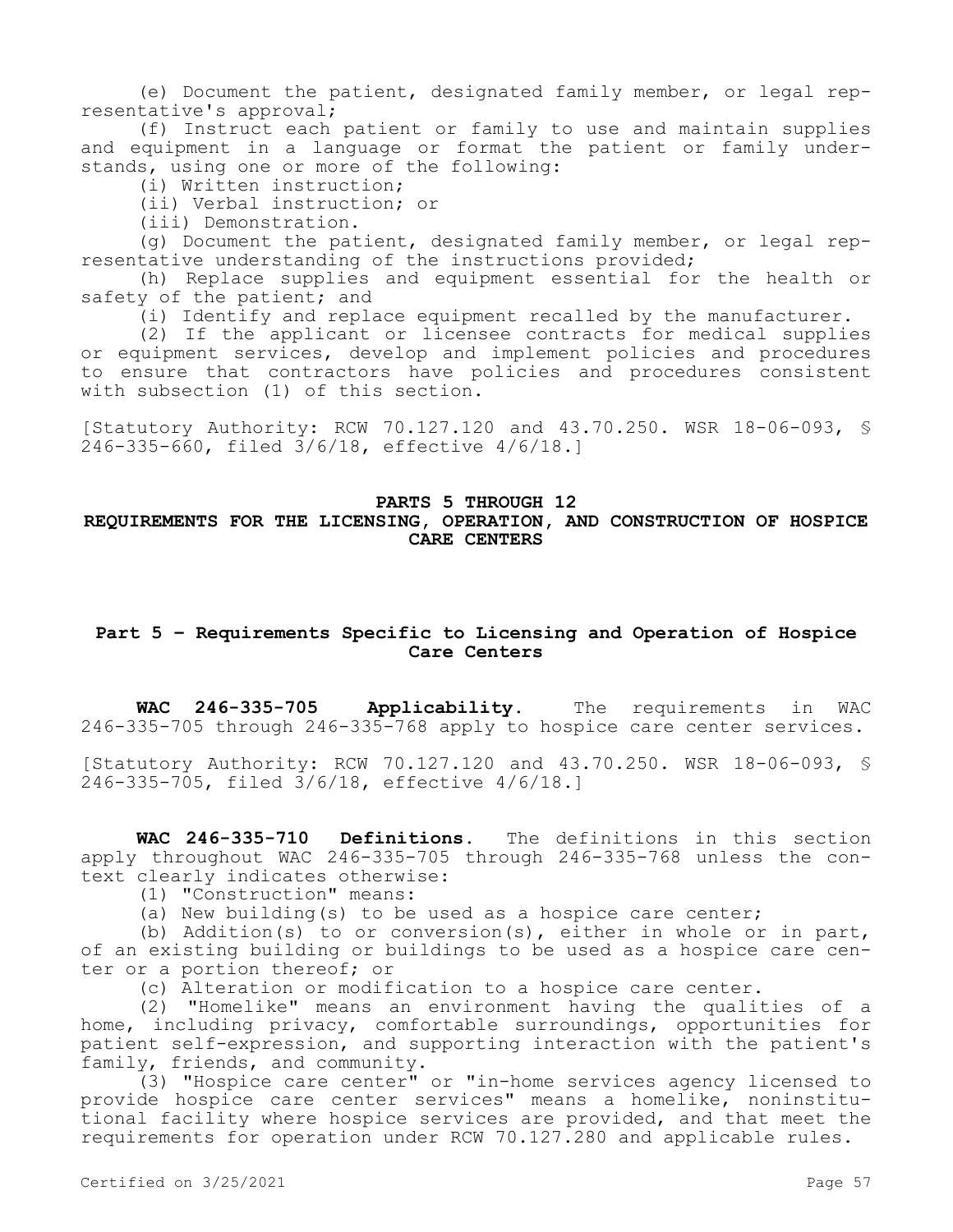(e) Document the patient, designated family member, or legal representative's approval;

(f) Instruct each patient or family to use and maintain supplies and equipment in a language or format the patient or family understands, using one or more of the following:

(i) Written instruction;

(ii) Verbal instruction; or

(iii) Demonstration.

(g) Document the patient, designated family member, or legal representative understanding of the instructions provided;

(h) Replace supplies and equipment essential for the health or safety of the patient; and

(i) Identify and replace equipment recalled by the manufacturer.

(2) If the applicant or licensee contracts for medical supplies or equipment services, develop and implement policies and procedures to ensure that contractors have policies and procedures consistent with subsection (1) of this section.

[Statutory Authority: RCW 70.127.120 and 43.70.250. WSR 18-06-093, § 246-335-660, filed 3/6/18, effective 4/6/18.]

## PARTS 5 THROUGH 12
## REQUIREMENTS FOR THE LICENSING, OPERATION, AND CONSTRUCTION OF HOSPICE CARE CENTERS

### Part 5 – Requirements Specific to Licensing and Operation of Hospice Care Centers

**WAC 246-335-705 Applicability.** The requirements in WAC 246-335-705 through 246-335-768 apply to hospice care center services.

[Statutory Authority: RCW 70.127.120 and 43.70.250. WSR 18-06-093, § 246-335-705, filed 3/6/18, effective 4/6/18.]

**WAC 246-335-710 Definitions.** The definitions in this section apply throughout WAC 246-335-705 through 246-335-768 unless the context clearly indicates otherwise:

(1) "Construction" means:

(a) New building(s) to be used as a hospice care center;

(b) Addition(s) to or conversion(s), either in whole or in part, of an existing building or buildings to be used as a hospice care center or a portion thereof; or

(c) Alteration or modification to a hospice care center.

(2) "Homelike" means an environment having the qualities of a home, including privacy, comfortable surroundings, opportunities for patient self-expression, and supporting interaction with the patient's family, friends, and community.

(3) "Hospice care center" or "in-home services agency licensed to provide hospice care center services" means a homelike, noninstitutional facility where hospice services are provided, and that meet the requirements for operation under RCW 70.127.280 and applicable rules.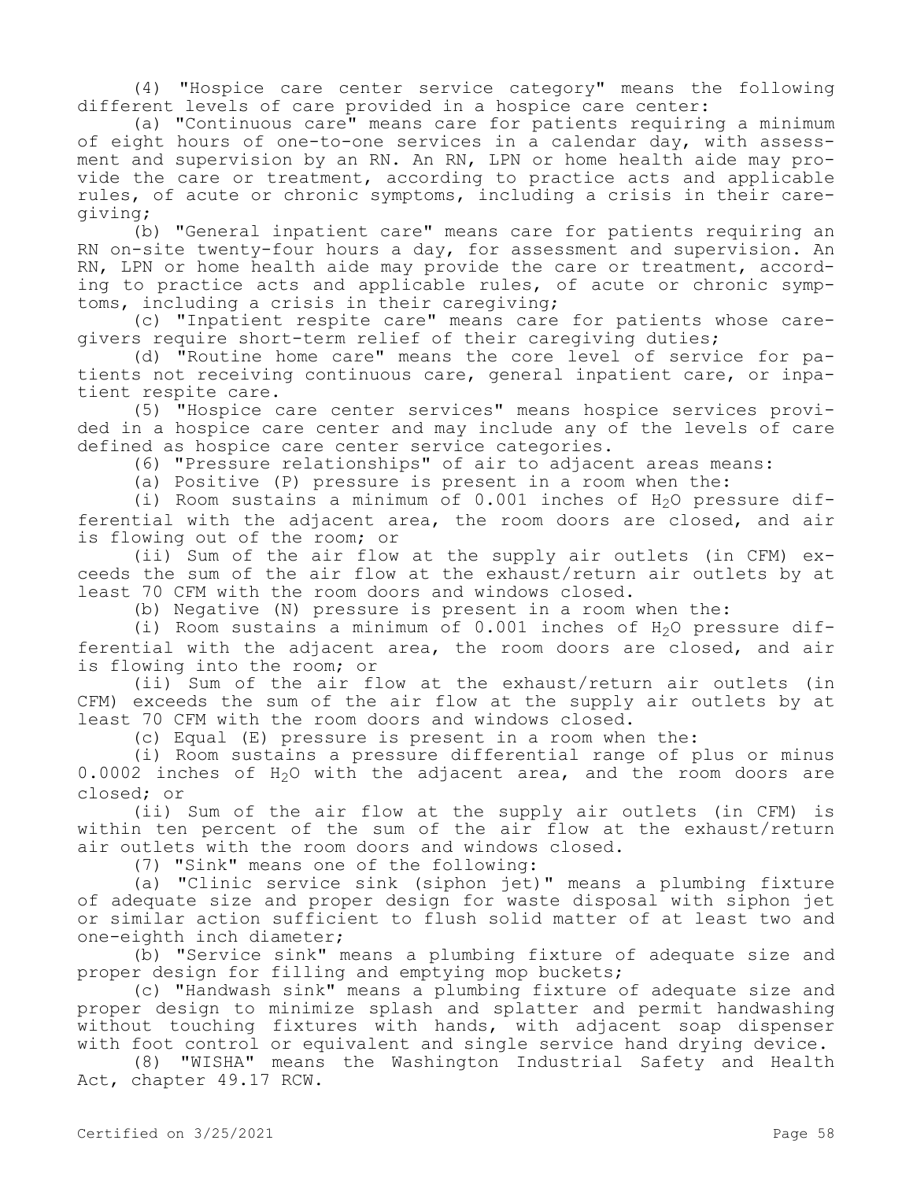(4) "Hospice care center service category" means the following different levels of care provided in a hospice care center:

(a) "Continuous care" means care for patients requiring a minimum of eight hours of one-to-one services in a calendar day, with assessment and supervision by an RN. An RN, LPN or home health aide may provide the care or treatment, according to practice acts and applicable rules, of acute or chronic symptoms, including a crisis in their caregiving;

(b) "General inpatient care" means care for patients requiring an RN on-site twenty-four hours a day, for assessment and supervision. An RN, LPN or home health aide may provide the care or treatment, according to practice acts and applicable rules, of acute or chronic symptoms, including a crisis in their caregiving;

(c) "Inpatient respite care" means care for patients whose caregivers require short-term relief of their caregiving duties;

(d) "Routine home care" means the core level of service for patients not receiving continuous care, general inpatient care, or inpatient respite care.

(5) "Hospice care center services" means hospice services provided in a hospice care center and may include any of the levels of care defined as hospice care center service categories.

(6) "Pressure relationships" of air to adjacent areas means:

(a) Positive (P) pressure is present in a room when the:

(i) Room sustains a minimum of 0.001 inches of $H_2O$ pressure differential with the adjacent area, the room doors are closed, and air is flowing out of the room; or

(ii) Sum of the air flow at the supply air outlets (in CFM) exceeds the sum of the air flow at the exhaust/return air outlets by at least 70 CFM with the room doors and windows closed.

(b) Negative (N) pressure is present in a room when the:

(i) Room sustains a minimum of 0.001 inches of $H_2O$ pressure differential with the adjacent area, the room doors are closed, and air is flowing into the room; or

(ii) Sum of the air flow at the exhaust/return air outlets (in CFM) exceeds the sum of the air flow at the supply air outlets by at least 70 CFM with the room doors and windows closed.

(c) Equal (E) pressure is present in a room when the:

(i) Room sustains a pressure differential range of plus or minus 0.0002 inches of $H_2O$ with the adjacent area, and the room doors are closed; or

(ii) Sum of the air flow at the supply air outlets (in CFM) is within ten percent of the sum of the air flow at the exhaust/return air outlets with the room doors and windows closed.

(7) "Sink" means one of the following:

(a) "Clinic service sink (siphon jet)" means a plumbing fixture of adequate size and proper design for waste disposal with siphon jet or similar action sufficient to flush solid matter of at least two and one-eighth inch diameter;

(b) "Service sink" means a plumbing fixture of adequate size and proper design for filling and emptying mop buckets;

(c) "Handwash sink" means a plumbing fixture of adequate size and proper design to minimize splash and splatter and permit handwashing without touching fixtures with hands, with adjacent soap dispenser with foot control or equivalent and single service hand drying device.

(8) "WISHA" means the Washington Industrial Safety and Health Act, chapter 49.17 RCW.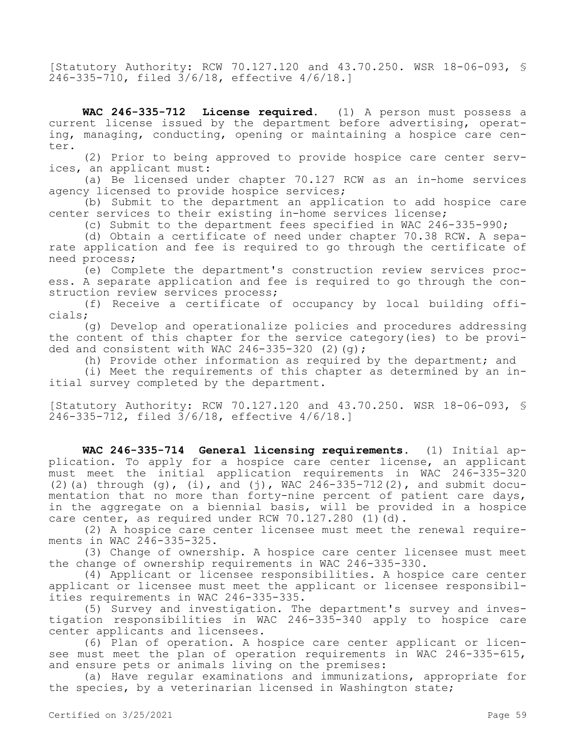[Statutory Authority: RCW 70.127.120 and 43.70.250. WSR 18-06-093, § 246-335-710, filed 3/6/18, effective 4/6/18.]

**WAC 246-335-712 License required.** (1) A person must possess a current license issued by the department before advertising, operating, managing, conducting, opening or maintaining a hospice care center.

(2) Prior to being approved to provide hospice care center services, an applicant must:

(a) Be licensed under chapter 70.127 RCW as an in-home services agency licensed to provide hospice services;

(b) Submit to the department an application to add hospice care center services to their existing in-home services license;

(c) Submit to the department fees specified in WAC 246-335-990;

(d) Obtain a certificate of need under chapter 70.38 RCW. A separate application and fee is required to go through the certificate of need process;

(e) Complete the department's construction review services process. A separate application and fee is required to go through the construction review services process;

(f) Receive a certificate of occupancy by local building officials;

(g) Develop and operationalize policies and procedures addressing the content of this chapter for the service category(ies) to be provided and consistent with WAC 246-335-320 (2)(g);

(h) Provide other information as required by the department; and

(i) Meet the requirements of this chapter as determined by an initial survey completed by the department.

[Statutory Authority: RCW 70.127.120 and 43.70.250. WSR 18-06-093, § 246-335-712, filed 3/6/18, effective 4/6/18.]

**WAC 246-335-714 General licensing requirements.** (1) Initial application. To apply for a hospice care center license, an applicant must meet the initial application requirements in WAC 246-335-320 (2)(a) through (g), (i), and (j), WAC 246-335-712(2), and submit documentation that no more than forty-nine percent of patient care days, in the aggregate on a biennial basis, will be provided in a hospice care center, as required under RCW 70.127.280 (1)(d).

(2) A hospice care center licensee must meet the renewal requirements in WAC 246-335-325.

(3) Change of ownership. A hospice care center licensee must meet the change of ownership requirements in WAC 246-335-330.

(4) Applicant or licensee responsibilities. A hospice care center applicant or licensee must meet the applicant or licensee responsibilities requirements in WAC 246-335-335.

(5) Survey and investigation. The department's survey and investigation responsibilities in WAC 246-335-340 apply to hospice care center applicants and licensees.

(6) Plan of operation. A hospice care center applicant or licensee must meet the plan of operation requirements in WAC 246-335-615, and ensure pets or animals living on the premises:

(a) Have regular examinations and immunizations, appropriate for the species, by a veterinarian licensed in Washington state;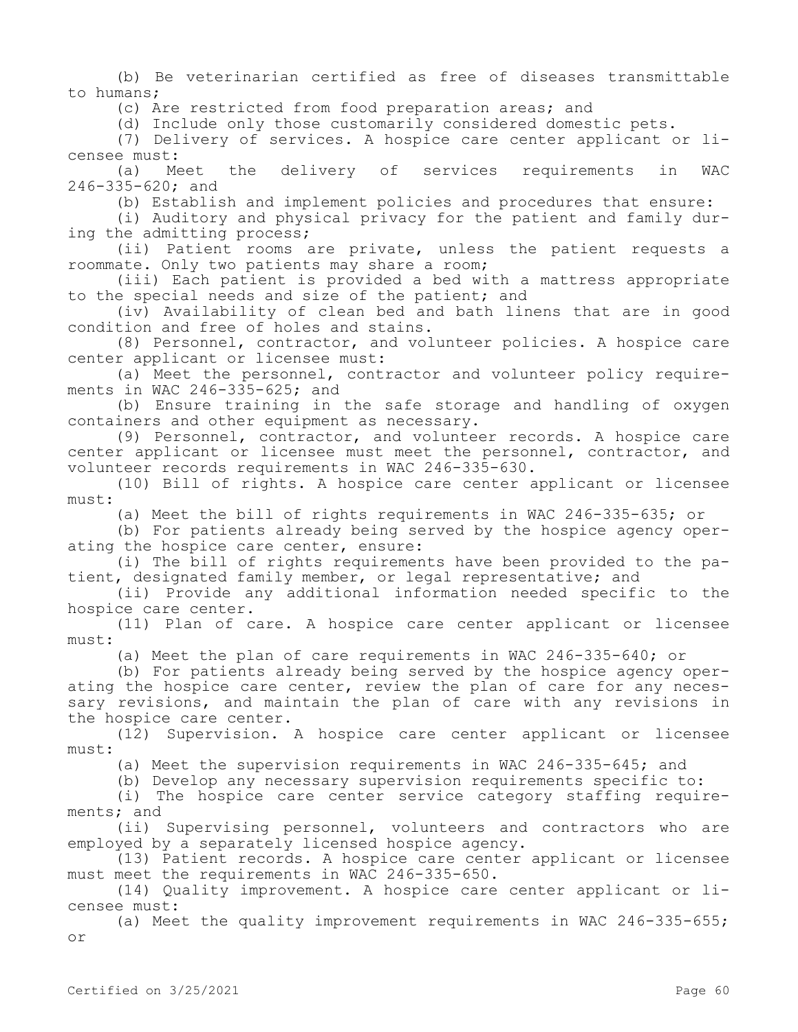(b) Be veterinarian certified as free of diseases transmittable to humans;

(c) Are restricted from food preparation areas; and

(d) Include only those customarily considered domestic pets.

(7) Delivery of services. A hospice care center applicant or licensee must:

(a) Meet the delivery of services requirements in WAC 246-335-620; and

(b) Establish and implement policies and procedures that ensure:

(i) Auditory and physical privacy for the patient and family during the admitting process;

(ii) Patient rooms are private, unless the patient requests a roommate. Only two patients may share a room;

(iii) Each patient is provided a bed with a mattress appropriate to the special needs and size of the patient; and

(iv) Availability of clean bed and bath linens that are in good condition and free of holes and stains.

(8) Personnel, contractor, and volunteer policies. A hospice care center applicant or licensee must:

(a) Meet the personnel, contractor and volunteer policy requirements in WAC 246-335-625; and

(b) Ensure training in the safe storage and handling of oxygen containers and other equipment as necessary.

(9) Personnel, contractor, and volunteer records. A hospice care center applicant or licensee must meet the personnel, contractor, and volunteer records requirements in WAC 246-335-630.

(10) Bill of rights. A hospice care center applicant or licensee must:

(a) Meet the bill of rights requirements in WAC 246-335-635; or

(b) For patients already being served by the hospice agency operating the hospice care center, ensure:

(i) The bill of rights requirements have been provided to the patient, designated family member, or legal representative; and

(ii) Provide any additional information needed specific to the hospice care center.

(11) Plan of care. A hospice care center applicant or licensee must:

(a) Meet the plan of care requirements in WAC 246-335-640; or

(b) For patients already being served by the hospice agency operating the hospice care center, review the plan of care for any necessary revisions, and maintain the plan of care with any revisions in the hospice care center.

(12) Supervision. A hospice care center applicant or licensee must:

(a) Meet the supervision requirements in WAC 246-335-645; and

(b) Develop any necessary supervision requirements specific to:

(i) The hospice care center service category staffing requirements; and

(ii) Supervising personnel, volunteers and contractors who are employed by a separately licensed hospice agency.

(13) Patient records. A hospice care center applicant or licensee must meet the requirements in WAC 246-335-650.

(14) Quality improvement. A hospice care center applicant or licensee must:

(a) Meet the quality improvement requirements in WAC 246-335-655; or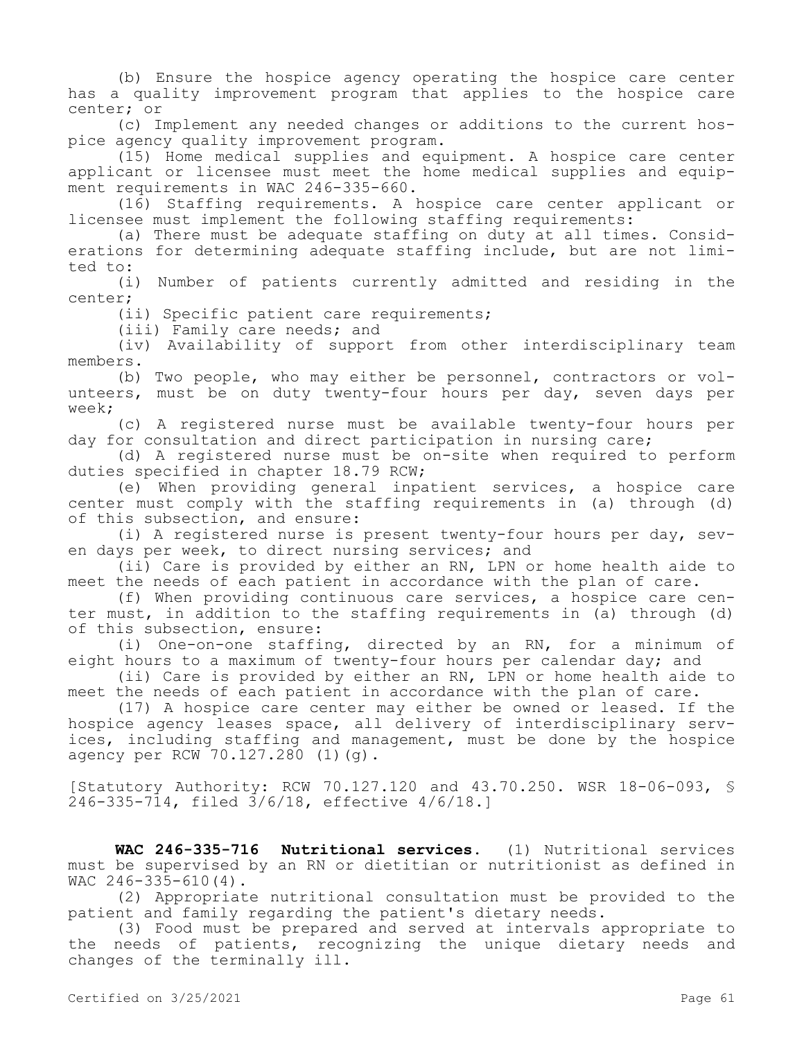(b) Ensure the hospice agency operating the hospice care center has a quality improvement program that applies to the hospice care center; or

(c) Implement any needed changes or additions to the current hospice agency quality improvement program.

(15) Home medical supplies and equipment. A hospice care center applicant or licensee must meet the home medical supplies and equipment requirements in WAC 246-335-660.

(16) Staffing requirements. A hospice care center applicant or licensee must implement the following staffing requirements:

(a) There must be adequate staffing on duty at all times. Considerations for determining adequate staffing include, but are not limited to:

(i) Number of patients currently admitted and residing in the center;

(ii) Specific patient care requirements;

(iii) Family care needs; and

(iv) Availability of support from other interdisciplinary team members.

(b) Two people, who may either be personnel, contractors or volunteers, must be on duty twenty-four hours per day, seven days per week;

(c) A registered nurse must be available twenty-four hours per day for consultation and direct participation in nursing care;

(d) A registered nurse must be on-site when required to perform duties specified in chapter 18.79 RCW;

(e) When providing general inpatient services, a hospice care center must comply with the staffing requirements in (a) through (d) of this subsection, and ensure:

(i) A registered nurse is present twenty-four hours per day, seven days per week, to direct nursing services; and

(ii) Care is provided by either an RN, LPN or home health aide to meet the needs of each patient in accordance with the plan of care.

(f) When providing continuous care services, a hospice care center must, in addition to the staffing requirements in (a) through (d) of this subsection, ensure:

(i) One-on-one staffing, directed by an RN, for a minimum of eight hours to a maximum of twenty-four hours per calendar day; and

(ii) Care is provided by either an RN, LPN or home health aide to meet the needs of each patient in accordance with the plan of care.

(17) A hospice care center may either be owned or leased. If the hospice agency leases space, all delivery of interdisciplinary services, including staffing and management, must be done by the hospice agency per RCW 70.127.280 (1)(g).

[Statutory Authority: RCW 70.127.120 and 43.70.250. WSR 18-06-093, § 246-335-714, filed 3/6/18, effective 4/6/18.]

**WAC 246-335-716 Nutritional services.** (1) Nutritional services must be supervised by an RN or dietitian or nutritionist as defined in WAC 246-335-610(4).

(2) Appropriate nutritional consultation must be provided to the patient and family regarding the patient's dietary needs.

(3) Food must be prepared and served at intervals appropriate to the needs of patients, recognizing the unique dietary needs and changes of the terminally ill.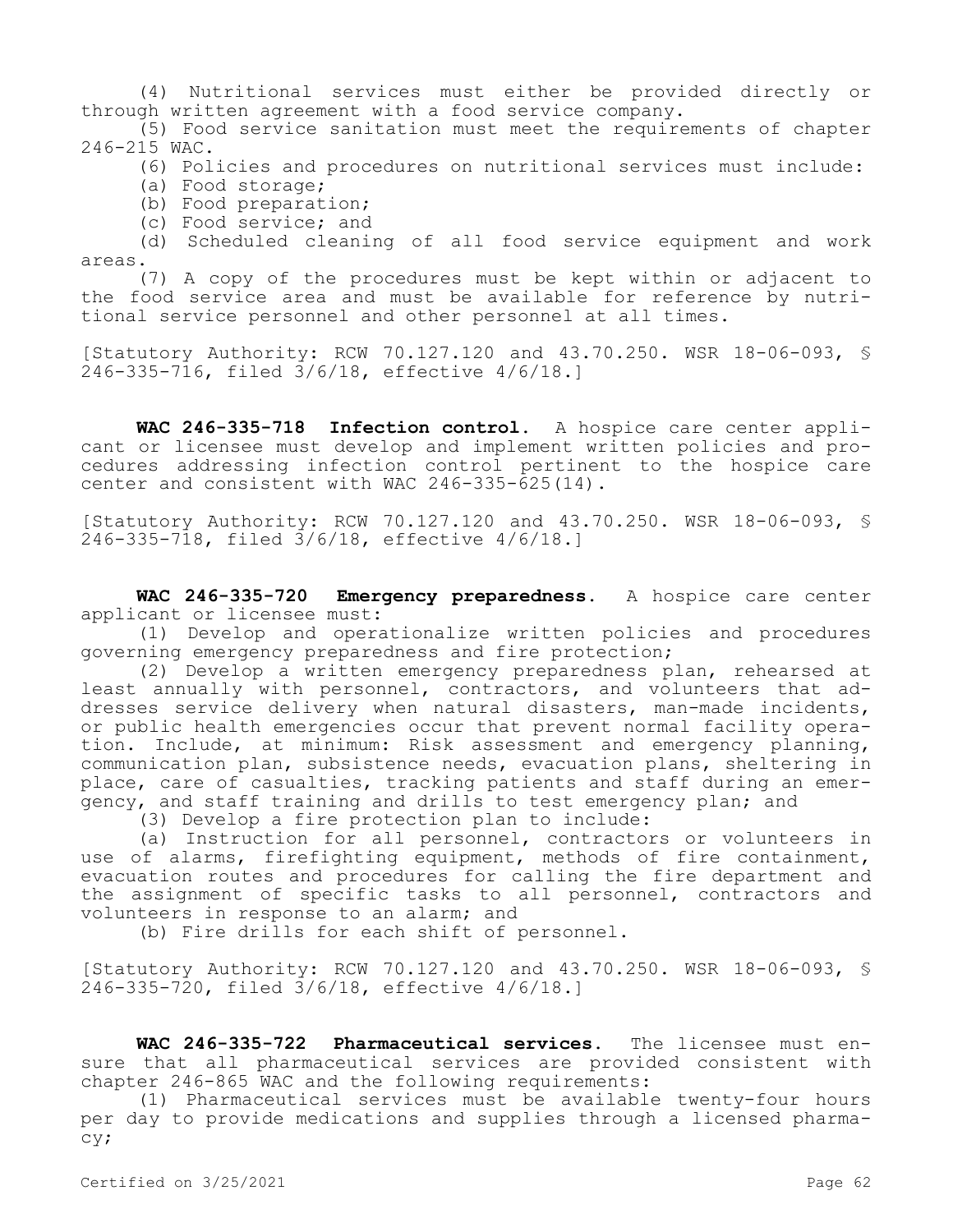(4) Nutritional services must either be provided directly or through written agreement with a food service company.

(5) Food service sanitation must meet the requirements of chapter 246-215 WAC.

(6) Policies and procedures on nutritional services must include:

(a) Food storage;

(b) Food preparation;

(c) Food service; and

(d) Scheduled cleaning of all food service equipment and work areas.

(7) A copy of the procedures must be kept within or adjacent to the food service area and must be available for reference by nutritional service personnel and other personnel at all times.

[Statutory Authority: RCW 70.127.120 and 43.70.250. WSR 18-06-093, § 246-335-716, filed 3/6/18, effective 4/6/18.]

**WAC 246-335-718 Infection control.** A hospice care center applicant or licensee must develop and implement written policies and procedures addressing infection control pertinent to the hospice care center and consistent with WAC 246-335-625(14).

[Statutory Authority: RCW 70.127.120 and 43.70.250. WSR 18-06-093, § 246-335-718, filed 3/6/18, effective 4/6/18.]

**WAC 246-335-720 Emergency preparedness.** A hospice care center applicant or licensee must:

(1) Develop and operationalize written policies and procedures governing emergency preparedness and fire protection;

(2) Develop a written emergency preparedness plan, rehearsed at least annually with personnel, contractors, and volunteers that addresses service delivery when natural disasters, man-made incidents, or public health emergencies occur that prevent normal facility operation. Include, at minimum: Risk assessment and emergency planning, communication plan, subsistence needs, evacuation plans, sheltering in place, care of casualties, tracking patients and staff during an emergency, and staff training and drills to test emergency plan; and

(3) Develop a fire protection plan to include:

(a) Instruction for all personnel, contractors or volunteers in use of alarms, firefighting equipment, methods of fire containment, evacuation routes and procedures for calling the fire department and the assignment of specific tasks to all personnel, contractors and volunteers in response to an alarm; and

(b) Fire drills for each shift of personnel.

[Statutory Authority: RCW 70.127.120 and 43.70.250. WSR 18-06-093, § 246-335-720, filed 3/6/18, effective 4/6/18.]

**WAC 246-335-722 Pharmaceutical services.** The licensee must ensure that all pharmaceutical services are provided consistent with chapter 246-865 WAC and the following requirements:

(1) Pharmaceutical services must be available twenty-four hours per day to provide medications and supplies through a licensed pharmacy;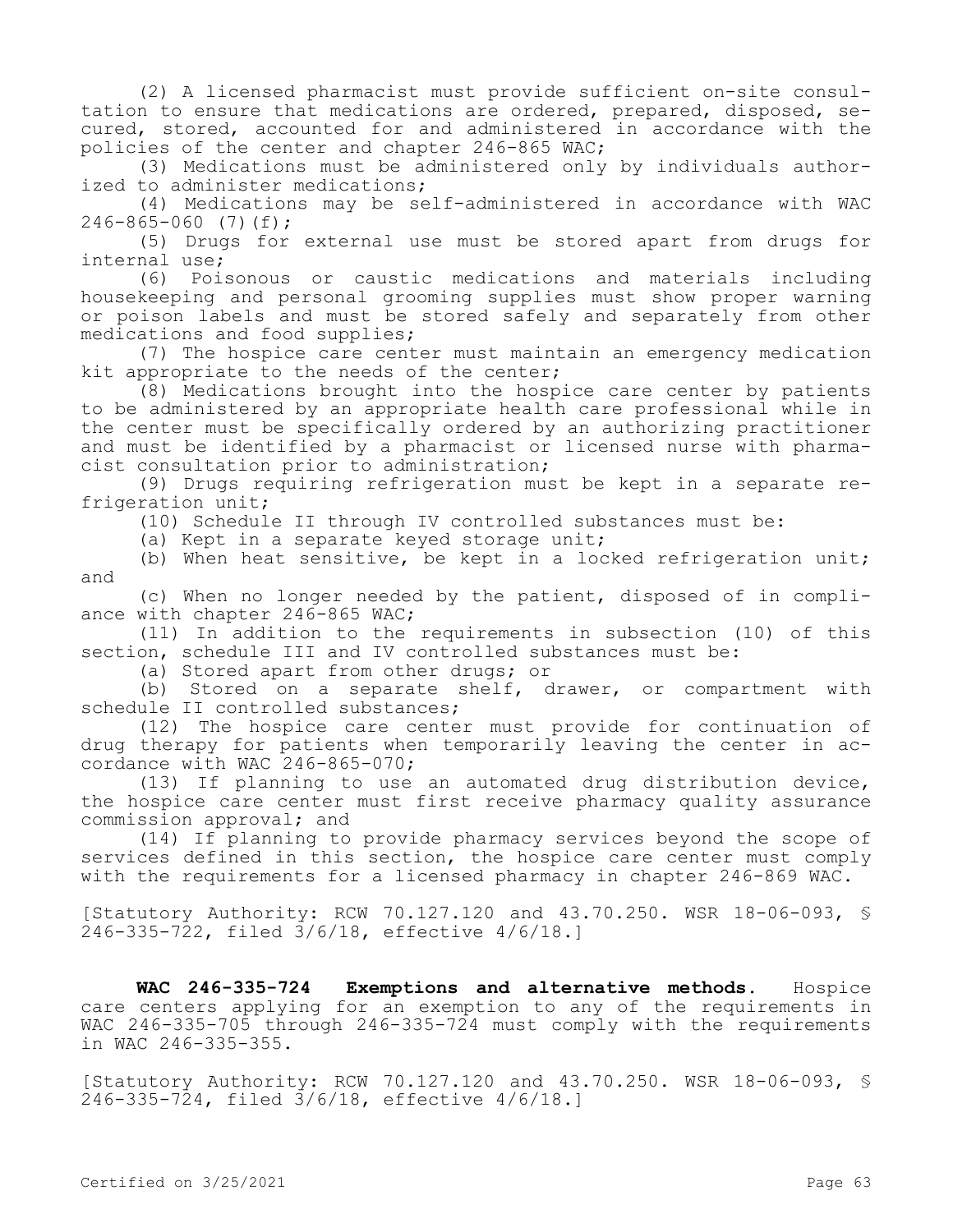(2) A licensed pharmacist must provide sufficient on-site consultation to ensure that medications are ordered, prepared, disposed, secured, stored, accounted for and administered in accordance with the policies of the center and chapter 246-865 WAC;

(3) Medications must be administered only by individuals authorized to administer medications;

(4) Medications may be self-administered in accordance with WAC 246-865-060 (7)(f);

(5) Drugs for external use must be stored apart from drugs for internal use;

(6) Poisonous or caustic medications and materials including housekeeping and personal grooming supplies must show proper warning or poison labels and must be stored safely and separately from other medications and food supplies;

(7) The hospice care center must maintain an emergency medication kit appropriate to the needs of the center;

(8) Medications brought into the hospice care center by patients to be administered by an appropriate health care professional while in the center must be specifically ordered by an authorizing practitioner and must be identified by a pharmacist or licensed nurse with pharmacist consultation prior to administration;

(9) Drugs requiring refrigeration must be kept in a separate refrigeration unit;

(10) Schedule II through IV controlled substances must be:

(a) Kept in a separate keyed storage unit;

(b) When heat sensitive, be kept in a locked refrigeration unit; and

(c) When no longer needed by the patient, disposed of in compliance with chapter 246-865 WAC;

(11) In addition to the requirements in subsection (10) of this section, schedule III and IV controlled substances must be:

(a) Stored apart from other drugs; or

(b) Stored on a separate shelf, drawer, or compartment with schedule II controlled substances;

(12) The hospice care center must provide for continuation of drug therapy for patients when temporarily leaving the center in accordance with WAC 246-865-070;

(13) If planning to use an automated drug distribution device, the hospice care center must first receive pharmacy quality assurance commission approval; and

(14) If planning to provide pharmacy services beyond the scope of services defined in this section, the hospice care center must comply with the requirements for a licensed pharmacy in chapter 246-869 WAC.

[Statutory Authority: RCW 70.127.120 and 43.70.250. WSR 18-06-093, § 246-335-722, filed 3/6/18, effective 4/6/18.]

**WAC 246-335-724 Exemptions and alternative methods.** Hospice care centers applying for an exemption to any of the requirements in WAC 246-335-705 through 246-335-724 must comply with the requirements in WAC 246-335-355.

[Statutory Authority: RCW 70.127.120 and 43.70.250. WSR 18-06-093, § 246-335-724, filed 3/6/18, effective 4/6/18.]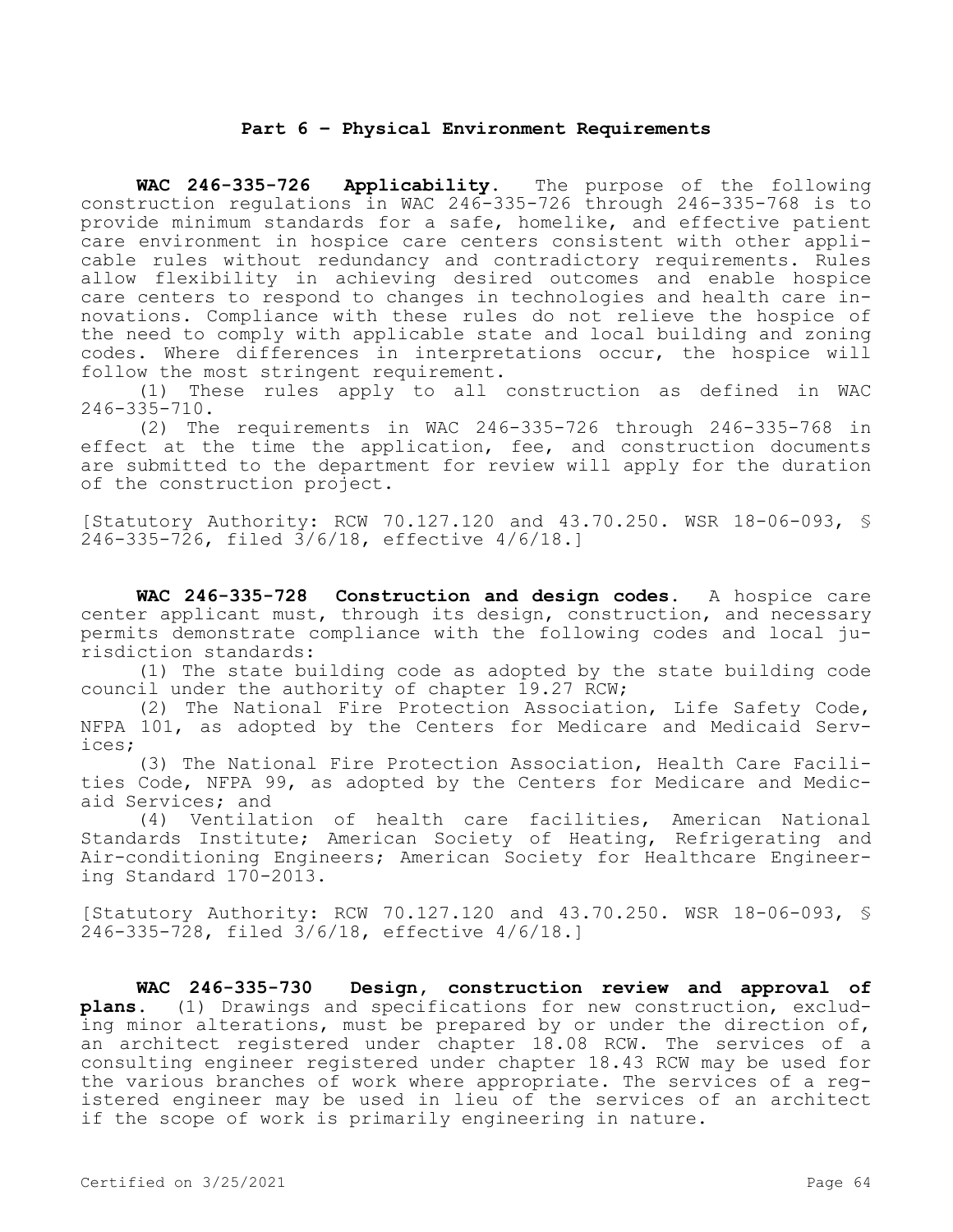## Part 6 – Physical Environment Requirements

**WAC 246-335-726 Applicability.** The purpose of the following construction regulations in WAC 246-335-726 through 246-335-768 is to provide minimum standards for a safe, homelike, and effective patient care environment in hospice care centers consistent with other applicable rules without redundancy and contradictory requirements. Rules allow flexibility in achieving desired outcomes and enable hospice care centers to respond to changes in technologies and health care innovations. Compliance with these rules do not relieve the hospice of the need to comply with applicable state and local building and zoning codes. Where differences in interpretations occur, the hospice will follow the most stringent requirement.

(1) These rules apply to all construction as defined in WAC 246-335-710.

(2) The requirements in WAC 246-335-726 through 246-335-768 in effect at the time the application, fee, and construction documents are submitted to the department for review will apply for the duration of the construction project.

[Statutory Authority: RCW 70.127.120 and 43.70.250. WSR 18-06-093, § 246-335-726, filed 3/6/18, effective 4/6/18.]

**WAC 246-335-728 Construction and design codes.** A hospice care center applicant must, through its design, construction, and necessary permits demonstrate compliance with the following codes and local jurisdiction standards:

(1) The state building code as adopted by the state building code council under the authority of chapter 19.27 RCW;

(2) The National Fire Protection Association, Life Safety Code, NFPA 101, as adopted by the Centers for Medicare and Medicaid Services;

(3) The National Fire Protection Association, Health Care Facilities Code, NFPA 99, as adopted by the Centers for Medicare and Medicaid Services; and

(4) Ventilation of health care facilities, American National Standards Institute; American Society of Heating, Refrigerating and Air-conditioning Engineers; American Society for Healthcare Engineering Standard 170-2013.

[Statutory Authority: RCW 70.127.120 and 43.70.250. WSR 18-06-093, § 246-335-728, filed 3/6/18, effective 4/6/18.]

**WAC 246-335-730 Design, construction review and approval of plans.** (1) Drawings and specifications for new construction, excluding minor alterations, must be prepared by or under the direction of, an architect registered under chapter 18.08 RCW. The services of a consulting engineer registered under chapter 18.43 RCW may be used for the various branches of work where appropriate. The services of a registered engineer may be used in lieu of the services of an architect if the scope of work is primarily engineering in nature.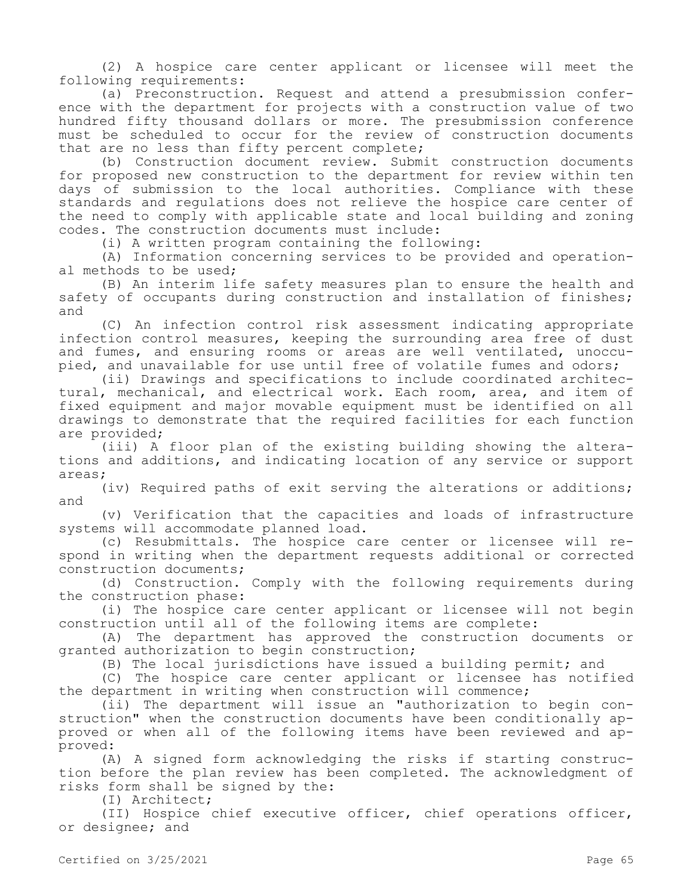(2) A hospice care center applicant or licensee will meet the following requirements:

(a) Preconstruction. Request and attend a presubmission conference with the department for projects with a construction value of two hundred fifty thousand dollars or more. The presubmission conference must be scheduled to occur for the review of construction documents that are no less than fifty percent complete;

(b) Construction document review. Submit construction documents for proposed new construction to the department for review within ten days of submission to the local authorities. Compliance with these standards and regulations does not relieve the hospice care center of the need to comply with applicable state and local building and zoning codes. The construction documents must include:

(i) A written program containing the following:

(A) Information concerning services to be provided and operational methods to be used;

(B) An interim life safety measures plan to ensure the health and safety of occupants during construction and installation of finishes; and

(C) An infection control risk assessment indicating appropriate infection control measures, keeping the surrounding area free of dust and fumes, and ensuring rooms or areas are well ventilated, unoccupied, and unavailable for use until free of volatile fumes and odors;

(ii) Drawings and specifications to include coordinated architectural, mechanical, and electrical work. Each room, area, and item of fixed equipment and major movable equipment must be identified on all drawings to demonstrate that the required facilities for each function are provided;

(iii) A floor plan of the existing building showing the alterations and additions, and indicating location of any service or support areas;

(iv) Required paths of exit serving the alterations or additions; and

(v) Verification that the capacities and loads of infrastructure systems will accommodate planned load.

(c) Resubmittals. The hospice care center or licensee will respond in writing when the department requests additional or corrected construction documents;

(d) Construction. Comply with the following requirements during the construction phase:

(i) The hospice care center applicant or licensee will not begin construction until all of the following items are complete:

(A) The department has approved the construction documents or granted authorization to begin construction;

(B) The local jurisdictions have issued a building permit; and

(C) The hospice care center applicant or licensee has notified the department in writing when construction will commence;

(ii) The department will issue an "authorization to begin construction" when the construction documents have been conditionally approved or when all of the following items have been reviewed and approved:

(A) A signed form acknowledging the risks if starting construction before the plan review has been completed. The acknowledgment of risks form shall be signed by the:

(I) Architect;

(II) Hospice chief executive officer, chief operations officer, or designee; and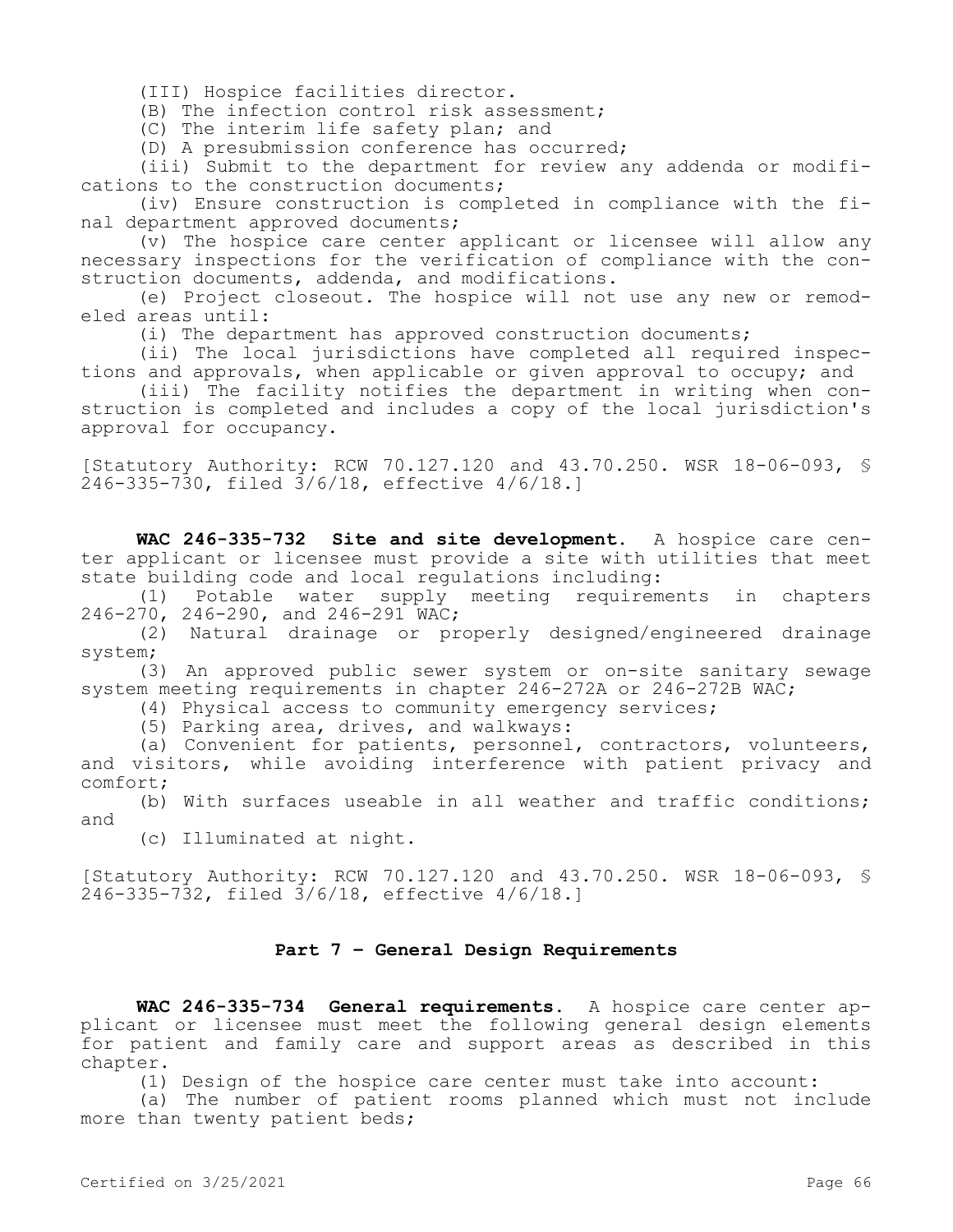(III) Hospice facilities director.

(B) The infection control risk assessment;

(C) The interim life safety plan; and

(D) A presubmission conference has occurred;

(iii) Submit to the department for review any addenda or modifications to the construction documents;

(iv) Ensure construction is completed in compliance with the final department approved documents;

(v) The hospice care center applicant or licensee will allow any necessary inspections for the verification of compliance with the construction documents, addenda, and modifications.

(e) Project closeout. The hospice will not use any new or remodeled areas until:

(i) The department has approved construction documents;

(ii) The local jurisdictions have completed all required inspections and approvals, when applicable or given approval to occupy; and

(iii) The facility notifies the department in writing when construction is completed and includes a copy of the local jurisdiction's approval for occupancy.

[Statutory Authority: RCW 70.127.120 and 43.70.250. WSR 18-06-093, § 246-335-730, filed 3/6/18, effective 4/6/18.]

**WAC 246-335-732 Site and site development.** A hospice care center applicant or licensee must provide a site with utilities that meet state building code and local regulations including:

(1) Potable water supply meeting requirements in chapters 246-270, 246-290, and 246-291 WAC;

(2) Natural drainage or properly designed/engineered drainage system;

(3) An approved public sewer system or on-site sanitary sewage system meeting requirements in chapter 246-272A or 246-272B WAC;

(4) Physical access to community emergency services;

(5) Parking area, drives, and walkways:

(a) Convenient for patients, personnel, contractors, volunteers, and visitors, while avoiding interference with patient privacy and comfort;

(b) With surfaces useable in all weather and traffic conditions; and

(c) Illuminated at night.

[Statutory Authority: RCW 70.127.120 and 43.70.250. WSR 18-06-093, § 246-335-732, filed 3/6/18, effective 4/6/18.]

## Part 7 – General Design Requirements

**WAC 246-335-734 General requirements.** A hospice care center applicant or licensee must meet the following general design elements for patient and family care and support areas as described in this chapter.

(1) Design of the hospice care center must take into account:

(a) The number of patient rooms planned which must not include more than twenty patient beds;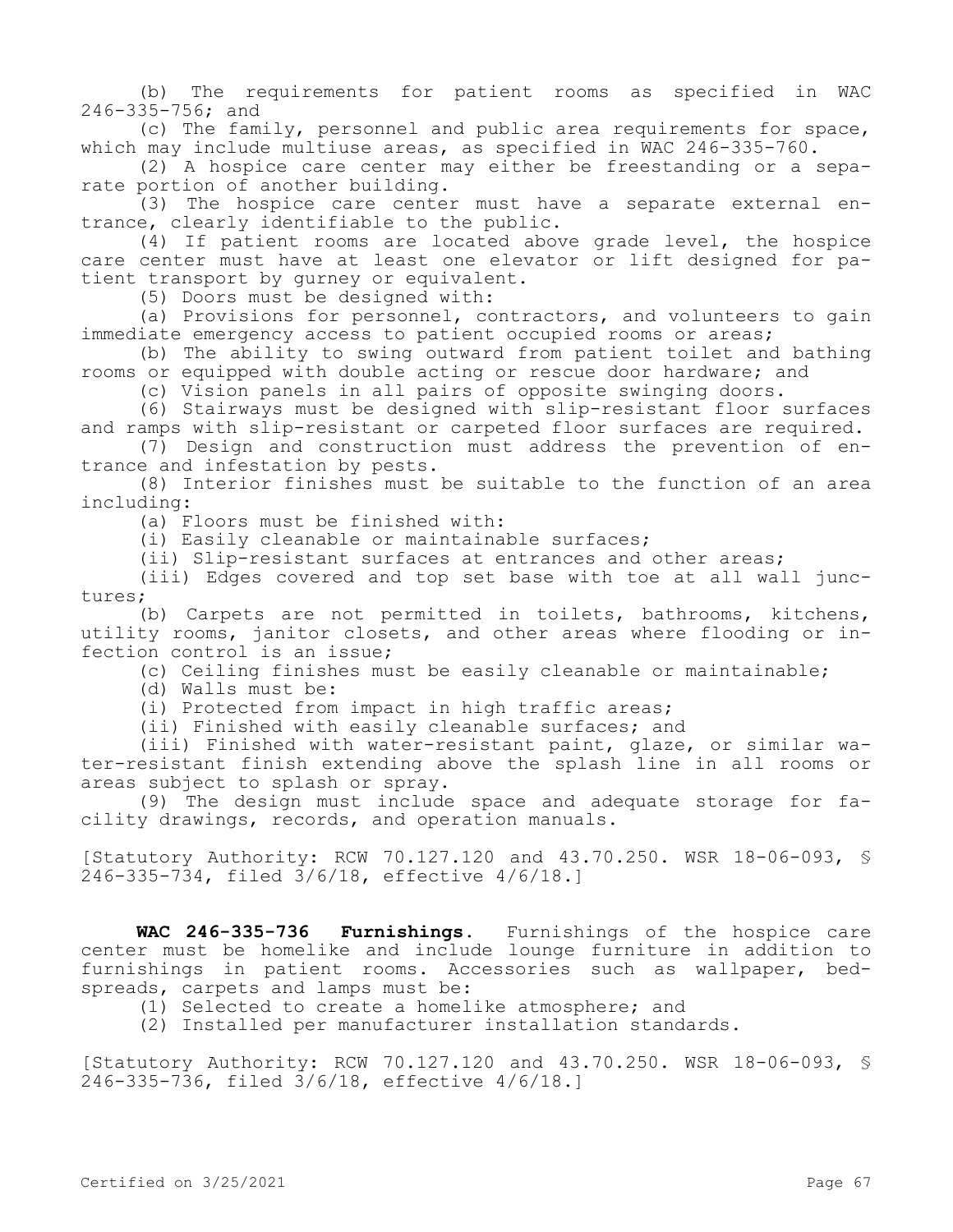(b) The requirements for patient rooms as specified in WAC 246-335-756; and

(c) The family, personnel and public area requirements for space, which may include multiuse areas, as specified in WAC 246-335-760.

(2) A hospice care center may either be freestanding or a separate portion of another building.

(3) The hospice care center must have a separate external entrance, clearly identifiable to the public.

(4) If patient rooms are located above grade level, the hospice care center must have at least one elevator or lift designed for patient transport by gurney or equivalent.

(5) Doors must be designed with:

(a) Provisions for personnel, contractors, and volunteers to gain immediate emergency access to patient occupied rooms or areas;

(b) The ability to swing outward from patient toilet and bathing rooms or equipped with double acting or rescue door hardware; and

(c) Vision panels in all pairs of opposite swinging doors.

(6) Stairways must be designed with slip-resistant floor surfaces and ramps with slip-resistant or carpeted floor surfaces are required.

(7) Design and construction must address the prevention of entrance and infestation by pests.

(8) Interior finishes must be suitable to the function of an area including:

(a) Floors must be finished with:

(i) Easily cleanable or maintainable surfaces;

(ii) Slip-resistant surfaces at entrances and other areas;

(iii) Edges covered and top set base with toe at all wall junctures;

(b) Carpets are not permitted in toilets, bathrooms, kitchens, utility rooms, janitor closets, and other areas where flooding or infection control is an issue;

(c) Ceiling finishes must be easily cleanable or maintainable;

(d) Walls must be:

(i) Protected from impact in high traffic areas;

(ii) Finished with easily cleanable surfaces; and

(iii) Finished with water-resistant paint, glaze, or similar water-resistant finish extending above the splash line in all rooms or areas subject to splash or spray.

(9) The design must include space and adequate storage for facility drawings, records, and operation manuals.

[Statutory Authority: RCW 70.127.120 and 43.70.250. WSR 18-06-093, § 246-335-734, filed 3/6/18, effective 4/6/18.]

**WAC 246-335-736 Furnishings.** Furnishings of the hospice care center must be homelike and include lounge furniture in addition to furnishings in patient rooms. Accessories such as wallpaper, bedspreads, carpets and lamps must be:

(1) Selected to create a homelike atmosphere; and

(2) Installed per manufacturer installation standards.

[Statutory Authority: RCW 70.127.120 and 43.70.250. WSR 18-06-093, § 246-335-736, filed 3/6/18, effective 4/6/18.]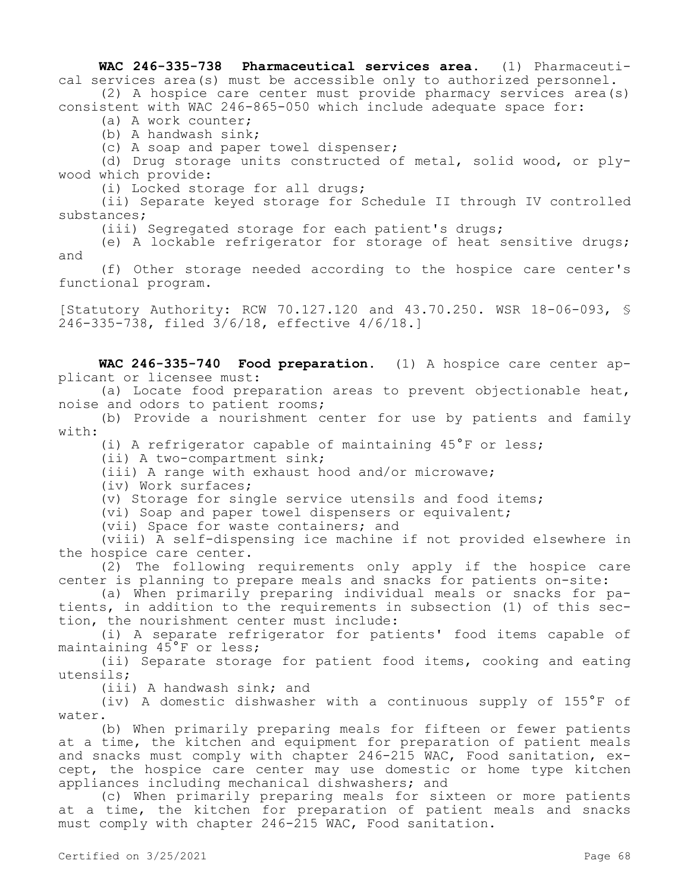**WAC 246-335-738 Pharmaceutical services area.** (1) Pharmaceutical services area(s) must be accessible only to authorized personnel.

(2) A hospice care center must provide pharmacy services area(s) consistent with WAC 246-865-050 which include adequate space for:

(a) A work counter;

(b) A handwash sink;

(c) A soap and paper towel dispenser;

(d) Drug storage units constructed of metal, solid wood, or plywood which provide:

(i) Locked storage for all drugs;

(ii) Separate keyed storage for Schedule II through IV controlled substances;

(iii) Segregated storage for each patient's drugs;

(e) A lockable refrigerator for storage of heat sensitive drugs; and

(f) Other storage needed according to the hospice care center's functional program.

[Statutory Authority: RCW 70.127.120 and 43.70.250. WSR 18-06-093, § 246-335-738, filed 3/6/18, effective 4/6/18.]

**WAC 246-335-740 Food preparation.** (1) A hospice care center applicant or licensee must:

(a) Locate food preparation areas to prevent objectionable heat, noise and odors to patient rooms;

(b) Provide a nourishment center for use by patients and family with:

(i) A refrigerator capable of maintaining 45°F or less;

(ii) A two-compartment sink;

(iii) A range with exhaust hood and/or microwave;

(iv) Work surfaces;

(v) Storage for single service utensils and food items;

(vi) Soap and paper towel dispensers or equivalent;

(vii) Space for waste containers; and

(viii) A self-dispensing ice machine if not provided elsewhere in the hospice care center.

(2) The following requirements only apply if the hospice care center is planning to prepare meals and snacks for patients on-site:

(a) When primarily preparing individual meals or snacks for patients, in addition to the requirements in subsection (1) of this section, the nourishment center must include:

(i) A separate refrigerator for patients' food items capable of maintaining 45°F or less;

(ii) Separate storage for patient food items, cooking and eating utensils;

(iii) A handwash sink; and

(iv) A domestic dishwasher with a continuous supply of 155°F of water.

(b) When primarily preparing meals for fifteen or fewer patients at a time, the kitchen and equipment for preparation of patient meals and snacks must comply with chapter 246-215 WAC, Food sanitation, except, the hospice care center may use domestic or home type kitchen appliances including mechanical dishwashers; and

(c) When primarily preparing meals for sixteen or more patients at a time, the kitchen for preparation of patient meals and snacks must comply with chapter 246-215 WAC, Food sanitation.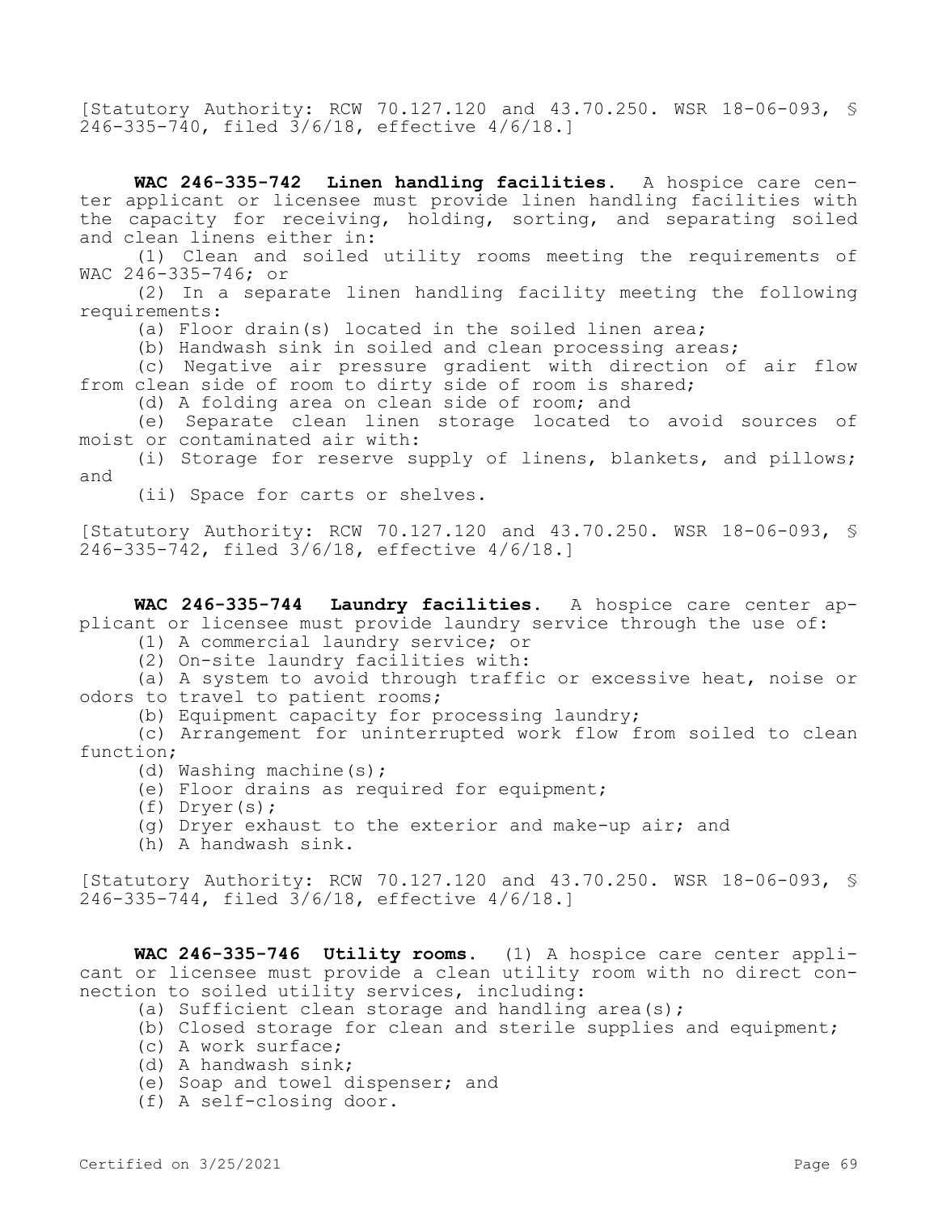[Statutory Authority: RCW 70.127.120 and 43.70.250. WSR 18-06-093, § 246-335-740, filed 3/6/18, effective 4/6/18.]

**WAC 246-335-742 Linen handling facilities.** A hospice care center applicant or licensee must provide linen handling facilities with the capacity for receiving, holding, sorting, and separating soiled and clean linens either in:

(1) Clean and soiled utility rooms meeting the requirements of WAC 246-335-746; or

(2) In a separate linen handling facility meeting the following requirements:

(a) Floor drain(s) located in the soiled linen area;

(b) Handwash sink in soiled and clean processing areas;

(c) Negative air pressure gradient with direction of air flow from clean side of room to dirty side of room is shared;

(d) A folding area on clean side of room; and

(e) Separate clean linen storage located to avoid sources of moist or contaminated air with:

(i) Storage for reserve supply of linens, blankets, and pillows; and

(ii) Space for carts or shelves.

[Statutory Authority: RCW 70.127.120 and 43.70.250. WSR 18-06-093, § 246-335-742, filed 3/6/18, effective 4/6/18.]

**WAC 246-335-744 Laundry facilities.** A hospice care center applicant or licensee must provide laundry service through the use of:

(1) A commercial laundry service; or

(2) On-site laundry facilities with:

(a) A system to avoid through traffic or excessive heat, noise or odors to travel to patient rooms;

(b) Equipment capacity for processing laundry;

(c) Arrangement for uninterrupted work flow from soiled to clean function;

(d) Washing machine(s);

(e) Floor drains as required for equipment;

(f) Dryer(s);

(g) Dryer exhaust to the exterior and make-up air; and

(h) A handwash sink.

[Statutory Authority: RCW 70.127.120 and 43.70.250. WSR 18-06-093, § 246-335-744, filed 3/6/18, effective 4/6/18.]

**WAC 246-335-746 Utility rooms.** (1) A hospice care center applicant or licensee must provide a clean utility room with no direct connection to soiled utility services, including:

(a) Sufficient clean storage and handling area(s);

(b) Closed storage for clean and sterile supplies and equipment;

(c) A work surface;

(d) A handwash sink;

(e) Soap and towel dispenser; and

(f) A self-closing door.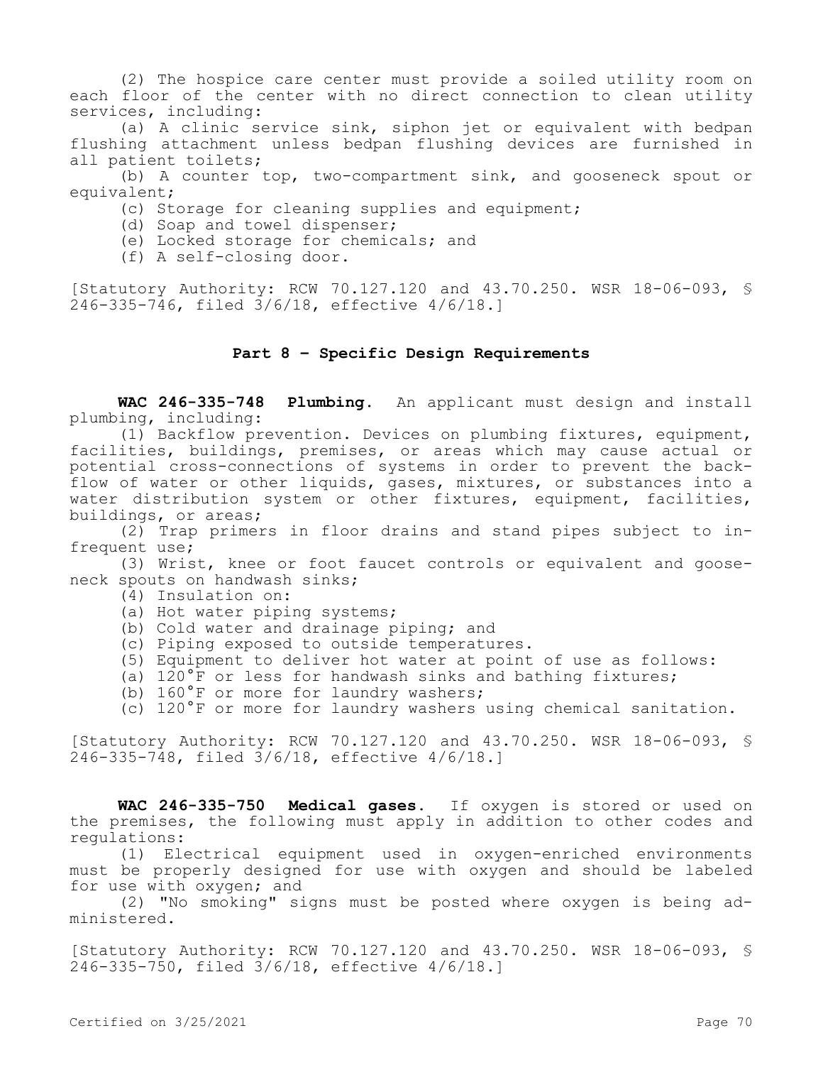(2) The hospice care center must provide a soiled utility room on each floor of the center with no direct connection to clean utility services, including:

(a) A clinic service sink, siphon jet or equivalent with bedpan flushing attachment unless bedpan flushing devices are furnished in all patient toilets;

(b) A counter top, two-compartment sink, and gooseneck spout or equivalent;

(c) Storage for cleaning supplies and equipment;

(d) Soap and towel dispenser;

(e) Locked storage for chemicals; and

(f) A self-closing door.

[Statutory Authority: RCW 70.127.120 and 43.70.250. WSR 18-06-093, § 246-335-746, filed 3/6/18, effective 4/6/18.]

## Part 8 – Specific Design Requirements

**WAC 246-335-748 Plumbing.** An applicant must design and install plumbing, including:

(1) Backflow prevention. Devices on plumbing fixtures, equipment, facilities, buildings, premises, or areas which may cause actual or potential cross-connections of systems in order to prevent the back-flow of water or other liquids, gases, mixtures, or substances into a water distribution system or other fixtures, equipment, facilities, buildings, or areas;

(2) Trap primers in floor drains and stand pipes subject to infrequent use;

(3) Wrist, knee or foot faucet controls or equivalent and gooseneck spouts on handwash sinks;

(4) Insulation on:

(a) Hot water piping systems;

(b) Cold water and drainage piping; and

(c) Piping exposed to outside temperatures.

(5) Equipment to deliver hot water at point of use as follows:

(a) 120°F or less for handwash sinks and bathing fixtures;

(b) 160°F or more for laundry washers;

(c) 120°F or more for laundry washers using chemical sanitation.

[Statutory Authority: RCW 70.127.120 and 43.70.250. WSR 18-06-093, § 246-335-748, filed 3/6/18, effective 4/6/18.]

**WAC 246-335-750 Medical gases.** If oxygen is stored or used on the premises, the following must apply in addition to other codes and regulations:

(1) Electrical equipment used in oxygen-enriched environments must be properly designed for use with oxygen and should be labeled for use with oxygen; and

(2) "No smoking" signs must be posted where oxygen is being administered.

[Statutory Authority: RCW 70.127.120 and 43.70.250. WSR 18-06-093, § 246-335-750, filed 3/6/18, effective 4/6/18.]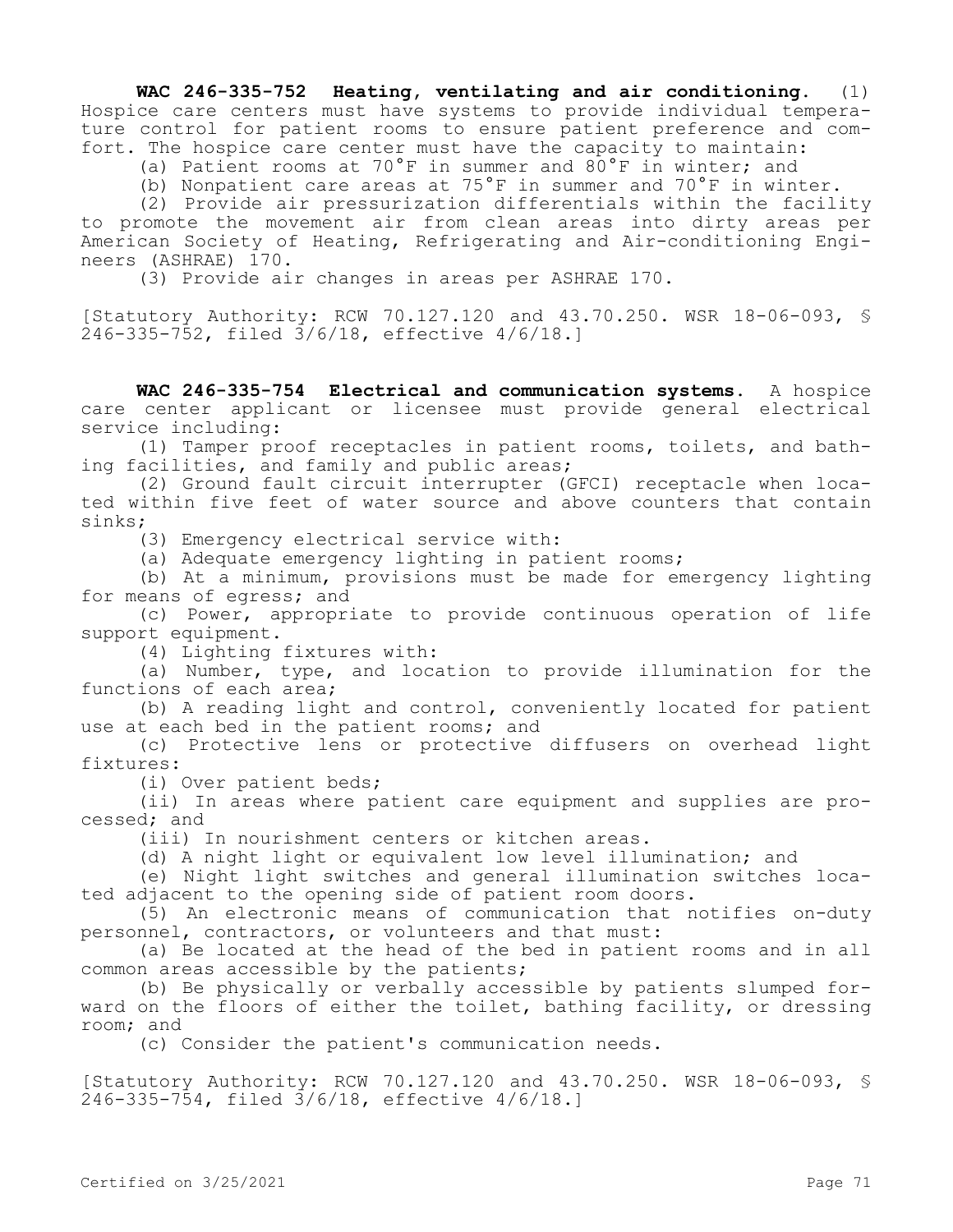**WAC 246-335-752 Heating, ventilating and air conditioning.** (1) Hospice care centers must have systems to provide individual temperature control for patient rooms to ensure patient preference and comfort. The hospice care center must have the capacity to maintain:

(a) Patient rooms at 70°F in summer and 80°F in winter; and

(b) Nonpatient care areas at 75°F in summer and 70°F in winter.

(2) Provide air pressurization differentials within the facility to promote the movement air from clean areas into dirty areas per American Society of Heating, Refrigerating and Air-conditioning Engineers (ASHRAE) 170.

(3) Provide air changes in areas per ASHRAE 170.

[Statutory Authority: RCW 70.127.120 and 43.70.250. WSR 18-06-093, § 246-335-752, filed 3/6/18, effective 4/6/18.]

**WAC 246-335-754 Electrical and communication systems.** A hospice care center applicant or licensee must provide general electrical service including:

(1) Tamper proof receptacles in patient rooms, toilets, and bathing facilities, and family and public areas;

(2) Ground fault circuit interrupter (GFCI) receptacle when located within five feet of water source and above counters that contain sinks;

(3) Emergency electrical service with:

(a) Adequate emergency lighting in patient rooms;

(b) At a minimum, provisions must be made for emergency lighting for means of egress; and

(c) Power, appropriate to provide continuous operation of life support equipment.

(4) Lighting fixtures with:

(a) Number, type, and location to provide illumination for the functions of each area;

(b) A reading light and control, conveniently located for patient use at each bed in the patient rooms; and

(c) Protective lens or protective diffusers on overhead light fixtures:

(i) Over patient beds;

(ii) In areas where patient care equipment and supplies are processed; and

(iii) In nourishment centers or kitchen areas.

(d) A night light or equivalent low level illumination; and

(e) Night light switches and general illumination switches located adjacent to the opening side of patient room doors.

(5) An electronic means of communication that notifies on-duty personnel, contractors, or volunteers and that must:

(a) Be located at the head of the bed in patient rooms and in all common areas accessible by the patients;

(b) Be physically or verbally accessible by patients slumped forward on the floors of either the toilet, bathing facility, or dressing room; and

(c) Consider the patient's communication needs.

[Statutory Authority: RCW 70.127.120 and 43.70.250. WSR 18-06-093, § 246-335-754, filed 3/6/18, effective 4/6/18.]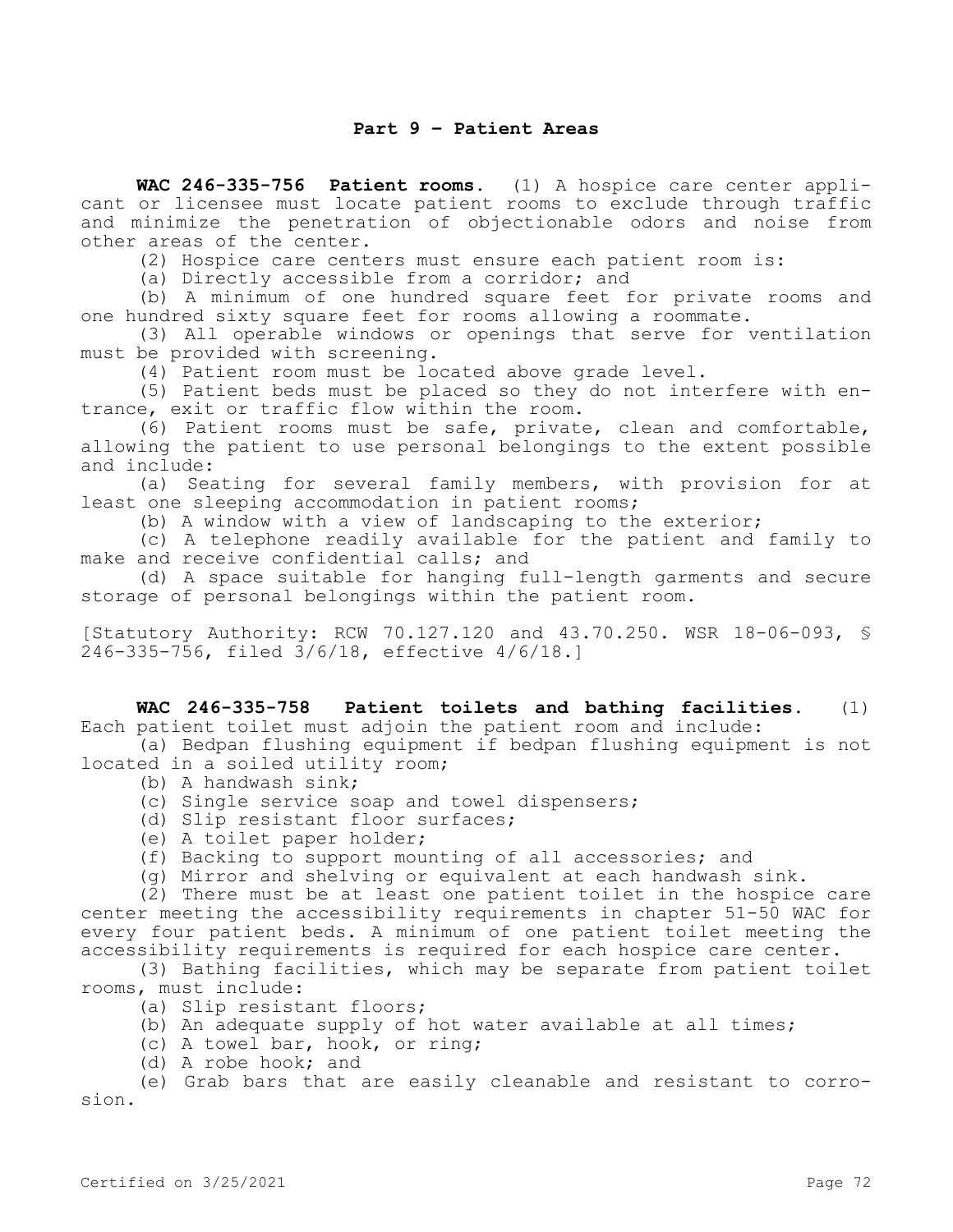## Part 9 - Patient Areas

**WAC 246-335-756 Patient rooms.** (1) A hospice care center applicant or licensee must locate patient rooms to exclude through traffic and minimize the penetration of objectionable odors and noise from other areas of the center.

(2) Hospice care centers must ensure each patient room is:

(a) Directly accessible from a corridor; and

(b) A minimum of one hundred square feet for private rooms and one hundred sixty square feet for rooms allowing a roommate.

(3) All operable windows or openings that serve for ventilation must be provided with screening.

(4) Patient room must be located above grade level.

(5) Patient beds must be placed so they do not interfere with entrance, exit or traffic flow within the room.

(6) Patient rooms must be safe, private, clean and comfortable, allowing the patient to use personal belongings to the extent possible and include:

(a) Seating for several family members, with provision for at least one sleeping accommodation in patient rooms;

(b) A window with a view of landscaping to the exterior;

(c) A telephone readily available for the patient and family to make and receive confidential calls; and

(d) A space suitable for hanging full-length garments and secure storage of personal belongings within the patient room.

[Statutory Authority: RCW 70.127.120 and 43.70.250. WSR 18-06-093, § 246-335-756, filed 3/6/18, effective 4/6/18.]

**WAC 246-335-758 Patient toilets and bathing facilities.** (1) Each patient toilet must adjoin the patient room and include:

(a) Bedpan flushing equipment if bedpan flushing equipment is not located in a soiled utility room;

(b) A handwash sink;

(c) Single service soap and towel dispensers;

(d) Slip resistant floor surfaces;

(e) A toilet paper holder;

(f) Backing to support mounting of all accessories; and

(g) Mirror and shelving or equivalent at each handwash sink.

(2) There must be at least one patient toilet in the hospice care center meeting the accessibility requirements in chapter 51-50 WAC for every four patient beds. A minimum of one patient toilet meeting the accessibility requirements is required for each hospice care center.

(3) Bathing facilities, which may be separate from patient toilet rooms, must include:

(a) Slip resistant floors;

(b) An adequate supply of hot water available at all times;

(c) A towel bar, hook, or ring;

(d) A robe hook; and

(e) Grab bars that are easily cleanable and resistant to corrosion.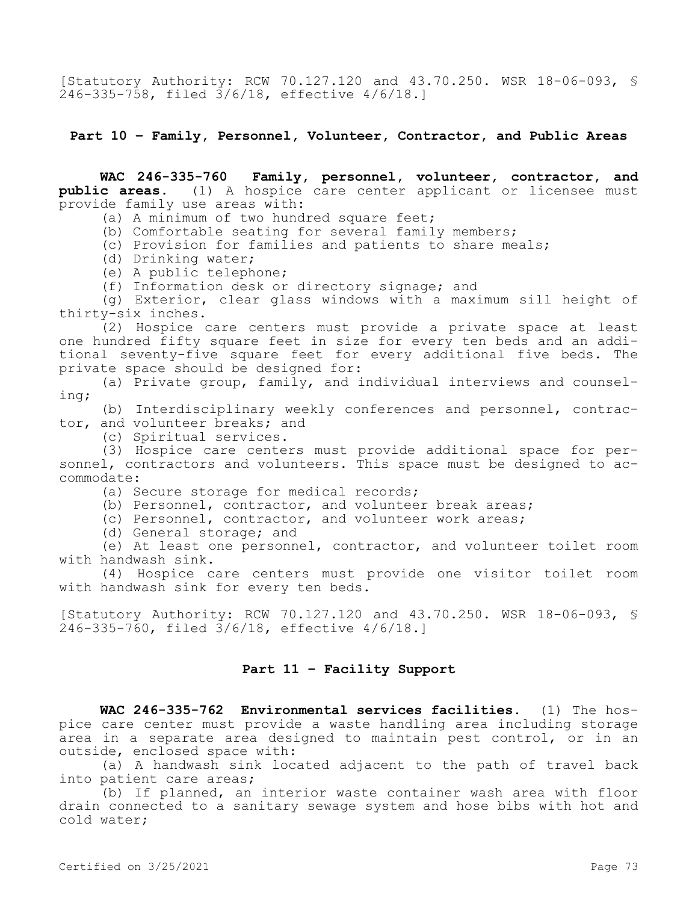[Statutory Authority: RCW 70.127.120 and 43.70.250. WSR 18-06-093, § 246-335-758, filed 3/6/18, effective 4/6/18.]

## Part 10 - Family, Personnel, Volunteer, Contractor, and Public Areas

**WAC 246-335-760 Family, personnel, volunteer, contractor, and public areas.** (1) A hospice care center applicant or licensee must provide family use areas with:

(a) A minimum of two hundred square feet;

(b) Comfortable seating for several family members;

(c) Provision for families and patients to share meals;

(d) Drinking water;

(e) A public telephone;

(f) Information desk or directory signage; and

(g) Exterior, clear glass windows with a maximum sill height of thirty-six inches.

(2) Hospice care centers must provide a private space at least one hundred fifty square feet in size for every ten beds and an additional seventy-five square feet for every additional five beds. The private space should be designed for:

(a) Private group, family, and individual interviews and counseling;

(b) Interdisciplinary weekly conferences and personnel, contractor, and volunteer breaks; and

(c) Spiritual services.

(3) Hospice care centers must provide additional space for personnel, contractors and volunteers. This space must be designed to accommodate:

(a) Secure storage for medical records;

(b) Personnel, contractor, and volunteer break areas;

(c) Personnel, contractor, and volunteer work areas;

(d) General storage; and

(e) At least one personnel, contractor, and volunteer toilet room with handwash sink.

(4) Hospice care centers must provide one visitor toilet room with handwash sink for every ten beds.

[Statutory Authority: RCW 70.127.120 and 43.70.250. WSR 18-06-093, § 246-335-760, filed 3/6/18, effective 4/6/18.]

## Part 11 - Facility Support

**WAC 246-335-762 Environmental services facilities.** (1) The hospice care center must provide a waste handling area including storage area in a separate area designed to maintain pest control, or in an outside, enclosed space with:

(a) A handwash sink located adjacent to the path of travel back into patient care areas;

(b) If planned, an interior waste container wash area with floor drain connected to a sanitary sewage system and hose bibs with hot and cold water;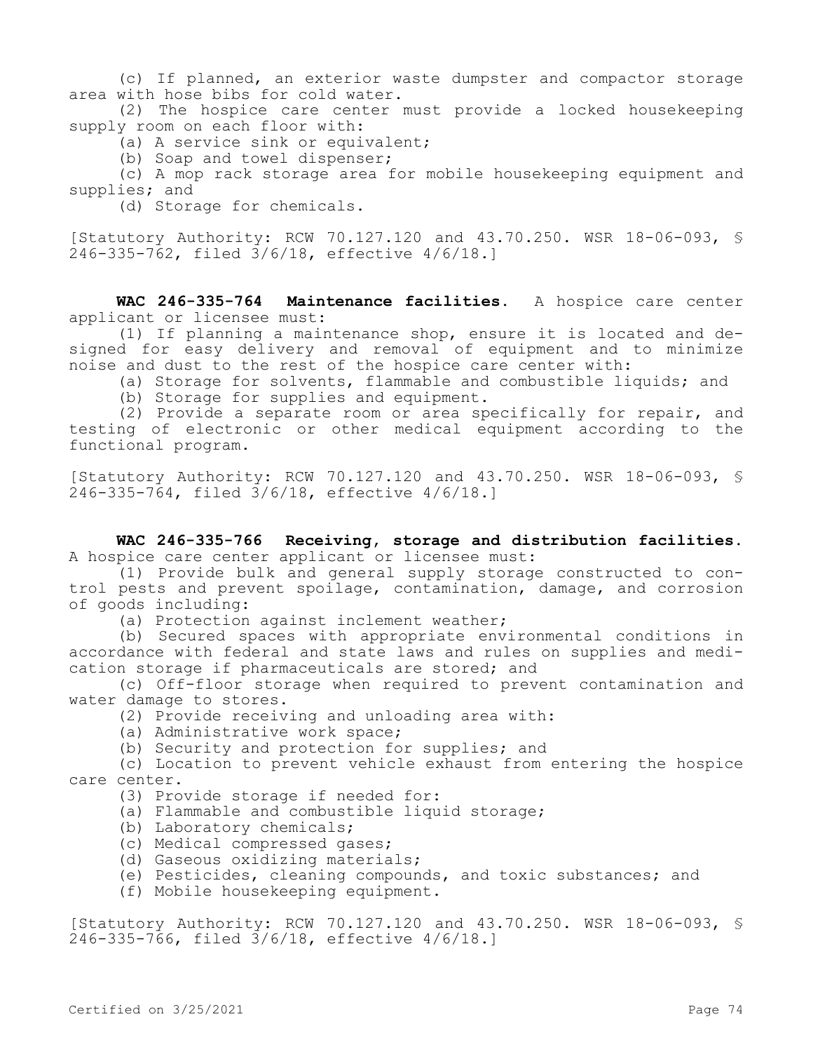(c) If planned, an exterior waste dumpster and compactor storage area with hose bibs for cold water.

(2) The hospice care center must provide a locked housekeeping supply room on each floor with:

(a) A service sink or equivalent;

(b) Soap and towel dispenser;

(c) A mop rack storage area for mobile housekeeping equipment and supplies; and

(d) Storage for chemicals.

[Statutory Authority: RCW 70.127.120 and 43.70.250. WSR 18-06-093, § 246-335-762, filed 3/6/18, effective 4/6/18.]

**WAC 246-335-764 Maintenance facilities.** A hospice care center applicant or licensee must:

(1) If planning a maintenance shop, ensure it is located and designed for easy delivery and removal of equipment and to minimize noise and dust to the rest of the hospice care center with:

(a) Storage for solvents, flammable and combustible liquids; and

(b) Storage for supplies and equipment.

(2) Provide a separate room or area specifically for repair, and testing of electronic or other medical equipment according to the functional program.

[Statutory Authority: RCW 70.127.120 and 43.70.250. WSR 18-06-093, § 246-335-764, filed 3/6/18, effective 4/6/18.]

**WAC 246-335-766 Receiving, storage and distribution facilities.** A hospice care center applicant or licensee must:

(1) Provide bulk and general supply storage constructed to control pests and prevent spoilage, contamination, damage, and corrosion of goods including:

(a) Protection against inclement weather;

(b) Secured spaces with appropriate environmental conditions in accordance with federal and state laws and rules on supplies and medication storage if pharmaceuticals are stored; and

(c) Off-floor storage when required to prevent contamination and water damage to stores.

(2) Provide receiving and unloading area with:

(a) Administrative work space;

(b) Security and protection for supplies; and

(c) Location to prevent vehicle exhaust from entering the hospice care center.

(3) Provide storage if needed for:

(a) Flammable and combustible liquid storage;

(b) Laboratory chemicals;

(c) Medical compressed gases;

(d) Gaseous oxidizing materials;

(e) Pesticides, cleaning compounds, and toxic substances; and

(f) Mobile housekeeping equipment.

[Statutory Authority: RCW 70.127.120 and 43.70.250. WSR 18-06-093, § 246-335-766, filed 3/6/18, effective 4/6/18.]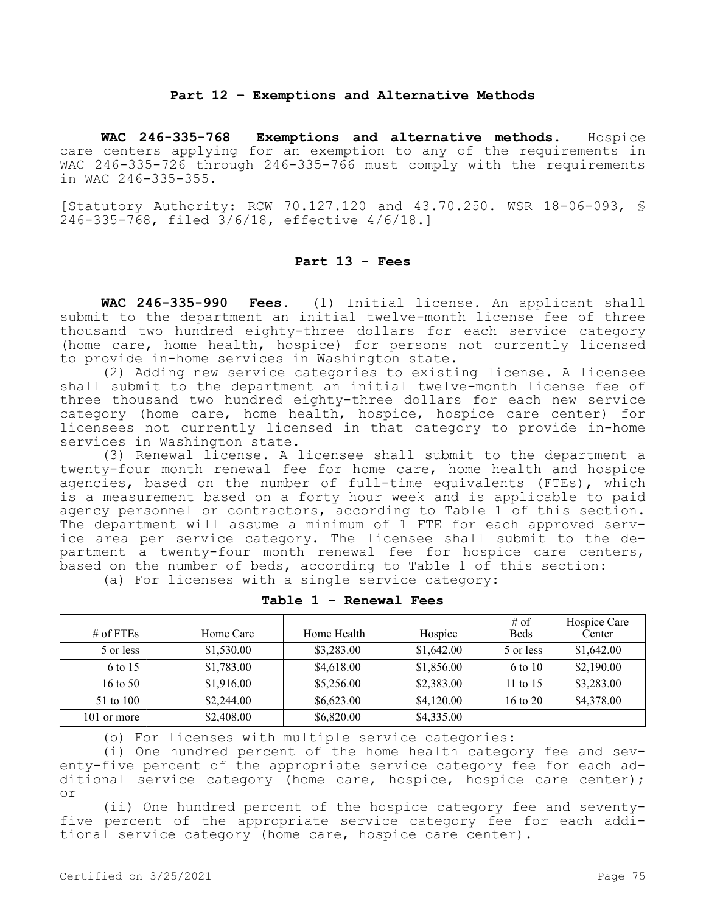## Part 12 – Exemptions and Alternative Methods

**WAC 246-335-768 Exemptions and alternative methods.** Hospice care centers applying for an exemption to any of the requirements in WAC 246-335-726 through 246-335-766 must comply with the requirements in WAC 246-335-355.

[Statutory Authority: RCW 70.127.120 and 43.70.250. WSR 18-06-093, § 246-335-768, filed 3/6/18, effective 4/6/18.]

## Part 13 - Fees

**WAC 246-335-990 Fees.** (1) Initial license. An applicant shall submit to the department an initial twelve-month license fee of three thousand two hundred eighty-three dollars for each service category (home care, home health, hospice) for persons not currently licensed to provide in-home services in Washington state.

(2) Adding new service categories to existing license. A licensee shall submit to the department an initial twelve-month license fee of three thousand two hundred eighty-three dollars for each new service category (home care, home health, hospice, hospice care center) for licensees not currently licensed in that category to provide in-home services in Washington state.

(3) Renewal license. A licensee shall submit to the department a twenty-four month renewal fee for home care, home health and hospice agencies, based on the number of full-time equivalents (FTEs), which is a measurement based on a forty hour week and is applicable to paid agency personnel or contractors, according to Table 1 of this section. The department will assume a minimum of 1 FTE for each approved service area per service category. The licensee shall submit to the department a twenty-four month renewal fee for hospice care centers, based on the number of beds, according to Table 1 of this section:

(a) For licenses with a single service category:

**Table 1 - Renewal Fees**

| # of FTEs | Home Care | Home Health | Hospice | # of Beds | Hospice Care Center |
|---|---|---|---|---|---|
| 5 or less | $1,530.00 | $3,283.00 | $1,642.00 | 5 or less | $1,642.00 |
| 6 to 15 | $1,783.00 | $4,618.00 | $1,856.00 | 6 to 10 | $2,190.00 |
| 16 to 50 | $1,916.00 | $5,256.00 | $2,383.00 | 11 to 15 | $3,283.00 |
| 51 to 100 | $2,244.00 | $6,623.00 | $4,120.00 | 16 to 20 | $4,378.00 |
| 101 or more | $2,408.00 | $6,820.00 | $4,335.00 | | |

(b) For licenses with multiple service categories:

(i) One hundred percent of the home health category fee and seventy-five percent of the appropriate service category fee for each additional service category (home care, hospice, hospice care center); or

(ii) One hundred percent of the hospice category fee and seventy-five percent of the appropriate service category fee for each additional service category (home care, hospice care center).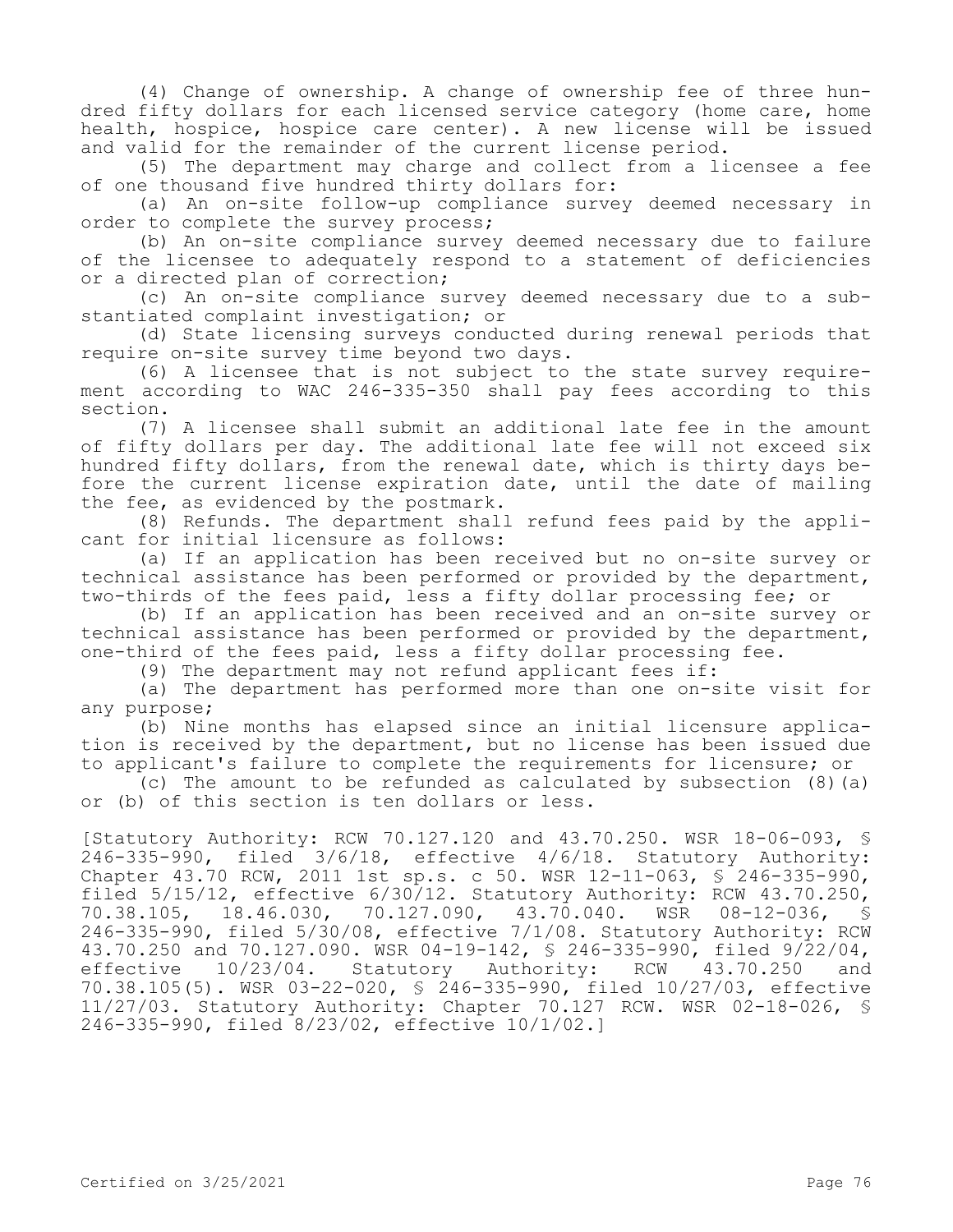(4) Change of ownership. A change of ownership fee of three hundred fifty dollars for each licensed service category (home care, home health, hospice, hospice care center). A new license will be issued and valid for the remainder of the current license period.

(5) The department may charge and collect from a licensee a fee of one thousand five hundred thirty dollars for:

(a) An on-site follow-up compliance survey deemed necessary in order to complete the survey process;

(b) An on-site compliance survey deemed necessary due to failure of the licensee to adequately respond to a statement of deficiencies or a directed plan of correction;

(c) An on-site compliance survey deemed necessary due to a substantiated complaint investigation; or

(d) State licensing surveys conducted during renewal periods that require on-site survey time beyond two days.

(6) A licensee that is not subject to the state survey requirement according to WAC 246-335-350 shall pay fees according to this section.

(7) A licensee shall submit an additional late fee in the amount of fifty dollars per day. The additional late fee will not exceed six hundred fifty dollars, from the renewal date, which is thirty days before the current license expiration date, until the date of mailing the fee, as evidenced by the postmark.

(8) Refunds. The department shall refund fees paid by the applicant for initial licensure as follows:

(a) If an application has been received but no on-site survey or technical assistance has been performed or provided by the department, two-thirds of the fees paid, less a fifty dollar processing fee; or

(b) If an application has been received and an on-site survey or technical assistance has been performed or provided by the department, one-third of the fees paid, less a fifty dollar processing fee.

(9) The department may not refund applicant fees if:

(a) The department has performed more than one on-site visit for any purpose;

(b) Nine months has elapsed since an initial licensure application is received by the department, but no license has been issued due to applicant's failure to complete the requirements for licensure; or

(c) The amount to be refunded as calculated by subsection (8)(a) or (b) of this section is ten dollars or less.

[Statutory Authority: RCW 70.127.120 and 43.70.250. WSR 18-06-093, § 246-335-990, filed 3/6/18, effective 4/6/18. Statutory Authority: Chapter 43.70 RCW, 2011 1st sp.s. c 50. WSR 12-11-063, § 246-335-990, filed 5/15/12, effective 6/30/12. Statutory Authority: RCW 43.70.250, 70.38.105, 18.46.030, 70.127.090, 43.70.040. WSR 08-12-036, § 246-335-990, filed 5/30/08, effective 7/1/08. Statutory Authority: RCW 43.70.250 and 70.127.090. WSR 04-19-142, § 246-335-990, filed 9/22/04, effective 10/23/04. Statutory Authority: RCW 43.70.250 and 70.38.105(5). WSR 03-22-020, § 246-335-990, filed 10/27/03, effective 11/27/03. Statutory Authority: Chapter 70.127 RCW. WSR 02-18-026, § 246-335-990, filed 8/23/02, effective 10/1/02.]